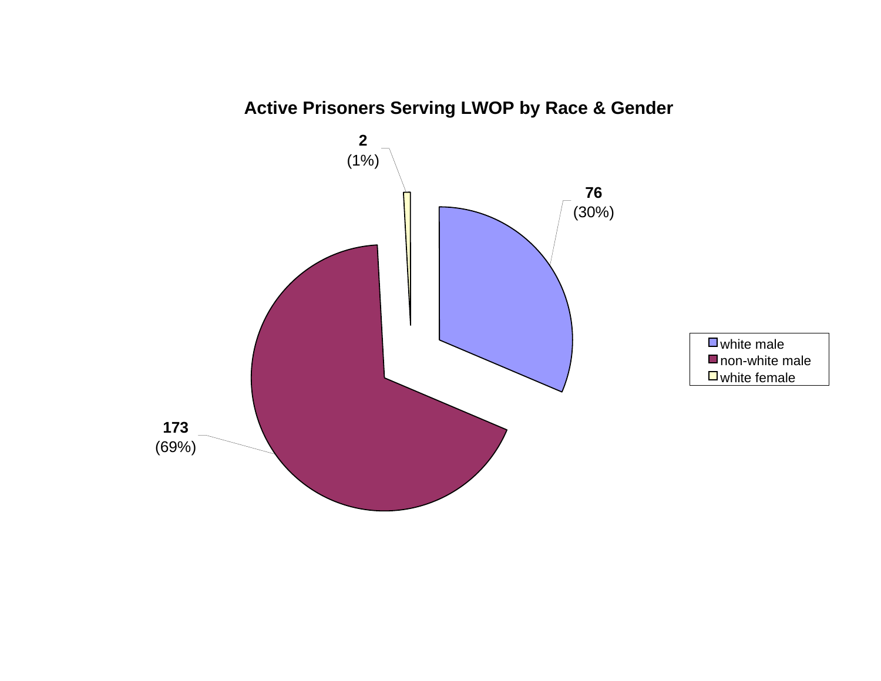# Active Prisoners Serving LWOP by Race & Gender

| Category | Count | Percent |
| --- | --- | --- |
| white male | 76 | (30%) |
| non-white male | 173 | (69%) |
| white female | 2 | (1%) |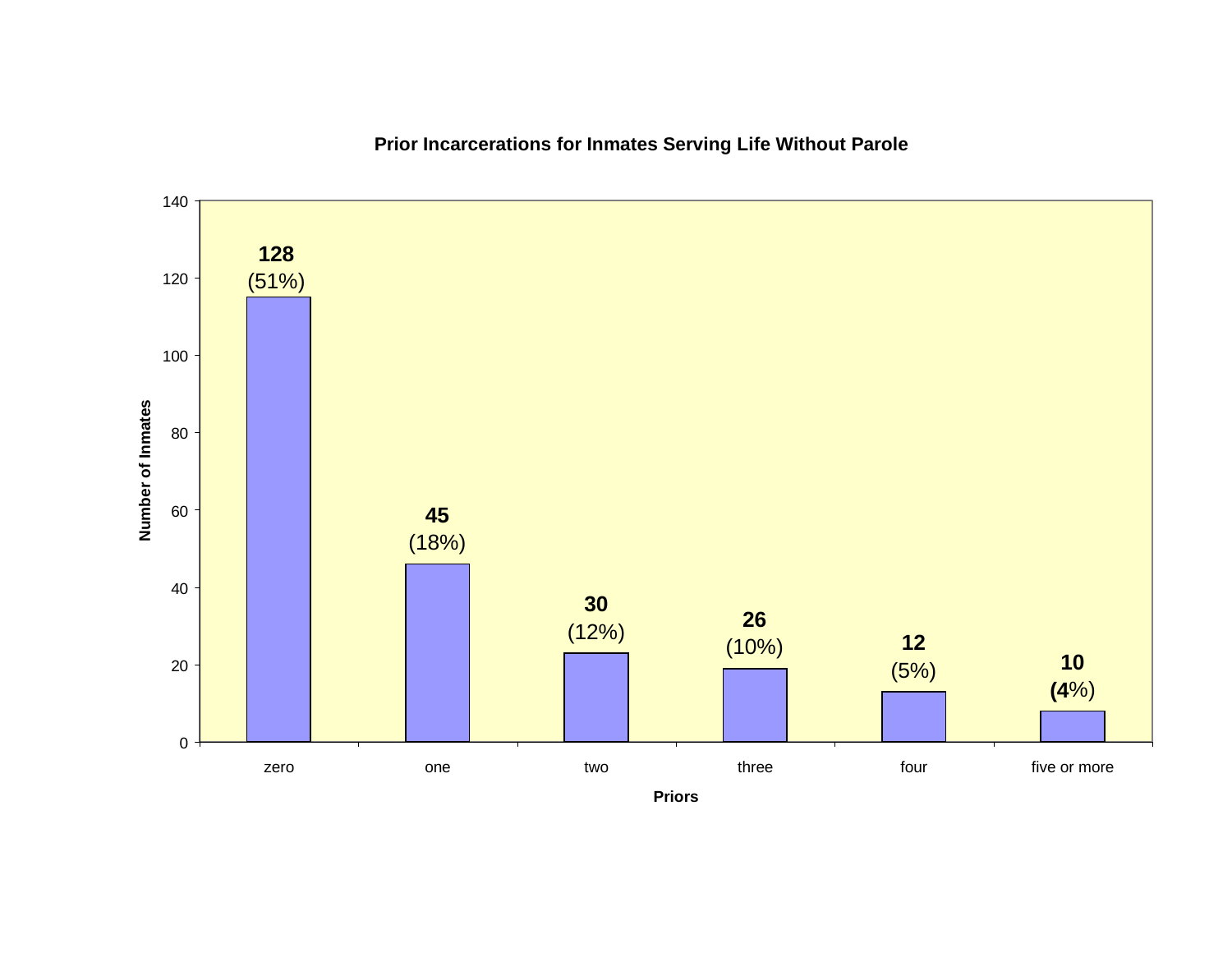**Prior Incarcerations for Inmates Serving Life Without Parole**

| Priors | Number of Inmates | Percent |
|---|---|---|
| zero | 128 | (51%) |
| one | 45 | (18%) |
| two | 30 | (12%) |
| three | 26 | (10%) |
| four | 12 | (5%) |
| five or more | 10 | (4%) |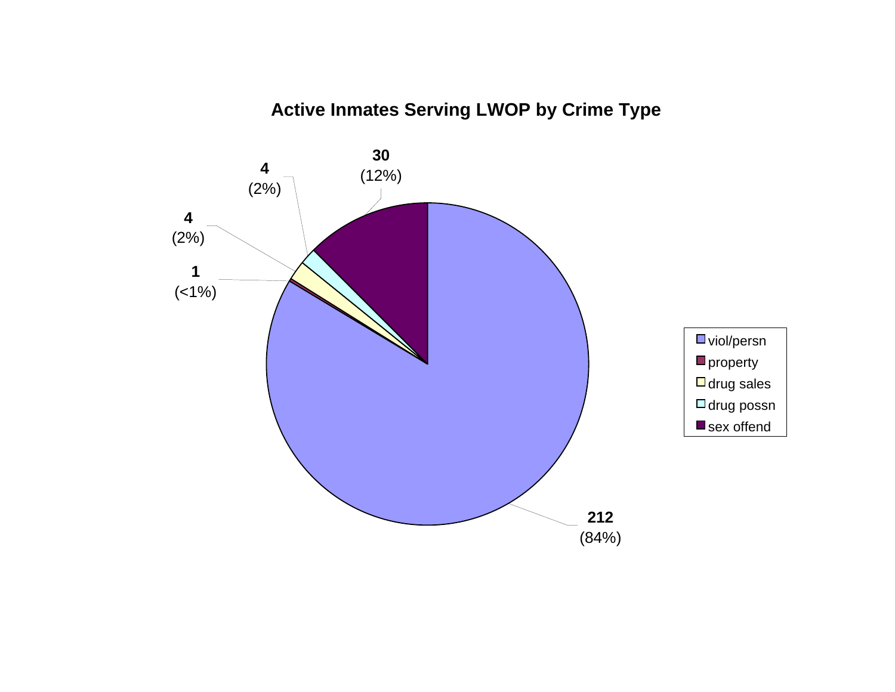## Active Inmates Serving LWOP by Crime Type

| Crime Type | Count | Percent |
|---|---|---|
| viol/persn | 212 | (84%) |
| property | 1 | (<1%) |
| drug sales | 4 | (2%) |
| drug possn | 4 | (2%) |
| sex offend | 30 | (12%) |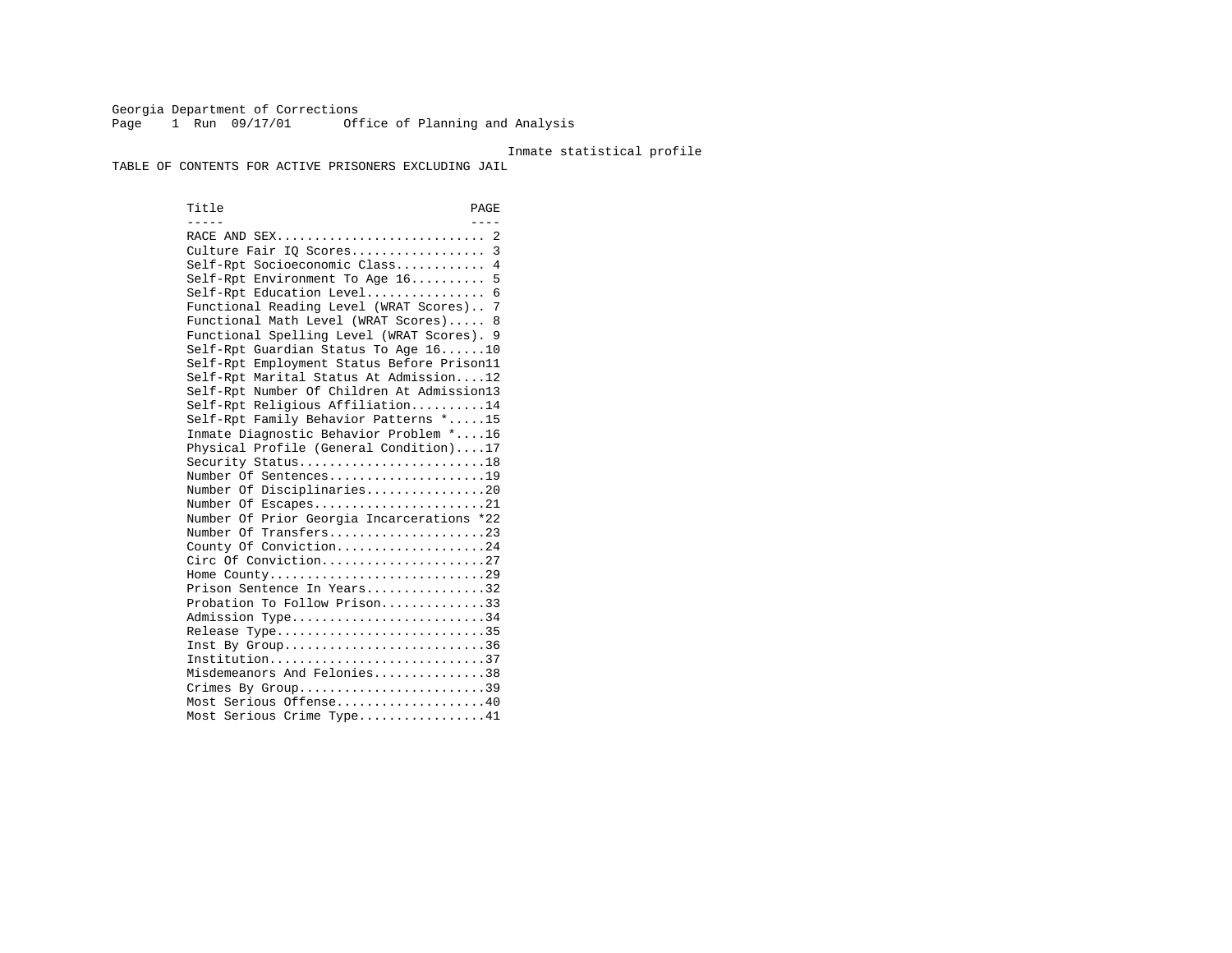Georgia Department of Corrections
Office of Planning and Analysis

Inmate statistical profile

# TABLE OF CONTENTS FOR ACTIVE PRISONERS EXCLUDING JAIL

| Title | PAGE |
|---|---|
| RACE AND SEX | 2 |
| Culture Fair IQ Scores | 3 |
| Self-Rpt Socioeconomic Class | 4 |
| Self-Rpt Environment To Age 16 | 5 |
| Self-Rpt Education Level | 6 |
| Functional Reading Level (WRAT Scores) | 7 |
| Functional Math Level (WRAT Scores) | 8 |
| Functional Spelling Level (WRAT Scores) | 9 |
| Self-Rpt Guardian Status To Age 16 | 10 |
| Self-Rpt Employment Status Before Prison | 11 |
| Self-Rpt Marital Status At Admission | 12 |
| Self-Rpt Number Of Children At Admission | 13 |
| Self-Rpt Religious Affiliation | 14 |
| Self-Rpt Family Behavior Patterns * | 15 |
| Inmate Diagnostic Behavior Problem * | 16 |
| Physical Profile (General Condition) | 17 |
| Security Status | 18 |
| Number Of Sentences | 19 |
| Number Of Disciplinaries | 20 |
| Number Of Escapes | 21 |
| Number Of Prior Georgia Incarcerations * | 22 |
| Number Of Transfers | 23 |
| County Of Conviction | 24 |
| Circ Of Conviction | 27 |
| Home County | 29 |
| Prison Sentence In Years | 32 |
| Probation To Follow Prison | 33 |
| Admission Type | 34 |
| Release Type | 35 |
| Inst By Group | 36 |
| Institution | 37 |
| Misdemeanors And Felonies | 38 |
| Crimes By Group | 39 |
| Most Serious Offense | 40 |
| Most Serious Crime Type | 41 |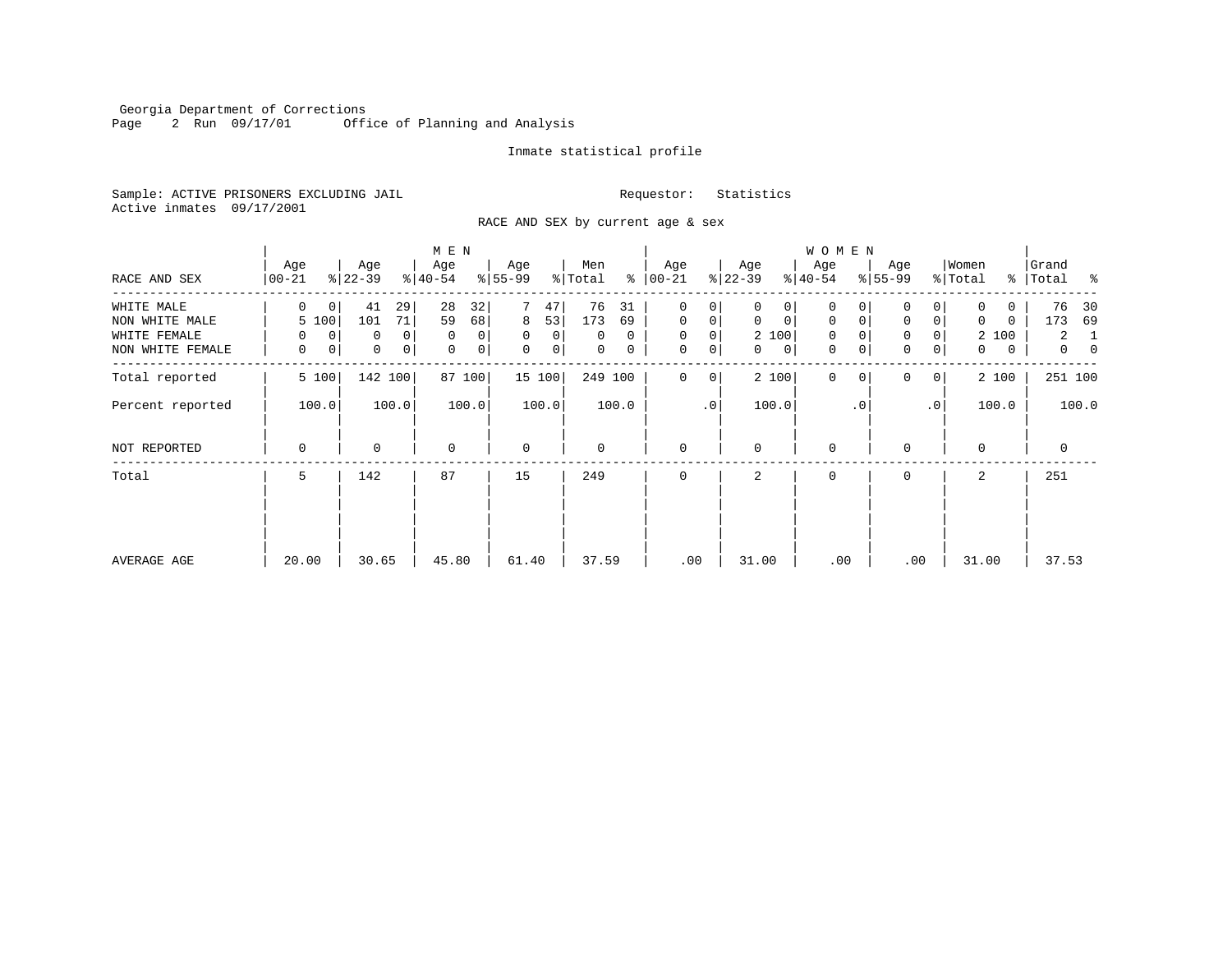Georgia Department of Corrections
Page 2 Run 09/17/01 Office of Planning and Analysis

Inmate statistical profile

Sample: ACTIVE PRISONERS EXCLUDING JAIL                Requestor: Statistics
Active inmates 09/17/2001

RACE AND SEX by current age & sex

| RACE AND SEX | MEN Age 00-21 | % | Age 22-39 | % | Age 40-54 | % | Age 55-99 | % | Men Total | % | WOMEN Age 00-21 | % | Age 22-39 | % | Age 40-54 | % | Age 55-99 | % | Women Total | % | Grand Total | % |
|---|---|---|---|---|---|---|---|---|---|---|---|---|---|---|---|---|---|---|---|---|---|---|
| WHITE MALE | 0 | 0 | 41 | 29 | 28 | 32 | 7 | 47 | 76 | 31 | 0 | 0 | 0 | 0 | 0 | 0 | 0 | 0 | 0 | 0 | 76 | 30 |
| NON WHITE MALE | 5 | 100 | 101 | 71 | 59 | 68 | 8 | 53 | 173 | 69 | 0 | 0 | 0 | 0 | 0 | 0 | 0 | 0 | 0 | 0 | 173 | 69 |
| WHITE FEMALE | 0 | 0 | 0 | 0 | 0 | 0 | 0 | 0 | 0 | 0 | 0 | 0 | 2 | 100 | 0 | 0 | 0 | 0 | 2 | 100 | 2 | 1 |
| NON WHITE FEMALE | 0 | 0 | 0 | 0 | 0 | 0 | 0 | 0 | 0 | 0 | 0 | 0 | 0 | 0 | 0 | 0 | 0 | 0 | 0 | 0 | 0 | 0 |
| Total reported | 5 | 100 | 142 | 100 | 87 | 100 | 15 | 100 | 249 | 100 | 0 | 0 | 2 | 100 | 0 | 0 | 0 | 0 | 2 | 100 | 251 | 100 |
| Percent reported | | 100.0 | | 100.0 | | 100.0 | | 100.0 | | 100.0 | | .0 | | 100.0 | | .0 | | .0 | | 100.0 | | 100.0 |
| NOT REPORTED | 0 | | 0 | | 0 | | 0 | | 0 | | 0 | | 0 | | 0 | | 0 | | 0 | | 0 | |
| Total | 5 | | 142 | | 87 | | 15 | | 249 | | 0 | | 2 | | 0 | | 0 | | 2 | | 251 | |
| AVERAGE AGE | 20.00 | | 30.65 | | 45.80 | | 61.40 | | 37.59 | | .00 | | 31.00 | | .00 | | .00 | | 31.00 | | 37.53 | |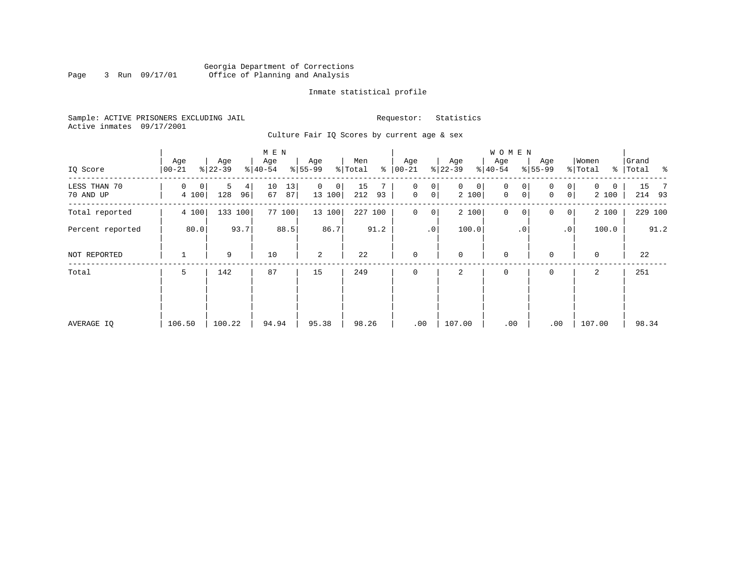Georgia Department of Corrections
Office of Planning and Analysis

Inmate statistical profile

Sample: ACTIVE PRISONERS EXCLUDING JAIL
Active inmates 09/17/2001

Requestor: Statistics

Culture Fair IQ Scores by current age & sex

| IQ Score | MEN Age 00-21 | % | Age 22-39 | % | Age 40-54 | % | Age 55-99 | % | Men Total | % | WOMEN Age 00-21 | % | Age 22-39 | % | Age 40-54 | % | Age 55-99 | % | Women Total | % | Grand Total | % |
|---|---|---|---|---|---|---|---|---|---|---|---|---|---|---|---|---|---|---|---|---|---|---|
| LESS THAN 70 | 0 | 0 | 5 | 4 | 10 | 13 | 0 | 0 | 15 | 7 | 0 | 0 | 0 | 0 | 0 | 0 | 0 | 0 | 0 | 0 | 15 | 7 |
| 70 AND UP | 4 | 100 | 128 | 96 | 67 | 87 | 13 | 100 | 212 | 93 | 0 | 0 | 2 | 100 | 0 | 0 | 0 | 0 | 2 | 100 | 214 | 93 |
| Total reported | 4 | 100 | 133 | 100 | 77 | 100 | 13 | 100 | 227 | 100 | 0 | 0 | 2 | 100 | 0 | 0 | 0 | 0 | 2 | 100 | 229 | 100 |
| Percent reported | | 80.0 | | 93.7 | | 88.5 | | 86.7 | | 91.2 | | .0 | | 100.0 | | .0 | | .0 | | 100.0 | | 91.2 |
| NOT REPORTED | 1 | | 9 | | 10 | | 2 | | 22 | | 0 | | 0 | | 0 | | 0 | | 0 | | 22 | |
| Total | 5 | | 142 | | 87 | | 15 | | 249 | | 0 | | 2 | | 0 | | 0 | | 2 | | 251 | |
| AVERAGE IQ | 106.50 | | 100.22 | | 94.94 | | 95.38 | | 98.26 | | .00 | | 107.00 | | .00 | | .00 | | 107.00 | | 98.34 | |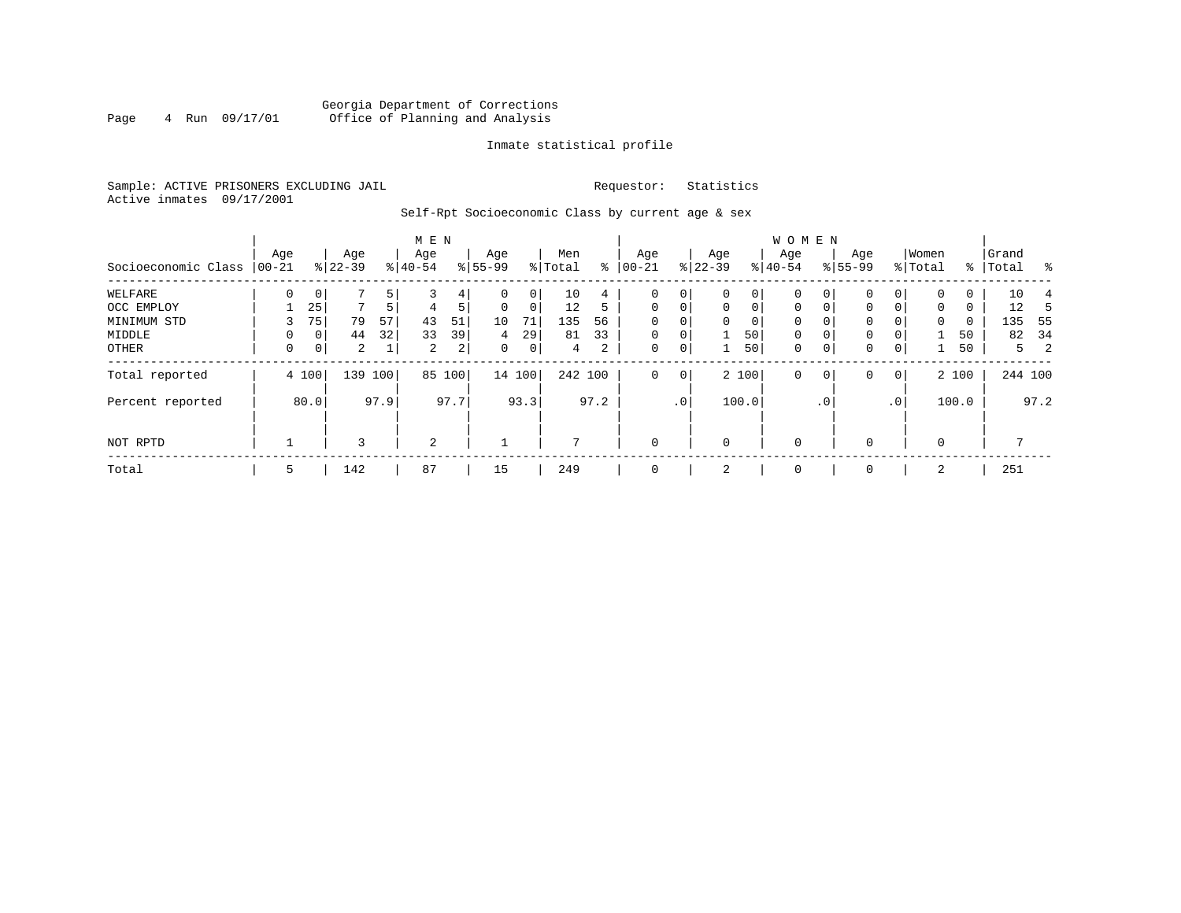Georgia Department of Corrections
Office of Planning and Analysis

Inmate statistical profile

Sample: ACTIVE PRISONERS EXCLUDING JAIL    Requestor: Statistics
Active inmates 09/17/2001

Self-Rpt Socioeconomic Class by current age & sex

| Socioeconomic Class | MEN Age 00-21 | % | Age 22-39 | % | Age 40-54 | % | Age 55-99 | % | Men Total | % | WOMEN Age 00-21 | % | Age 22-39 | % | Age 40-54 | % | Age 55-99 | % | Women Total | % | Grand Total | % |
|---|---|---|---|---|---|---|---|---|---|---|---|---|---|---|---|---|---|---|---|---|---|---|
| WELFARE | 0 | 0 | 7 | 5 | 3 | 4 | 0 | 0 | 10 | 4 | 0 | 0 | 0 | 0 | 0 | 0 | 0 | 0 | 0 | 0 | 10 | 4 |
| OCC EMPLOY | 1 | 25 | 7 | 5 | 4 | 5 | 0 | 0 | 12 | 5 | 0 | 0 | 0 | 0 | 0 | 0 | 0 | 0 | 0 | 0 | 12 | 5 |
| MINIMUM STD | 3 | 75 | 79 | 57 | 43 | 51 | 10 | 71 | 135 | 56 | 0 | 0 | 0 | 0 | 0 | 0 | 0 | 0 | 0 | 0 | 135 | 55 |
| MIDDLE | 0 | 0 | 44 | 32 | 33 | 39 | 4 | 29 | 81 | 33 | 0 | 0 | 1 | 50 | 0 | 0 | 0 | 0 | 1 | 50 | 82 | 34 |
| OTHER | 0 | 0 | 2 | 1 | 2 | 2 | 0 | 0 | 4 | 2 | 0 | 0 | 1 | 50 | 0 | 0 | 0 | 0 | 1 | 50 | 5 | 2 |
| Total reported | 4 | 100 | 139 | 100 | 85 | 100 | 14 | 100 | 242 | 100 | 0 | 0 | 2 | 100 | 0 | 0 | 0 | 0 | 2 | 100 | 244 | 100 |
| Percent reported | | 80.0 | | 97.9 | | 97.7 | | 93.3 | | 97.2 | | .0 | | 100.0 | | .0 | | .0 | | 100.0 | | 97.2 |
| NOT RPTD | 1 | | 3 | | 2 | | 1 | | 7 | | 0 | | 0 | | 0 | | 0 | | 0 | | 7 | |
| Total | 5 | | 142 | | 87 | | 15 | | 249 | | 0 | | 2 | | 0 | | 0 | | 2 | | 251 | |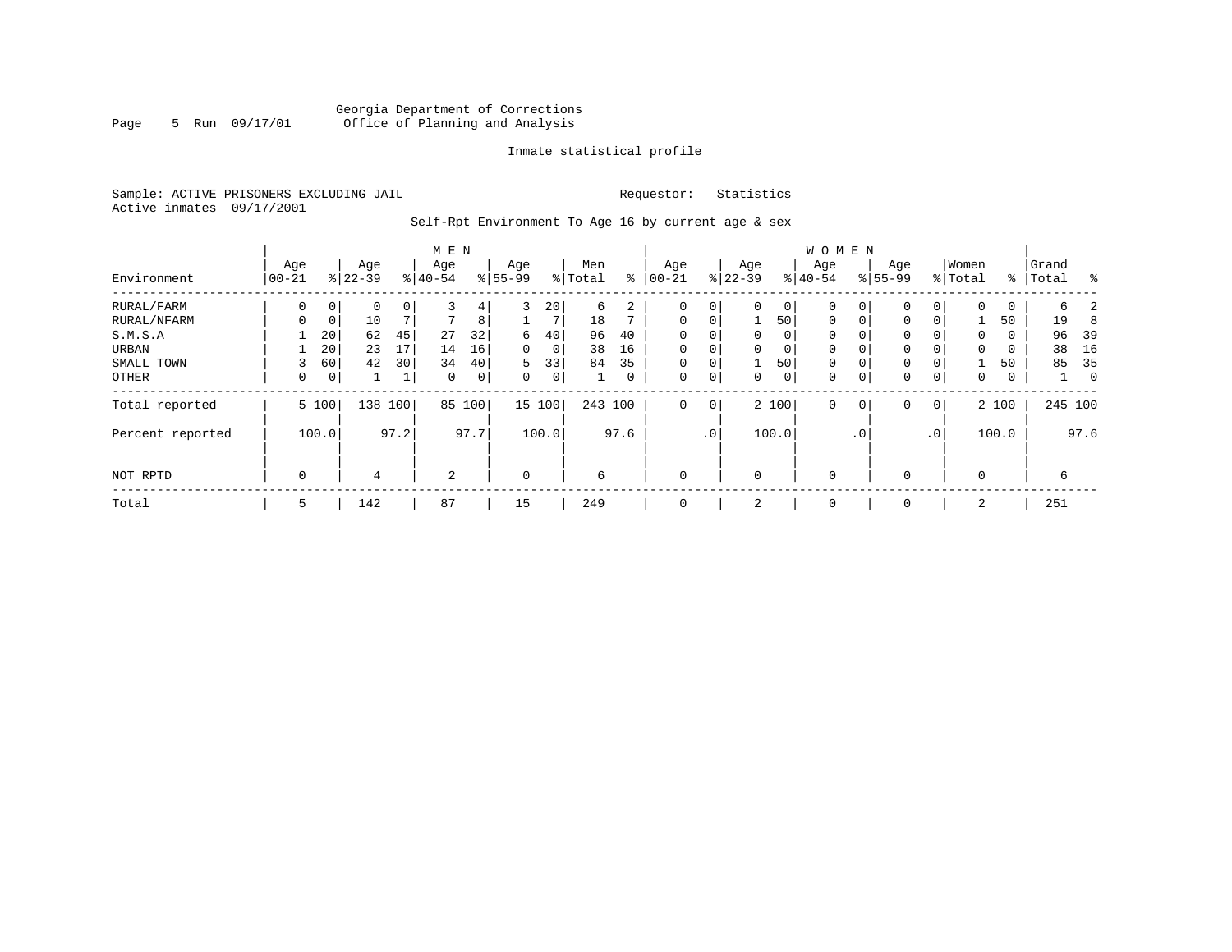Georgia Department of Corrections
Office of Planning and Analysis

Inmate statistical profile

Sample: ACTIVE PRISONERS EXCLUDING JAIL

Requestor: Statistics

Active inmates 09/17/2001

Self-Rpt Environment To Age 16 by current age & sex

| Environment | MEN Age 00-21 | % | Age 22-39 | % | Age 40-54 | % | Age 55-99 | % | Men Total | % | WOMEN Age 00-21 | % | Age 22-39 | % | Age 40-54 | % | Age 55-99 | % | Women Total | % | Grand Total | % |
|---|---|---|---|---|---|---|---|---|---|---|---|---|---|---|---|---|---|---|---|---|---|---|
| RURAL/FARM | 0 | 0 | 0 | 0 | 3 | 4 | 3 | 20 | 6 | 2 | 0 | 0 | 0 | 0 | 0 | 0 | 0 | 0 | 0 | 0 | 6 | 2 |
| RURAL/NFARM | 0 | 0 | 10 | 7 | 7 | 8 | 1 | 7 | 18 | 7 | 0 | 0 | 1 | 50 | 0 | 0 | 0 | 0 | 1 | 50 | 19 | 8 |
| S.M.S.A | 1 | 20 | 62 | 45 | 27 | 32 | 6 | 40 | 96 | 40 | 0 | 0 | 0 | 0 | 0 | 0 | 0 | 0 | 0 | 0 | 96 | 39 |
| URBAN | 1 | 20 | 23 | 17 | 14 | 16 | 0 | 0 | 38 | 16 | 0 | 0 | 0 | 0 | 0 | 0 | 0 | 0 | 0 | 0 | 38 | 16 |
| SMALL TOWN | 3 | 60 | 42 | 30 | 34 | 40 | 5 | 33 | 84 | 35 | 0 | 0 | 1 | 50 | 0 | 0 | 0 | 0 | 1 | 50 | 85 | 35 |
| OTHER | 0 | 0 | 1 | 1 | 0 | 0 | 0 | 0 | 1 | 0 | 0 | 0 | 0 | 0 | 0 | 0 | 0 | 0 | 0 | 0 | 1 | 0 |
| Total reported | 5 | 100 | 138 | 100 | 85 | 100 | 15 | 100 | 243 | 100 | 0 | 0 | 2 | 100 | 0 | 0 | 0 | 0 | 2 | 100 | 245 | 100 |
| Percent reported | | 100.0 | | 97.2 | | 97.7 | | 100.0 | | 97.6 | | .0 | | 100.0 | | .0 | | .0 | | 100.0 | | 97.6 |
| NOT RPTD | 0 | | 4 | | 2 | | 0 | | 6 | | 0 | | 0 | | 0 | | 0 | | 0 | | 6 | |
| Total | 5 | | 142 | | 87 | | 15 | | 249 | | 0 | | 2 | | 0 | | 0 | | 2 | | 251 | |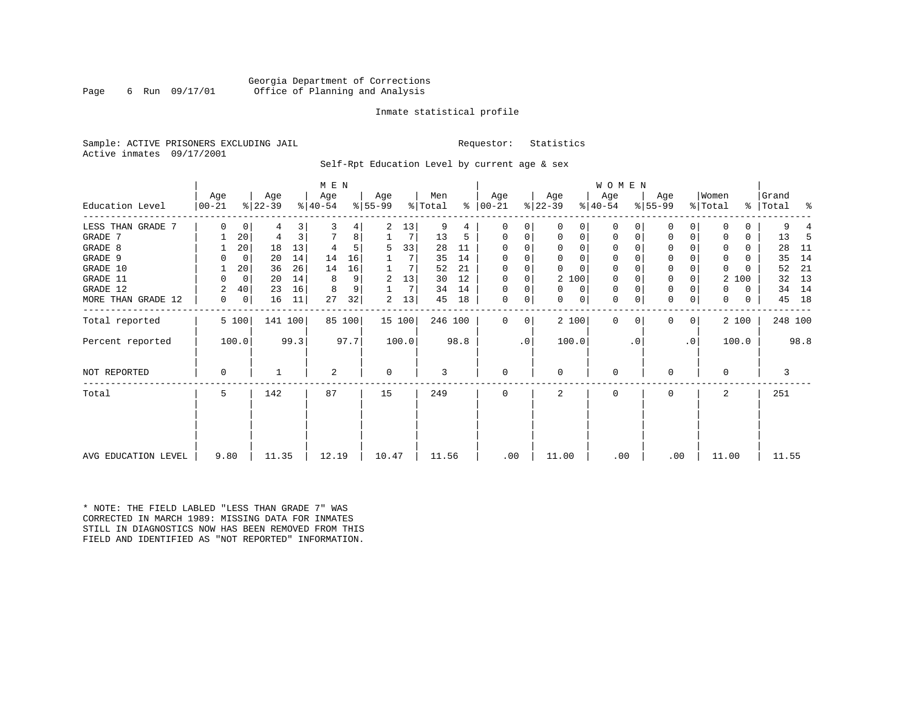Georgia Department of Corrections
Office of Planning and Analysis

Inmate statistical profile

Sample: ACTIVE PRISONERS EXCLUDING JAIL    Requestor: Statistics
Active inmates 09/17/2001

Self-Rpt Education Level by current age & sex

| Education Level | MEN Age 00-21 | % | Age 22-39 | % | Age 40-54 | % | Age 55-99 | % | Men Total | % | WOMEN Age 00-21 | % | Age 22-39 | % | Age 40-54 | % | Age 55-99 | % | Women Total | % | Grand Total | % |
|---|---|---|---|---|---|---|---|---|---|---|---|---|---|---|---|---|---|---|---|---|---|---|
| LESS THAN GRADE 7 | 0 | 0 | 4 | 3 | 3 | 4 | 2 | 13 | 9 | 4 | 0 | 0 | 0 | 0 | 0 | 0 | 0 | 0 | 0 | 0 | 9 | 4 |
| GRADE 7 | 1 | 20 | 4 | 3 | 7 | 8 | 1 | 7 | 13 | 5 | 0 | 0 | 0 | 0 | 0 | 0 | 0 | 0 | 0 | 0 | 13 | 5 |
| GRADE 8 | 1 | 20 | 18 | 13 | 4 | 5 | 5 | 33 | 28 | 11 | 0 | 0 | 0 | 0 | 0 | 0 | 0 | 0 | 0 | 0 | 28 | 11 |
| GRADE 9 | 0 | 0 | 20 | 14 | 14 | 16 | 1 | 7 | 35 | 14 | 0 | 0 | 0 | 0 | 0 | 0 | 0 | 0 | 0 | 0 | 35 | 14 |
| GRADE 10 | 1 | 20 | 36 | 26 | 14 | 16 | 1 | 7 | 52 | 21 | 0 | 0 | 0 | 0 | 0 | 0 | 0 | 0 | 0 | 0 | 52 | 21 |
| GRADE 11 | 0 | 0 | 20 | 14 | 8 | 9 | 2 | 13 | 30 | 12 | 0 | 0 | 2 | 100 | 0 | 0 | 0 | 0 | 2 | 100 | 32 | 13 |
| GRADE 12 | 2 | 40 | 23 | 16 | 8 | 9 | 1 | 7 | 34 | 14 | 0 | 0 | 0 | 0 | 0 | 0 | 0 | 0 | 0 | 0 | 34 | 14 |
| MORE THAN GRADE 12 | 0 | 0 | 16 | 11 | 27 | 32 | 2 | 13 | 45 | 18 | 0 | 0 | 0 | 0 | 0 | 0 | 0 | 0 | 0 | 0 | 45 | 18 |
| Total reported | 5 | 100 | 141 | 100 | 85 | 100 | 15 | 100 | 246 | 100 | 0 | 0 | 2 | 100 | 0 | 0 | 0 | 0 | 2 | 100 | 248 | 100 |
| Percent reported | | 100.0 | | 99.3 | | 97.7 | | 100.0 | | 98.8 | | .0 | | 100.0 | | .0 | | .0 | | 100.0 | | 98.8 |
| NOT REPORTED | 0 | | 1 | | 2 | | 0 | | 3 | | 0 | | 0 | | 0 | | 0 | | 0 | | 3 | |
| Total | 5 | | 142 | | 87 | | 15 | | 249 | | 0 | | 2 | | 0 | | 0 | | 2 | | 251 | |
| AVG EDUCATION LEVEL | 9.80 | | 11.35 | | 12.19 | | 10.47 | | 11.56 | | .00 | | 11.00 | | .00 | | .00 | | 11.00 | | 11.55 | |

* NOTE: THE FIELD LABLED "LESS THAN GRADE 7" WAS CORRECTED IN MARCH 1989: MISSING DATA FOR INMATES STILL IN DIAGNOSTICS NOW HAS BEEN REMOVED FROM THIS FIELD AND IDENTIFIED AS "NOT REPORTED" INFORMATION.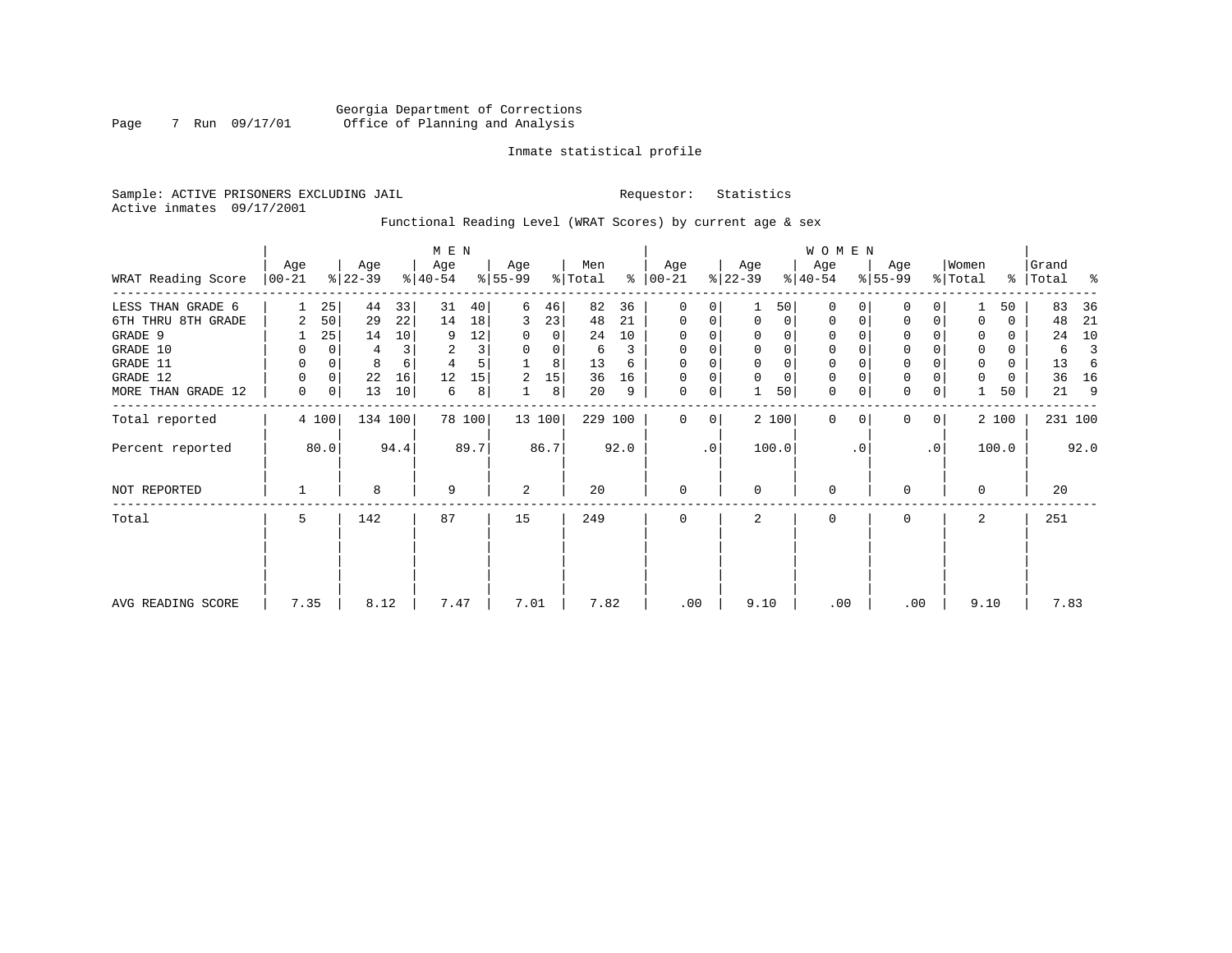Georgia Department of Corrections
Office of Planning and Analysis

Inmate statistical profile

Sample: ACTIVE PRISONERS EXCLUDING JAIL

Requestor: Statistics

Active inmates 09/17/2001

Functional Reading Level (WRAT Scores) by current age & sex

| WRAT Reading Score | MEN | | | | | | | | | | WOMEN | | | | | | | | | | Grand | |
|---|---|---|---|---|---|---|---|---|---|---|---|---|---|---|---|---|---|---|---|---|---|---|
| | Age 00-21 | % | Age 22-39 | % | Age 40-54 | % | Age 55-99 | % | Men Total | % | Age 00-21 | % | Age 22-39 | % | Age 40-54 | % | Age 55-99 | % | Women Total | % | Total | % |
| LESS THAN GRADE 6 | 1 | 25 | 44 | 33 | 31 | 40 | 6 | 46 | 82 | 36 | 0 | 0 | 1 | 50 | 0 | 0 | 0 | 0 | 1 | 50 | 83 | 36 |
| 6TH THRU 8TH GRADE | 2 | 50 | 29 | 22 | 14 | 18 | 3 | 23 | 48 | 21 | 0 | 0 | 0 | 0 | 0 | 0 | 0 | 0 | 0 | 0 | 48 | 21 |
| GRADE 9 | 1 | 25 | 14 | 10 | 9 | 12 | 0 | 0 | 24 | 10 | 0 | 0 | 0 | 0 | 0 | 0 | 0 | 0 | 0 | 0 | 24 | 10 |
| GRADE 10 | 0 | 0 | 4 | 3 | 2 | 3 | 0 | 0 | 6 | 3 | 0 | 0 | 0 | 0 | 0 | 0 | 0 | 0 | 0 | 0 | 6 | 3 |
| GRADE 11 | 0 | 0 | 8 | 6 | 4 | 5 | 1 | 8 | 13 | 6 | 0 | 0 | 0 | 0 | 0 | 0 | 0 | 0 | 0 | 0 | 13 | 6 |
| GRADE 12 | 0 | 0 | 22 | 16 | 12 | 15 | 2 | 15 | 36 | 16 | 0 | 0 | 0 | 0 | 0 | 0 | 0 | 0 | 0 | 0 | 36 | 16 |
| MORE THAN GRADE 12 | 0 | 0 | 13 | 10 | 6 | 8 | 1 | 8 | 20 | 9 | 0 | 0 | 1 | 50 | 0 | 0 | 0 | 0 | 1 | 50 | 21 | 9 |
| Total reported | 4 | 100 | 134 | 100 | 78 | 100 | 13 | 100 | 229 | 100 | 0 | 0 | 2 | 100 | 0 | 0 | 0 | 0 | 2 | 100 | 231 | 100 |
| Percent reported | | 80.0 | | 94.4 | | 89.7 | | 86.7 | | 92.0 | | .0 | | 100.0 | | .0 | | .0 | | 100.0 | | 92.0 |
| NOT REPORTED | 1 | | 8 | | 9 | | 2 | | 20 | | 0 | | 0 | | 0 | | 0 | | 0 | | 20 | |
| Total | 5 | | 142 | | 87 | | 15 | | 249 | | 0 | | 2 | | 0 | | 0 | | 2 | | 251 | |
| AVG READING SCORE | 7.35 | | 8.12 | | 7.47 | | 7.01 | | 7.82 | | .00 | | 9.10 | | .00 | | .00 | | 9.10 | | 7.83 | |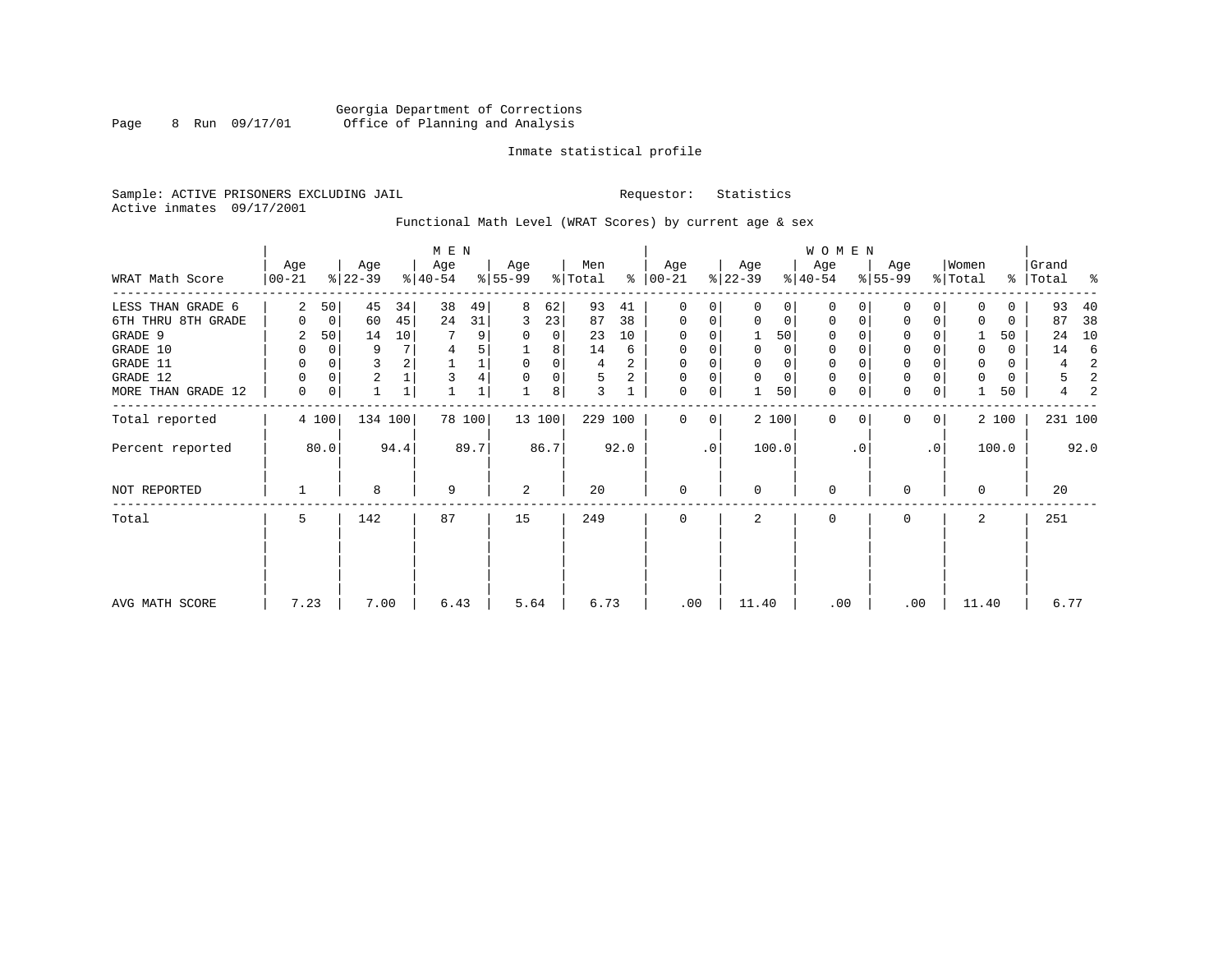Georgia Department of Corrections
Office of Planning and Analysis

Inmate statistical profile

Sample: ACTIVE PRISONERS EXCLUDING JAIL    Requestor: Statistics
Active inmates 09/17/2001

Functional Math Level (WRAT Scores) by current age & sex

| | MEN | | | | | | | | | | WOMEN | | | | | | | | | | | |
|---|---|---|---|---|---|---|---|---|---|---|---|---|---|---|---|---|---|---|---|---|---|---|
| WRAT Math Score | Age 00-21 | % | Age 22-39 | % | Age 40-54 | % | Age 55-99 | % | Men Total | % | Age 00-21 | % | Age 22-39 | % | Age 40-54 | % | Age 55-99 | % | Women Total | % | Grand Total | % |
| LESS THAN GRADE 6 | 2 | 50 | 45 | 34 | 38 | 49 | 8 | 62 | 93 | 41 | 0 | 0 | 0 | 0 | 0 | 0 | 0 | 0 | 0 | 0 | 93 | 40 |
| 6TH THRU 8TH GRADE | 0 | 0 | 60 | 45 | 24 | 31 | 3 | 23 | 87 | 38 | 0 | 0 | 0 | 0 | 0 | 0 | 0 | 0 | 0 | 0 | 87 | 38 |
| GRADE 9 | 2 | 50 | 14 | 10 | 7 | 9 | 0 | 0 | 23 | 10 | 0 | 0 | 1 | 50 | 0 | 0 | 0 | 0 | 1 | 50 | 24 | 10 |
| GRADE 10 | 0 | 0 | 9 | 7 | 4 | 5 | 1 | 8 | 14 | 6 | 0 | 0 | 0 | 0 | 0 | 0 | 0 | 0 | 0 | 0 | 14 | 6 |
| GRADE 11 | 0 | 0 | 3 | 2 | 1 | 1 | 0 | 0 | 4 | 2 | 0 | 0 | 0 | 0 | 0 | 0 | 0 | 0 | 0 | 0 | 4 | 2 |
| GRADE 12 | 0 | 0 | 2 | 1 | 3 | 4 | 0 | 0 | 5 | 2 | 0 | 0 | 0 | 0 | 0 | 0 | 0 | 0 | 0 | 0 | 5 | 2 |
| MORE THAN GRADE 12 | 0 | 0 | 1 | 1 | 1 | 1 | 1 | 8 | 3 | 1 | 0 | 0 | 1 | 50 | 0 | 0 | 0 | 0 | 1 | 50 | 4 | 2 |
| Total reported | 4 | 100 | 134 | 100 | 78 | 100 | 13 | 100 | 229 | 100 | 0 | 0 | 2 | 100 | 0 | 0 | 0 | 0 | 2 | 100 | 231 | 100 |
| Percent reported | | 80.0 | | 94.4 | | 89.7 | | 86.7 | | 92.0 | | .0 | | 100.0 | | .0 | | .0 | | 100.0 | | 92.0 |
| NOT REPORTED | 1 | | 8 | | 9 | | 2 | | 20 | | 0 | | 0 | | 0 | | 0 | | 0 | | 20 | |
| Total | 5 | | 142 | | 87 | | 15 | | 249 | | 0 | | 2 | | 0 | | 0 | | 2 | | 251 | |
| AVG MATH SCORE | 7.23 | | 7.00 | | 6.43 | | 5.64 | | 6.73 | | .00 | | 11.40 | | .00 | | .00 | | 11.40 | | 6.77 | |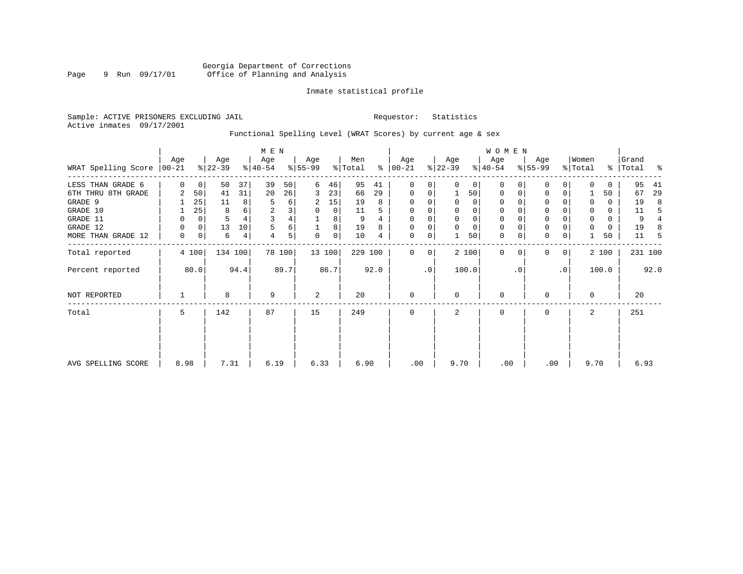Georgia Department of Corrections
Office of Planning and Analysis

Inmate statistical profile

Sample: ACTIVE PRISONERS EXCLUDING JAIL    Requestor: Statistics
Active inmates 09/17/2001

Functional Spelling Level (WRAT Scores) by current age & sex

| WRAT Spelling Score | MEN Age 00-21 | % | Age 22-39 | % | Age 40-54 | % | Age 55-99 | % | Men Total | % | WOMEN Age 00-21 | % | Age 22-39 | % | Age 40-54 | % | Age 55-99 | % | Women Total | % | Grand Total | % |
|---|---|---|---|---|---|---|---|---|---|---|---|---|---|---|---|---|---|---|---|---|---|---|
| LESS THAN GRADE 6 | 0 | 0 | 50 | 37 | 39 | 50 | 6 | 46 | 95 | 41 | 0 | 0 | 0 | 0 | 0 | 0 | 0 | 0 | 0 | 0 | 95 | 41 |
| 6TH THRU 8TH GRADE | 2 | 50 | 41 | 31 | 20 | 26 | 3 | 23 | 66 | 29 | 0 | 0 | 1 | 50 | 0 | 0 | 0 | 0 | 1 | 50 | 67 | 29 |
| GRADE 9 | 1 | 25 | 11 | 8 | 5 | 6 | 2 | 15 | 19 | 8 | 0 | 0 | 0 | 0 | 0 | 0 | 0 | 0 | 0 | 0 | 19 | 8 |
| GRADE 10 | 1 | 25 | 8 | 6 | 2 | 3 | 0 | 0 | 11 | 5 | 0 | 0 | 0 | 0 | 0 | 0 | 0 | 0 | 0 | 0 | 11 | 5 |
| GRADE 11 | 0 | 0 | 5 | 4 | 3 | 4 | 1 | 8 | 9 | 4 | 0 | 0 | 0 | 0 | 0 | 0 | 0 | 0 | 0 | 0 | 9 | 4 |
| GRADE 12 | 0 | 0 | 13 | 10 | 5 | 6 | 1 | 8 | 19 | 8 | 0 | 0 | 0 | 0 | 0 | 0 | 0 | 0 | 0 | 0 | 19 | 8 |
| MORE THAN GRADE 12 | 0 | 0 | 6 | 4 | 4 | 5 | 0 | 0 | 10 | 4 | 0 | 0 | 1 | 50 | 0 | 0 | 0 | 0 | 1 | 50 | 11 | 5 |
| Total reported | 4 | 100 | 134 | 100 | 78 | 100 | 13 | 100 | 229 | 100 | 0 | 0 | 2 | 100 | 0 | 0 | 0 | 0 | 2 | 100 | 231 | 100 |
| Percent reported | | 80.0 | | 94.4 | | 89.7 | | 86.7 | | 92.0 | | .0 | | 100.0 | | .0 | | .0 | | 100.0 | | 92.0 |
| NOT REPORTED | 1 | | 8 | | 9 | | 2 | | 20 | | 0 | | 0 | | 0 | | 0 | | 0 | | 20 | |
| Total | 5 | | 142 | | 87 | | 15 | | 249 | | 0 | | 2 | | 0 | | 0 | | 2 | | 251 | |
| AVG SPELLING SCORE | 8.98 | | 7.31 | | 6.19 | | 6.33 | | 6.90 | | .00 | | 9.70 | | .00 | | .00 | | 9.70 | | 6.93 | |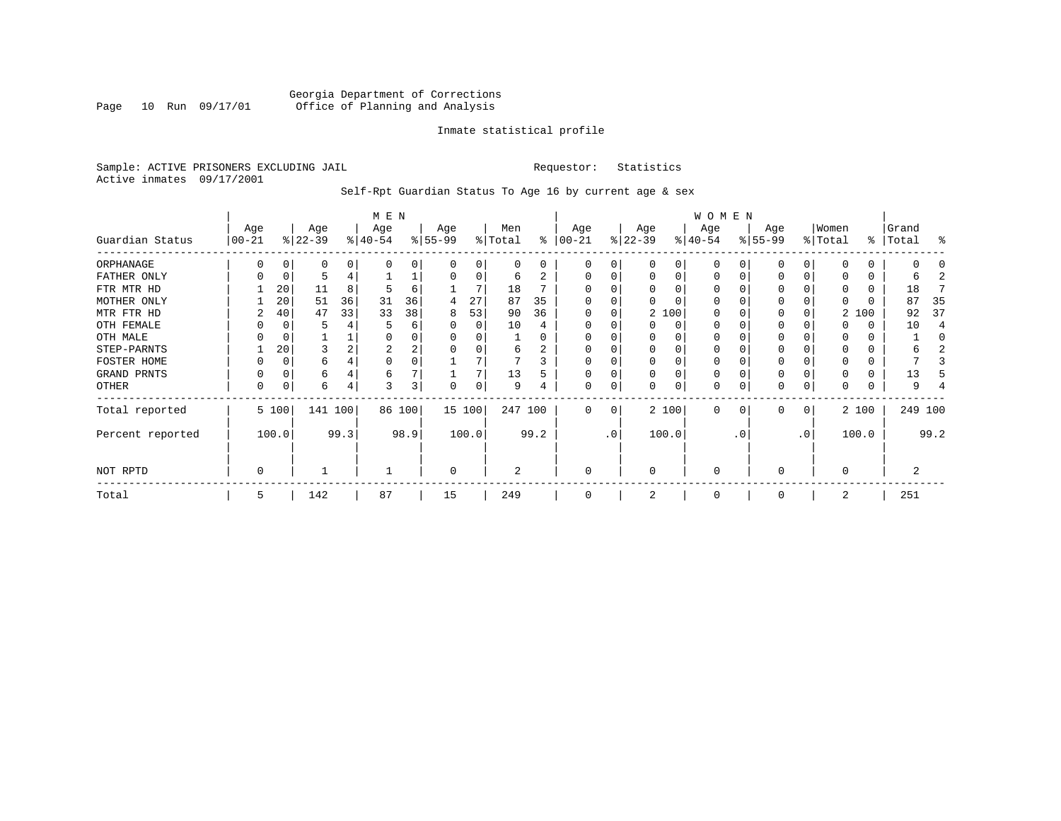Georgia Department of Corrections
Office of Planning and Analysis

Inmate statistical profile

Sample: ACTIVE PRISONERS EXCLUDING JAIL    Requestor: Statistics
Active inmates 09/17/2001

Self-Rpt Guardian Status To Age 16 by current age & sex

| | MEN | | | | | | | | | | WOMEN | | | | | | | | | | | |
|---|---|---|---|---|---|---|---|---|---|---|---|---|---|---|---|---|---|---|---|---|---|---|
| Guardian Status | Age 00-21 | % | Age 22-39 | % | Age 40-54 | % | Age 55-99 | % | Men Total | % | Age 00-21 | % | Age 22-39 | % | Age 40-54 | % | Age 55-99 | % | Women Total | % | Grand Total | % |
| ORPHANAGE | 0 | 0 | 0 | 0 | 0 | 0 | 0 | 0 | 0 | 0 | 0 | 0 | 0 | 0 | 0 | 0 | 0 | 0 | 0 | 0 | 0 | 0 |
| FATHER ONLY | 0 | 0 | 5 | 4 | 1 | 1 | 0 | 0 | 6 | 2 | 0 | 0 | 0 | 0 | 0 | 0 | 0 | 0 | 0 | 0 | 6 | 2 |
| FTR MTR HD | 1 | 20 | 11 | 8 | 5 | 6 | 1 | 7 | 18 | 7 | 0 | 0 | 0 | 0 | 0 | 0 | 0 | 0 | 0 | 0 | 18 | 7 |
| MOTHER ONLY | 1 | 20 | 51 | 36 | 31 | 36 | 4 | 27 | 87 | 35 | 0 | 0 | 0 | 0 | 0 | 0 | 0 | 0 | 0 | 0 | 87 | 35 |
| MTR FTR HD | 2 | 40 | 47 | 33 | 33 | 38 | 8 | 53 | 90 | 36 | 0 | 0 | 2 | 100 | 0 | 0 | 0 | 0 | 2 | 100 | 92 | 37 |
| OTH FEMALE | 0 | 0 | 5 | 4 | 5 | 6 | 0 | 0 | 10 | 4 | 0 | 0 | 0 | 0 | 0 | 0 | 0 | 0 | 0 | 0 | 10 | 4 |
| OTH MALE | 0 | 0 | 1 | 1 | 0 | 0 | 0 | 0 | 1 | 0 | 0 | 0 | 0 | 0 | 0 | 0 | 0 | 0 | 0 | 0 | 1 | 0 |
| STEP-PARNTS | 1 | 20 | 3 | 2 | 2 | 2 | 0 | 0 | 6 | 2 | 0 | 0 | 0 | 0 | 0 | 0 | 0 | 0 | 0 | 0 | 6 | 2 |
| FOSTER HOME | 0 | 0 | 6 | 4 | 0 | 0 | 1 | 7 | 7 | 3 | 0 | 0 | 0 | 0 | 0 | 0 | 0 | 0 | 0 | 0 | 7 | 3 |
| GRAND PRNTS | 0 | 0 | 6 | 4 | 6 | 7 | 1 | 7 | 13 | 5 | 0 | 0 | 0 | 0 | 0 | 0 | 0 | 0 | 0 | 0 | 13 | 5 |
| OTHER | 0 | 0 | 6 | 4 | 3 | 3 | 0 | 0 | 9 | 4 | 0 | 0 | 0 | 0 | 0 | 0 | 0 | 0 | 0 | 0 | 9 | 4 |
| Total reported | 5 | 100 | 141 | 100 | 86 | 100 | 15 | 100 | 247 | 100 | 0 | 0 | 2 | 100 | 0 | 0 | 0 | 0 | 2 | 100 | 249 | 100 |
| Percent reported | | 100.0 | | 99.3 | | 98.9 | | 100.0 | | 99.2 | | .0 | | 100.0 | | .0 | | .0 | | 100.0 | | 99.2 |
| NOT RPTD | 0 | | 1 | | 1 | | 0 | | 2 | | 0 | | 0 | | 0 | | 0 | | 0 | | 2 | |
| Total | 5 | | 142 | | 87 | | 15 | | 249 | | 0 | | 2 | | 0 | | 0 | | 2 | | 251 | |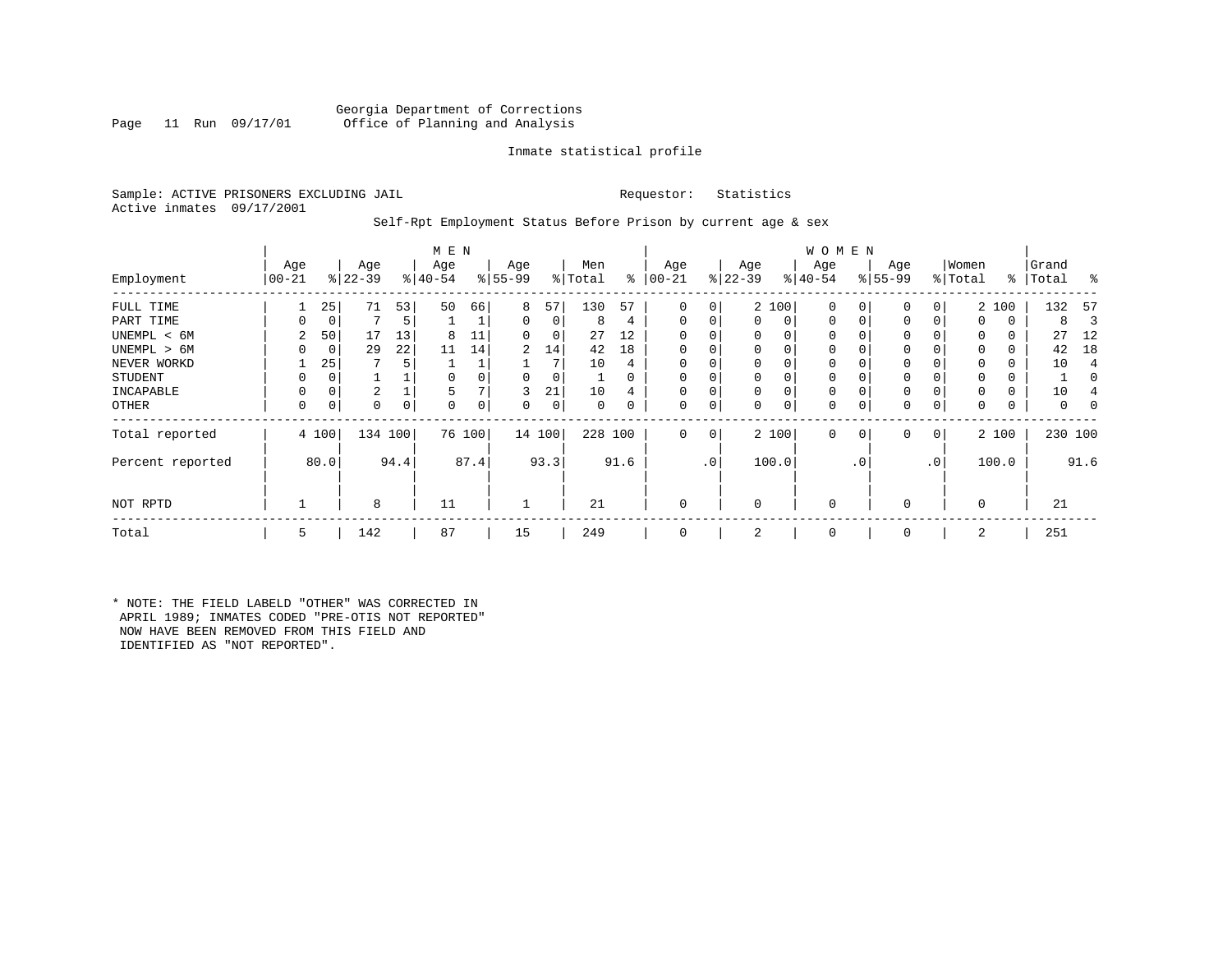Georgia Department of Corrections
Office of Planning and Analysis

Inmate statistical profile

Sample: ACTIVE PRISONERS EXCLUDING JAIL          Requestor: Statistics
Active inmates 09/17/2001

Self-Rpt Employment Status Before Prison by current age & sex

| Employment | MEN Age 00-21 | % | Age 22-39 | % | Age 40-54 | % | Age 55-99 | % | Men Total | % | WOMEN Age 00-21 | % | Age 22-39 | % | Age 40-54 | % | Age 55-99 | % | Women Total | % | Grand Total | % |
|---|---|---|---|---|---|---|---|---|---|---|---|---|---|---|---|---|---|---|---|---|---|---|
| FULL TIME | 1 | 25 | 71 | 53 | 50 | 66 | 8 | 57 | 130 | 57 | 0 | 0 | 2 | 100 | 0 | 0 | 0 | 0 | 2 | 100 | 132 | 57 |
| PART TIME | 0 | 0 | 7 | 5 | 1 | 1 | 0 | 0 | 8 | 4 | 0 | 0 | 0 | 0 | 0 | 0 | 0 | 0 | 0 | 0 | 8 | 3 |
| UNEMPL < 6M | 2 | 50 | 17 | 13 | 8 | 11 | 0 | 0 | 27 | 12 | 0 | 0 | 0 | 0 | 0 | 0 | 0 | 0 | 0 | 0 | 27 | 12 |
| UNEMPL > 6M | 0 | 0 | 29 | 22 | 11 | 14 | 2 | 14 | 42 | 18 | 0 | 0 | 0 | 0 | 0 | 0 | 0 | 0 | 0 | 0 | 42 | 18 |
| NEVER WORKD | 1 | 25 | 7 | 5 | 1 | 1 | 1 | 7 | 10 | 4 | 0 | 0 | 0 | 0 | 0 | 0 | 0 | 0 | 0 | 0 | 10 | 4 |
| STUDENT | 0 | 0 | 1 | 1 | 0 | 0 | 0 | 0 | 1 | 0 | 0 | 0 | 0 | 0 | 0 | 0 | 0 | 0 | 0 | 0 | 1 | 0 |
| INCAPABLE | 0 | 0 | 2 | 1 | 5 | 7 | 3 | 21 | 10 | 4 | 0 | 0 | 0 | 0 | 0 | 0 | 0 | 0 | 0 | 0 | 10 | 4 |
| OTHER | 0 | 0 | 0 | 0 | 0 | 0 | 0 | 0 | 0 | 0 | 0 | 0 | 0 | 0 | 0 | 0 | 0 | 0 | 0 | 0 | 0 | 0 |
| Total reported | 4 | 100 | 134 | 100 | 76 | 100 | 14 | 100 | 228 | 100 | 0 | 0 | 2 | 100 | 0 | 0 | 0 | 0 | 2 | 100 | 230 | 100 |
| Percent reported | | 80.0 | | 94.4 | | 87.4 | | 93.3 | | 91.6 | | .0 | | 100.0 | | .0 | | .0 | | 100.0 | | 91.6 |
| NOT RPTD | 1 | | 8 | | 11 | | 1 | | 21 | | 0 | | 0 | | 0 | | 0 | | 0 | | 21 | |
| Total | 5 | | 142 | | 87 | | 15 | | 249 | | 0 | | 2 | | 0 | | 0 | | 2 | | 251 | |

* NOTE: THE FIELD LABELD "OTHER" WAS CORRECTED IN APRIL 1989; INMATES CODED "PRE-OTIS NOT REPORTED" NOW HAVE BEEN REMOVED FROM THIS FIELD AND IDENTIFIED AS "NOT REPORTED".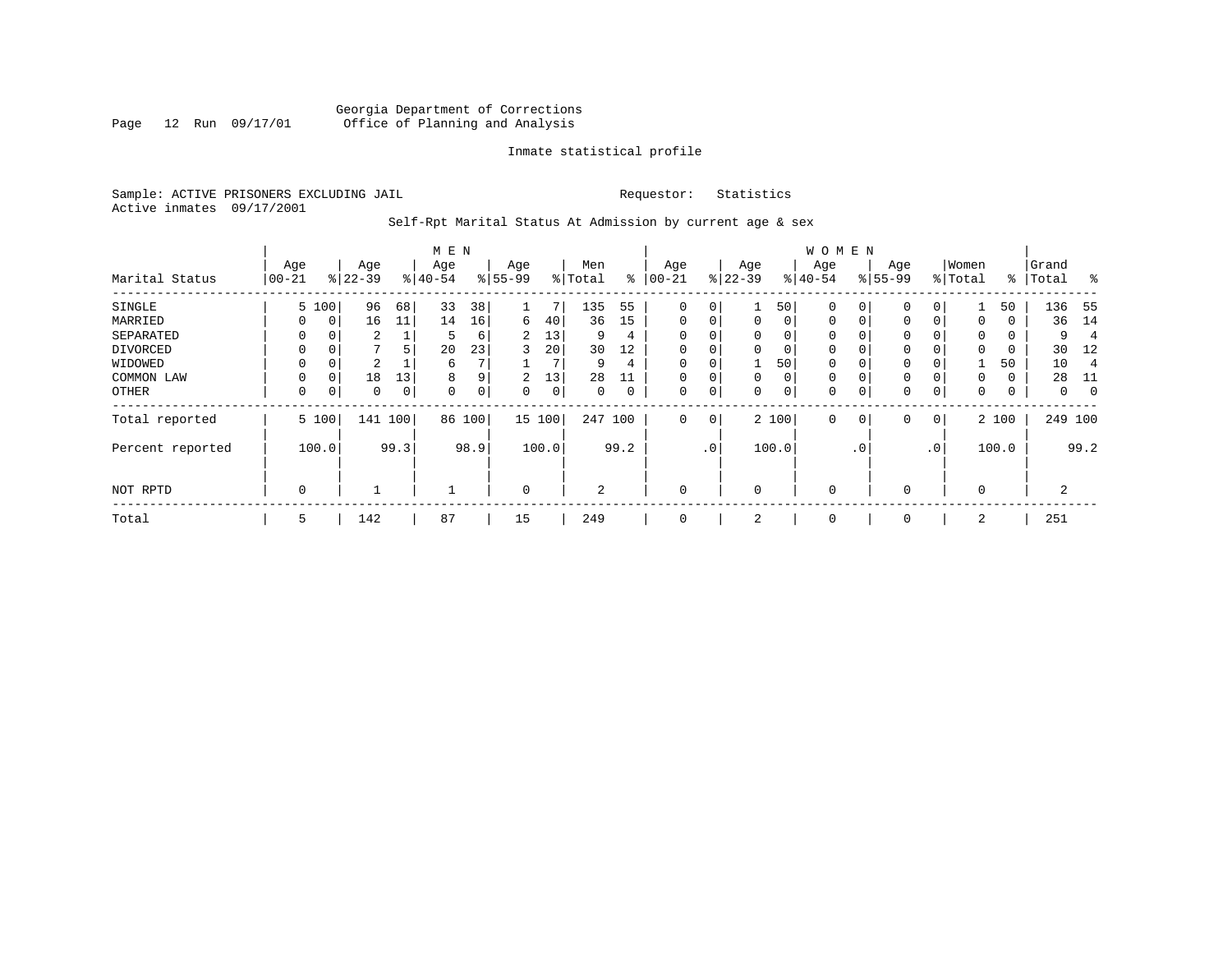Georgia Department of Corrections
Office of Planning and Analysis

Inmate statistical profile

Sample: ACTIVE PRISONERS EXCLUDING JAIL

Requestor: Statistics

Active inmates 09/17/2001

Self-Rpt Marital Status At Admission by current age & sex

| Marital Status | MEN Age 00-21 | % | Age 22-39 | % | Age 40-54 | % | Age 55-99 | % | Men Total | % | WOMEN Age 00-21 | % | Age 22-39 | % | Age 40-54 | % | Age 55-99 | % | Women Total | % | Grand Total | % |
|---|---|---|---|---|---|---|---|---|---|---|---|---|---|---|---|---|---|---|---|---|---|---|
| SINGLE | 5 | 100 | 96 | 68 | 33 | 38 | 1 | 7 | 135 | 55 | 0 | 0 | 1 | 50 | 0 | 0 | 0 | 0 | 1 | 50 | 136 | 55 |
| MARRIED | 0 | 0 | 16 | 11 | 14 | 16 | 6 | 40 | 36 | 15 | 0 | 0 | 0 | 0 | 0 | 0 | 0 | 0 | 0 | 0 | 36 | 14 |
| SEPARATED | 0 | 0 | 2 | 1 | 5 | 6 | 2 | 13 | 9 | 4 | 0 | 0 | 0 | 0 | 0 | 0 | 0 | 0 | 0 | 0 | 9 | 4 |
| DIVORCED | 0 | 0 | 7 | 5 | 20 | 23 | 3 | 20 | 30 | 12 | 0 | 0 | 0 | 0 | 0 | 0 | 0 | 0 | 0 | 0 | 30 | 12 |
| WIDOWED | 0 | 0 | 2 | 1 | 6 | 7 | 1 | 7 | 9 | 4 | 0 | 0 | 1 | 50 | 0 | 0 | 0 | 0 | 1 | 50 | 10 | 4 |
| COMMON LAW | 0 | 0 | 18 | 13 | 8 | 9 | 2 | 13 | 28 | 11 | 0 | 0 | 0 | 0 | 0 | 0 | 0 | 0 | 0 | 0 | 28 | 11 |
| OTHER | 0 | 0 | 0 | 0 | 0 | 0 | 0 | 0 | 0 | 0 | 0 | 0 | 0 | 0 | 0 | 0 | 0 | 0 | 0 | 0 | 0 | 0 |
| Total reported | 5 | 100 | 141 | 100 | 86 | 100 | 15 | 100 | 247 | 100 | 0 | 0 | 2 | 100 | 0 | 0 | 0 | 0 | 2 | 100 | 249 | 100 |
| Percent reported | | 100.0 | | 99.3 | | 98.9 | | 100.0 | | 99.2 | | .0 | | 100.0 | | .0 | | .0 | | 100.0 | | 99.2 |
| NOT RPTD | 0 | | 1 | | 1 | | 0 | | 2 | | 0 | | 0 | | 0 | | 0 | | 0 | | 2 | |
| Total | 5 | | 142 | | 87 | | 15 | | 249 | | 0 | | 2 | | 0 | | 0 | | 2 | | 251 | |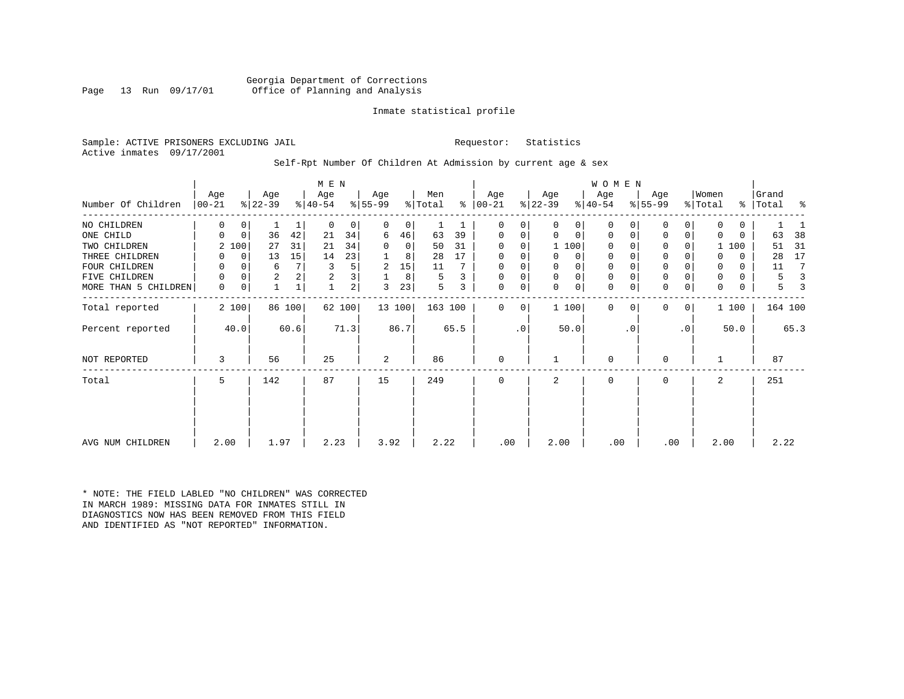Georgia Department of Corrections
Office of Planning and Analysis

Inmate statistical profile

Sample: ACTIVE PRISONERS EXCLUDING JAIL　　　　Requestor: Statistics
Active inmates 09/17/2001

Self-Rpt Number Of Children At Admission by current age & sex

| Number Of Children | MEN Age 00-21 | % | Age 22-39 | % | Age 40-54 | % | Age 55-99 | % | Men Total | % | WOMEN Age 00-21 | % | Age 22-39 | % | Age 40-54 | % | Age 55-99 | % | Women Total | % | Grand Total | % |
|---|---|---|---|---|---|---|---|---|---|---|---|---|---|---|---|---|---|---|---|---|---|---|
| NO CHILDREN | 0 | 0 | 1 | 1 | 0 | 0 | 0 | 0 | 1 | 1 | 0 | 0 | 0 | 0 | 0 | 0 | 0 | 0 | 0 | 0 | 1 | 1 |
| ONE CHILD | 0 | 0 | 36 | 42 | 21 | 34 | 6 | 46 | 63 | 39 | 0 | 0 | 0 | 0 | 0 | 0 | 0 | 0 | 0 | 0 | 63 | 38 |
| TWO CHILDREN | 2 | 100 | 27 | 31 | 21 | 34 | 0 | 0 | 50 | 31 | 0 | 0 | 1 | 100 | 0 | 0 | 0 | 0 | 1 | 100 | 51 | 31 |
| THREE CHILDREN | 0 | 0 | 13 | 15 | 14 | 23 | 1 | 8 | 28 | 17 | 0 | 0 | 0 | 0 | 0 | 0 | 0 | 0 | 0 | 0 | 28 | 17 |
| FOUR CHILDREN | 0 | 0 | 6 | 7 | 3 | 5 | 2 | 15 | 11 | 7 | 0 | 0 | 0 | 0 | 0 | 0 | 0 | 0 | 0 | 0 | 11 | 7 |
| FIVE CHILDREN | 0 | 0 | 2 | 2 | 2 | 3 | 1 | 8 | 5 | 3 | 0 | 0 | 0 | 0 | 0 | 0 | 0 | 0 | 0 | 0 | 5 | 3 |
| MORE THAN 5 CHILDREN | 0 | 0 | 1 | 1 | 1 | 2 | 3 | 23 | 5 | 3 | 0 | 0 | 0 | 0 | 0 | 0 | 0 | 0 | 0 | 0 | 5 | 3 |
| Total reported | 2 | 100 | 86 | 100 | 62 | 100 | 13 | 100 | 163 | 100 | 0 | 0 | 1 | 100 | 0 | 0 | 0 | 0 | 1 | 100 | 164 | 100 |
| Percent reported | | 40.0 | | 60.6 | | 71.3 | | 86.7 | | 65.5 | | .0 | | 50.0 | | .0 | | .0 | | 50.0 | | 65.3 |
| NOT REPORTED | 3 | | 56 | | 25 | | 2 | | 86 | | 0 | | 1 | | 0 | | 0 | | 1 | | 87 | |
| Total | 5 | | 142 | | 87 | | 15 | | 249 | | 0 | | 2 | | 0 | | 0 | | 2 | | 251 | |
| AVG NUM CHILDREN | 2.00 | | 1.97 | | 2.23 | | 3.92 | | 2.22 | | .00 | | 2.00 | | .00 | | .00 | | 2.00 | | 2.22 | |

* NOTE: THE FIELD LABLED "NO CHILDREN" WAS CORRECTED IN MARCH 1989: MISSING DATA FOR INMATES STILL IN DIAGNOSTICS NOW HAS BEEN REMOVED FROM THIS FIELD AND IDENTIFIED AS "NOT REPORTED" INFORMATION.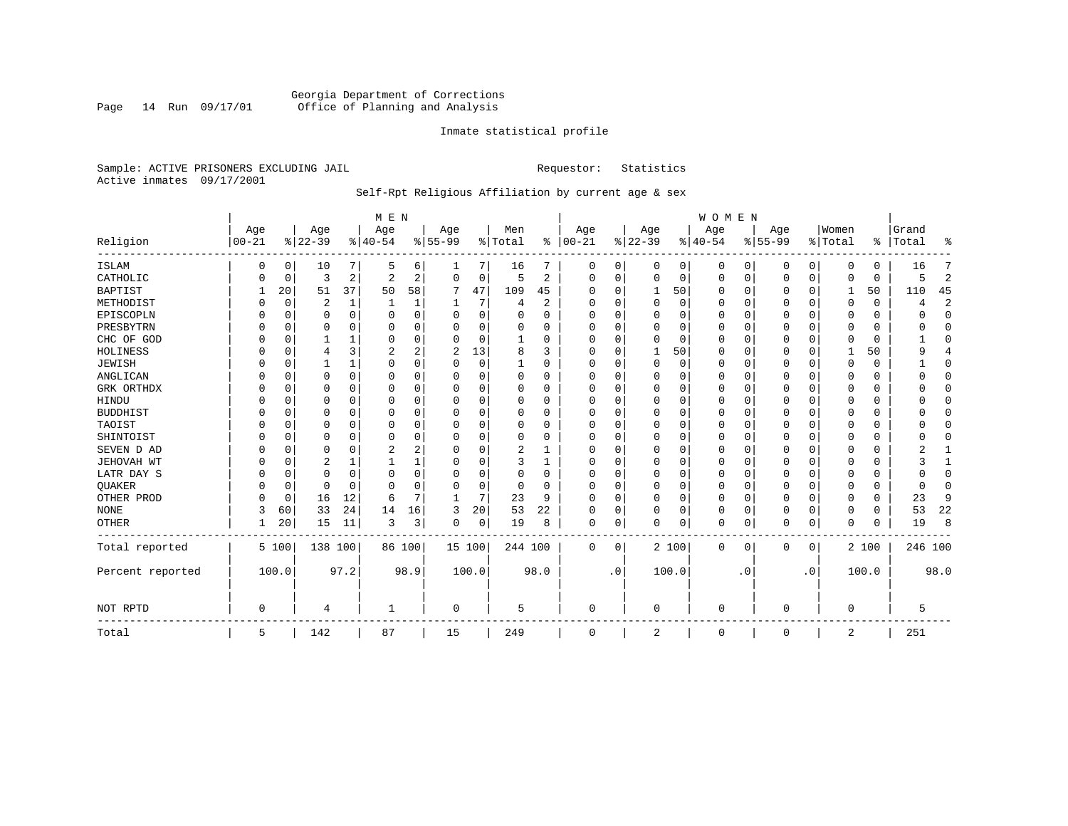Georgia Department of Corrections
Office of Planning and Analysis

Inmate statistical profile

Sample: ACTIVE PRISONERS EXCLUDING JAIL    Requestor: Statistics
Active inmates 09/17/2001

Self-Rpt Religious Affiliation by current age & sex

| Religion | MEN Age 00-21 | % | Age 22-39 | % | Age 40-54 | % | Age 55-99 | % | Men Total | % | WOMEN Age 00-21 | % | Age 22-39 | % | Age 40-54 | % | Age 55-99 | % | Women Total | % | Grand Total | % |
|---|---|---|---|---|---|---|---|---|---|---|---|---|---|---|---|---|---|---|---|---|---|---|
| ISLAM | 0 | 0 | 10 | 7 | 5 | 6 | 1 | 7 | 16 | 7 | 0 | 0 | 0 | 0 | 0 | 0 | 0 | 0 | 0 | 0 | 16 | 7 |
| CATHOLIC | 0 | 0 | 3 | 2 | 2 | 2 | 0 | 0 | 5 | 2 | 0 | 0 | 0 | 0 | 0 | 0 | 0 | 0 | 0 | 0 | 5 | 2 |
| BAPTIST | 1 | 20 | 51 | 37 | 50 | 58 | 7 | 47 | 109 | 45 | 0 | 0 | 1 | 50 | 0 | 0 | 0 | 0 | 1 | 50 | 110 | 45 |
| METHODIST | 0 | 0 | 2 | 1 | 1 | 1 | 1 | 7 | 4 | 2 | 0 | 0 | 0 | 0 | 0 | 0 | 0 | 0 | 0 | 0 | 4 | 2 |
| EPISCOPLN | 0 | 0 | 0 | 0 | 0 | 0 | 0 | 0 | 0 | 0 | 0 | 0 | 0 | 0 | 0 | 0 | 0 | 0 | 0 | 0 | 0 | 0 |
| PRESBYTRN | 0 | 0 | 0 | 0 | 0 | 0 | 0 | 0 | 0 | 0 | 0 | 0 | 0 | 0 | 0 | 0 | 0 | 0 | 0 | 0 | 0 | 0 |
| CHC OF GOD | 0 | 0 | 1 | 1 | 0 | 0 | 0 | 0 | 1 | 0 | 0 | 0 | 0 | 0 | 0 | 0 | 0 | 0 | 0 | 0 | 1 | 0 |
| HOLINESS | 0 | 0 | 4 | 3 | 2 | 2 | 2 | 13 | 8 | 3 | 0 | 0 | 1 | 50 | 0 | 0 | 0 | 0 | 1 | 50 | 9 | 4 |
| JEWISH | 0 | 0 | 1 | 1 | 0 | 0 | 0 | 0 | 1 | 0 | 0 | 0 | 0 | 0 | 0 | 0 | 0 | 0 | 0 | 0 | 1 | 0 |
| ANGLICAN | 0 | 0 | 0 | 0 | 0 | 0 | 0 | 0 | 0 | 0 | 0 | 0 | 0 | 0 | 0 | 0 | 0 | 0 | 0 | 0 | 0 | 0 |
| GRK ORTHDX | 0 | 0 | 0 | 0 | 0 | 0 | 0 | 0 | 0 | 0 | 0 | 0 | 0 | 0 | 0 | 0 | 0 | 0 | 0 | 0 | 0 | 0 |
| HINDU | 0 | 0 | 0 | 0 | 0 | 0 | 0 | 0 | 0 | 0 | 0 | 0 | 0 | 0 | 0 | 0 | 0 | 0 | 0 | 0 | 0 | 0 |
| BUDDHIST | 0 | 0 | 0 | 0 | 0 | 0 | 0 | 0 | 0 | 0 | 0 | 0 | 0 | 0 | 0 | 0 | 0 | 0 | 0 | 0 | 0 | 0 |
| TAOIST | 0 | 0 | 0 | 0 | 0 | 0 | 0 | 0 | 0 | 0 | 0 | 0 | 0 | 0 | 0 | 0 | 0 | 0 | 0 | 0 | 0 | 0 |
| SHINTOIST | 0 | 0 | 0 | 0 | 0 | 0 | 0 | 0 | 0 | 0 | 0 | 0 | 0 | 0 | 0 | 0 | 0 | 0 | 0 | 0 | 0 | 0 |
| SEVEN D AD | 0 | 0 | 0 | 0 | 2 | 2 | 0 | 0 | 2 | 1 | 0 | 0 | 0 | 0 | 0 | 0 | 0 | 0 | 0 | 0 | 2 | 1 |
| JEHOVAH WT | 0 | 0 | 2 | 1 | 1 | 1 | 0 | 0 | 3 | 1 | 0 | 0 | 0 | 0 | 0 | 0 | 0 | 0 | 0 | 0 | 3 | 1 |
| LATR DAY S | 0 | 0 | 0 | 0 | 0 | 0 | 0 | 0 | 0 | 0 | 0 | 0 | 0 | 0 | 0 | 0 | 0 | 0 | 0 | 0 | 0 | 0 |
| QUAKER | 0 | 0 | 0 | 0 | 0 | 0 | 0 | 0 | 0 | 0 | 0 | 0 | 0 | 0 | 0 | 0 | 0 | 0 | 0 | 0 | 0 | 0 |
| OTHER PROD | 0 | 0 | 16 | 12 | 6 | 7 | 1 | 7 | 23 | 9 | 0 | 0 | 0 | 0 | 0 | 0 | 0 | 0 | 0 | 0 | 23 | 9 |
| NONE | 3 | 60 | 33 | 24 | 14 | 16 | 3 | 20 | 53 | 22 | 0 | 0 | 0 | 0 | 0 | 0 | 0 | 0 | 0 | 0 | 53 | 22 |
| OTHER | 1 | 20 | 15 | 11 | 3 | 3 | 0 | 0 | 19 | 8 | 0 | 0 | 0 | 0 | 0 | 0 | 0 | 0 | 0 | 0 | 19 | 8 |
| Total reported | 5 | 100 | 138 | 100 | 86 | 100 | 15 | 100 | 244 | 100 | 0 | 0 | 2 | 100 | 0 | 0 | 0 | 0 | 2 | 100 | 246 | 100 |
| Percent reported | | 100.0 | | 97.2 | | 98.9 | | 100.0 | | 98.0 | | .0 | | 100.0 | | .0 | | .0 | | 100.0 | | 98.0 |
| NOT RPTD | 0 | | 4 | | 1 | | 0 | | 5 | | 0 | | 0 | | 0 | | 0 | | 0 | | 5 | |
| Total | 5 | | 142 | | 87 | | 15 | | 249 | | 0 | | 2 | | 0 | | 0 | | 2 | | 251 | |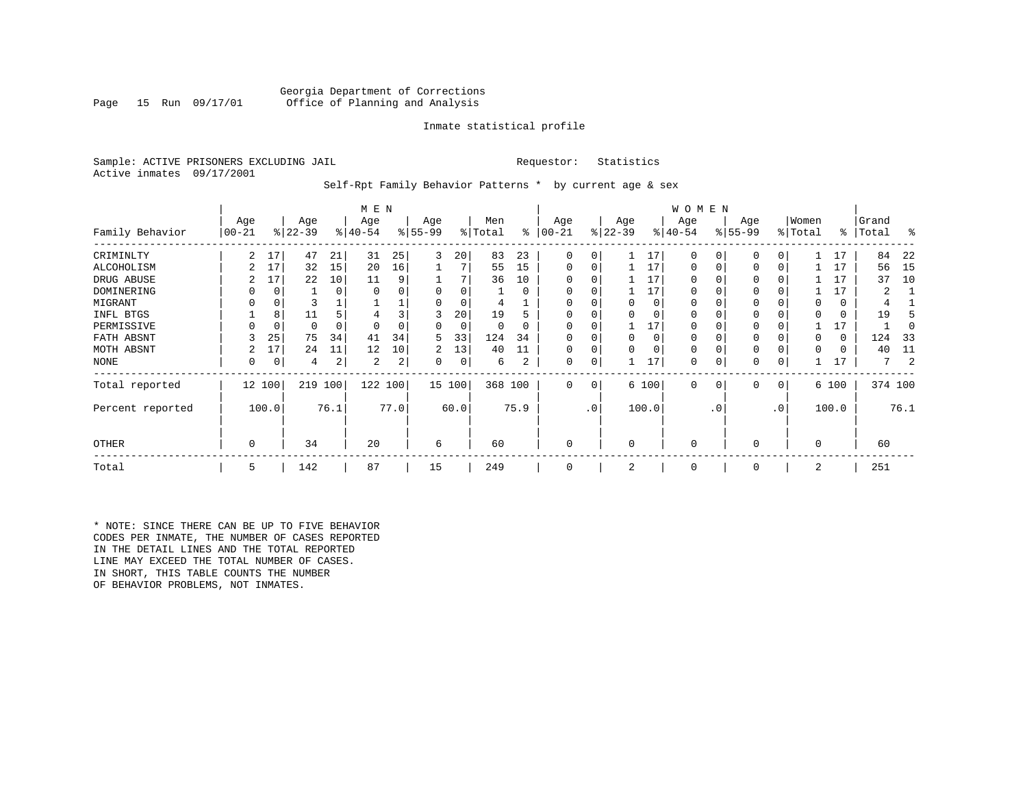Georgia Department of Corrections
Office of Planning and Analysis

Inmate statistical profile

Sample: ACTIVE PRISONERS EXCLUDING JAIL                    Requestor: Statistics
Active inmates 09/17/2001

Self-Rpt Family Behavior Patterns * by current age & sex

| Family Behavior | MEN Age 00-21 | % | Age 22-39 | % | Age 40-54 | % | Age 55-99 | % | Men Total | % | WOMEN Age 00-21 | % | Age 22-39 | % | Age 40-54 | % | Age 55-99 | % | Women Total | % | Grand Total | % |
|---|---|---|---|---|---|---|---|---|---|---|---|---|---|---|---|---|---|---|---|---|---|---|
| CRIMINLTY | 2 | 17 | 47 | 21 | 31 | 25 | 3 | 20 | 83 | 23 | 0 | 0 | 1 | 17 | 0 | 0 | 0 | 0 | 1 | 17 | 84 | 22 |
| ALCOHOLISM | 2 | 17 | 32 | 15 | 20 | 16 | 1 | 7 | 55 | 15 | 0 | 0 | 1 | 17 | 0 | 0 | 0 | 0 | 1 | 17 | 56 | 15 |
| DRUG ABUSE | 2 | 17 | 22 | 10 | 11 | 9 | 1 | 7 | 36 | 10 | 0 | 0 | 1 | 17 | 0 | 0 | 0 | 0 | 1 | 17 | 37 | 10 |
| DOMINERING | 0 | 0 | 1 | 0 | 0 | 0 | 0 | 0 | 1 | 0 | 0 | 0 | 1 | 17 | 0 | 0 | 0 | 0 | 1 | 17 | 2 | 1 |
| MIGRANT | 0 | 0 | 3 | 1 | 1 | 1 | 0 | 0 | 4 | 1 | 0 | 0 | 0 | 0 | 0 | 0 | 0 | 0 | 0 | 0 | 4 | 1 |
| INFL BTGS | 1 | 8 | 11 | 5 | 4 | 3 | 3 | 20 | 19 | 5 | 0 | 0 | 0 | 0 | 0 | 0 | 0 | 0 | 0 | 0 | 19 | 5 |
| PERMISSIVE | 0 | 0 | 0 | 0 | 0 | 0 | 0 | 0 | 0 | 0 | 0 | 0 | 1 | 17 | 0 | 0 | 0 | 0 | 1 | 17 | 1 | 0 |
| FATH ABSNT | 3 | 25 | 75 | 34 | 41 | 34 | 5 | 33 | 124 | 34 | 0 | 0 | 0 | 0 | 0 | 0 | 0 | 0 | 0 | 0 | 124 | 33 |
| MOTH ABSNT | 2 | 17 | 24 | 11 | 12 | 10 | 2 | 13 | 40 | 11 | 0 | 0 | 0 | 0 | 0 | 0 | 0 | 0 | 0 | 0 | 40 | 11 |
| NONE | 0 | 0 | 4 | 2 | 2 | 2 | 0 | 0 | 6 | 2 | 0 | 0 | 1 | 17 | 0 | 0 | 0 | 0 | 1 | 17 | 7 | 2 |
| Total reported | 12 | 100 | 219 | 100 | 122 | 100 | 15 | 100 | 368 | 100 | 0 | 0 | 6 | 100 | 0 | 0 | 0 | 0 | 6 | 100 | 374 | 100 |
| Percent reported | | 100.0 | | 76.1 | | 77.0 | | 60.0 | | 75.9 | | .0 | | 100.0 | | .0 | | .0 | | 100.0 | | 76.1 |
| OTHER | 0 | | 34 | | 20 | | 6 | | 60 | | 0 | | 0 | | 0 | | 0 | | 0 | | 60 | |
| Total | 5 | | 142 | | 87 | | 15 | | 249 | | 0 | | 2 | | 0 | | 0 | | 2 | | 251 | |

* NOTE: SINCE THERE CAN BE UP TO FIVE BEHAVIOR CODES PER INMATE, THE NUMBER OF CASES REPORTED IN THE DETAIL LINES AND THE TOTAL REPORTED LINE MAY EXCEED THE TOTAL NUMBER OF CASES. IN SHORT, THIS TABLE COUNTS THE NUMBER OF BEHAVIOR PROBLEMS, NOT INMATES.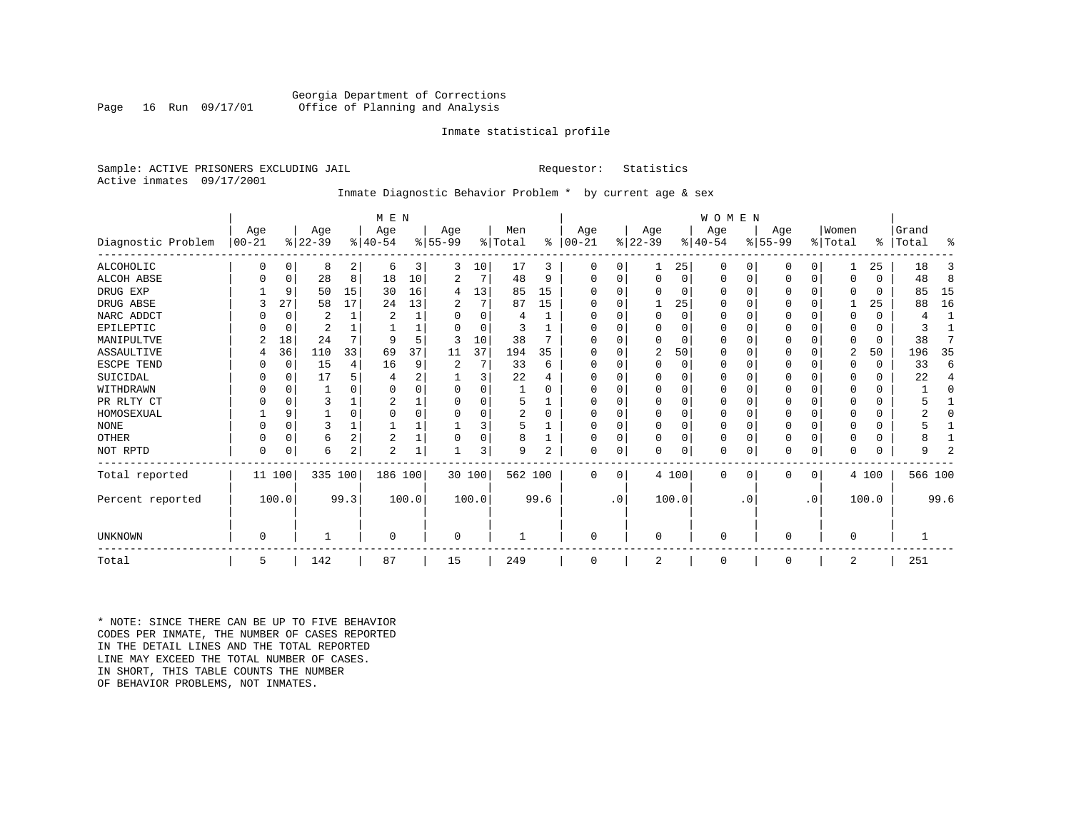Georgia Department of Corrections
Office of Planning and Analysis

Inmate statistical profile

Sample: ACTIVE PRISONERS EXCLUDING JAIL                    Requestor: Statistics
Active inmates 09/17/2001

Inmate Diagnostic Behavior Problem * by current age & sex

| Diagnostic Problem | MEN Age 00-21 | % | Age 22-39 | % | Age 40-54 | % | Age 55-99 | % | Men Total | % | WOMEN Age 00-21 | % | Age 22-39 | % | Age 40-54 | % | Age 55-99 | % | Women Total | % | Grand Total | % |
|---|---|---|---|---|---|---|---|---|---|---|---|---|---|---|---|---|---|---|---|---|---|---|
| ALCOHOLIC | 0 | 0 | 8 | 2 | 6 | 3 | 3 | 10 | 17 | 3 | 0 | 0 | 1 | 25 | 0 | 0 | 0 | 0 | 1 | 25 | 18 | 3 |
| ALCOH ABSE | 0 | 0 | 28 | 8 | 18 | 10 | 2 | 7 | 48 | 9 | 0 | 0 | 0 | 0 | 0 | 0 | 0 | 0 | 0 | 0 | 48 | 8 |
| DRUG EXP | 1 | 9 | 50 | 15 | 30 | 16 | 4 | 13 | 85 | 15 | 0 | 0 | 0 | 0 | 0 | 0 | 0 | 0 | 0 | 0 | 85 | 15 |
| DRUG ABSE | 3 | 27 | 58 | 17 | 24 | 13 | 2 | 7 | 87 | 15 | 0 | 0 | 1 | 25 | 0 | 0 | 0 | 0 | 1 | 25 | 88 | 16 |
| NARC ADDCT | 0 | 0 | 2 | 1 | 2 | 1 | 0 | 0 | 4 | 1 | 0 | 0 | 0 | 0 | 0 | 0 | 0 | 0 | 0 | 0 | 4 | 1 |
| EPILEPTIC | 0 | 0 | 2 | 1 | 1 | 1 | 0 | 0 | 3 | 1 | 0 | 0 | 0 | 0 | 0 | 0 | 0 | 0 | 0 | 0 | 3 | 1 |
| MANIPULTVE | 2 | 18 | 24 | 7 | 9 | 5 | 3 | 10 | 38 | 7 | 0 | 0 | 0 | 0 | 0 | 0 | 0 | 0 | 0 | 0 | 38 | 7 |
| ASSAULTIVE | 4 | 36 | 110 | 33 | 69 | 37 | 11 | 37 | 194 | 35 | 0 | 0 | 2 | 50 | 0 | 0 | 0 | 0 | 2 | 50 | 196 | 35 |
| ESCPE TEND | 0 | 0 | 15 | 4 | 16 | 9 | 2 | 7 | 33 | 6 | 0 | 0 | 0 | 0 | 0 | 0 | 0 | 0 | 0 | 0 | 33 | 6 |
| SUICIDAL | 0 | 0 | 17 | 5 | 4 | 2 | 1 | 3 | 22 | 4 | 0 | 0 | 0 | 0 | 0 | 0 | 0 | 0 | 0 | 0 | 22 | 4 |
| WITHDRAWN | 0 | 0 | 1 | 0 | 0 | 0 | 0 | 0 | 1 | 0 | 0 | 0 | 0 | 0 | 0 | 0 | 0 | 0 | 0 | 0 | 1 | 0 |
| PR RLTY CT | 0 | 0 | 3 | 1 | 2 | 1 | 0 | 0 | 5 | 1 | 0 | 0 | 0 | 0 | 0 | 0 | 0 | 0 | 0 | 0 | 5 | 1 |
| HOMOSEXUAL | 1 | 9 | 1 | 0 | 0 | 0 | 0 | 0 | 2 | 0 | 0 | 0 | 0 | 0 | 0 | 0 | 0 | 0 | 0 | 0 | 2 | 0 |
| NONE | 0 | 0 | 3 | 1 | 1 | 1 | 1 | 3 | 5 | 1 | 0 | 0 | 0 | 0 | 0 | 0 | 0 | 0 | 0 | 0 | 5 | 1 |
| OTHER | 0 | 0 | 6 | 2 | 2 | 1 | 0 | 0 | 8 | 1 | 0 | 0 | 0 | 0 | 0 | 0 | 0 | 0 | 0 | 0 | 8 | 1 |
| NOT RPTD | 0 | 0 | 6 | 2 | 2 | 1 | 1 | 3 | 9 | 2 | 0 | 0 | 0 | 0 | 0 | 0 | 0 | 0 | 0 | 0 | 9 | 2 |
| Total reported | 11 | 100 | 335 | 100 | 186 | 100 | 30 | 100 | 562 | 100 | 0 | 0 | 4 | 100 | 0 | 0 | 0 | 0 | 4 | 100 | 566 | 100 |
| Percent reported | 100.0 | | 99.3 | | 100.0 | | 100.0 | | 99.6 | | .0 | | 100.0 | | .0 | | .0 | | 100.0 | | 99.6 | |
| UNKNOWN | 0 | | 1 | | 0 | | 0 | | 1 | | 0 | | 0 | | 0 | | 0 | | 0 | | 1 | |
| Total | 5 | | 142 | | 87 | | 15 | | 249 | | 0 | | 2 | | 0 | | 0 | | 2 | | 251 | |

* NOTE: SINCE THERE CAN BE UP TO FIVE BEHAVIOR CODES PER INMATE, THE NUMBER OF CASES REPORTED IN THE DETAIL LINES AND THE TOTAL REPORTED LINE MAY EXCEED THE TOTAL NUMBER OF CASES. IN SHORT, THIS TABLE COUNTS THE NUMBER OF BEHAVIOR PROBLEMS, NOT INMATES.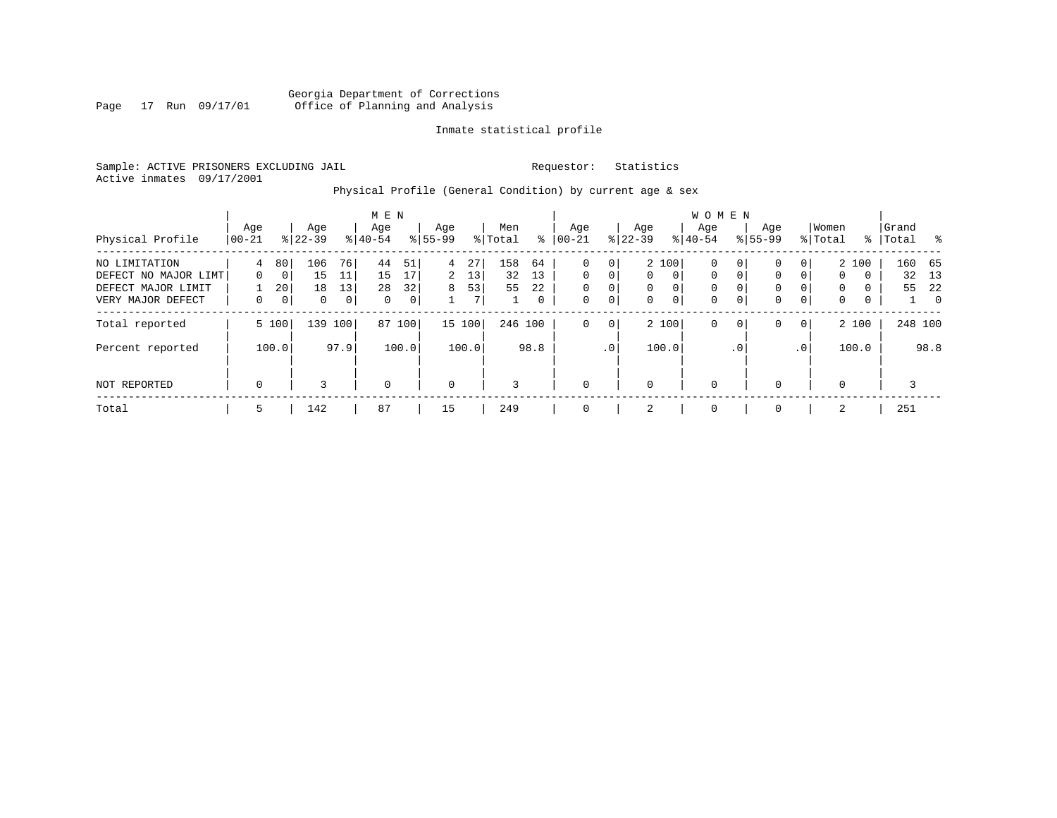Georgia Department of Corrections
Office of Planning and Analysis

Inmate statistical profile

Sample: ACTIVE PRISONERS EXCLUDING JAIL　　　Requestor: Statistics
Active inmates 09/17/2001

Physical Profile (General Condition) by current age & sex

| Physical Profile | MEN Age 00-21 | % | Age 22-39 | % | Age 40-54 | % | Age 55-99 | % | Men Total | % | WOMEN Age 00-21 | % | Age 22-39 | % | Age 40-54 | % | Age 55-99 | % | Women Total | % | Grand Total | % |
|---|---|---|---|---|---|---|---|---|---|---|---|---|---|---|---|---|---|---|---|---|---|---|
| NO LIMITATION | 4 | 80 | 106 | 76 | 44 | 51 | 4 | 27 | 158 | 64 | 0 | 0 | 2 | 100 | 0 | 0 | 0 | 0 | 2 | 100 | 160 | 65 |
| DEFECT NO MAJOR LIMT | 0 | 0 | 15 | 11 | 15 | 17 | 2 | 13 | 32 | 13 | 0 | 0 | 0 | 0 | 0 | 0 | 0 | 0 | 0 | 0 | 32 | 13 |
| DEFECT MAJOR LIMIT | 1 | 20 | 18 | 13 | 28 | 32 | 8 | 53 | 55 | 22 | 0 | 0 | 0 | 0 | 0 | 0 | 0 | 0 | 0 | 0 | 55 | 22 |
| VERY MAJOR DEFECT | 0 | 0 | 0 | 0 | 0 | 0 | 1 | 7 | 1 | 0 | 0 | 0 | 0 | 0 | 0 | 0 | 0 | 0 | 0 | 0 | 1 | 0 |
| Total reported | 5 | 100 | 139 | 100 | 87 | 100 | 15 | 100 | 246 | 100 | 0 | 0 | 2 | 100 | 0 | 0 | 0 | 0 | 2 | 100 | 248 | 100 |
| Percent reported | | 100.0 | | 97.9 | | 100.0 | | 100.0 | | 98.8 | | .0 | | 100.0 | | .0 | | .0 | | 100.0 | | 98.8 |
| NOT REPORTED | 0 | | 3 | | 0 | | 0 | | 3 | | 0 | | 0 | | 0 | | 0 | | 0 | | 3 | |
| Total | 5 | | 142 | | 87 | | 15 | | 249 | | 0 | | 2 | | 0 | | 0 | | 2 | | 251 | |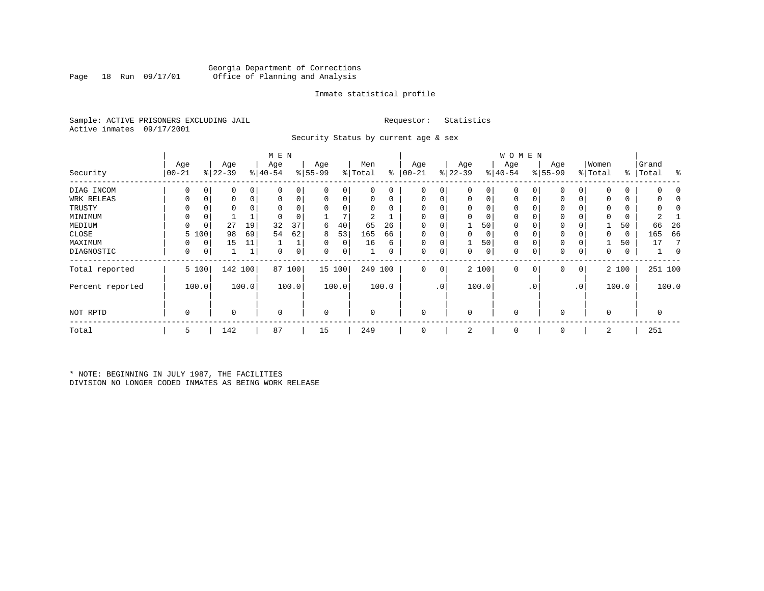Georgia Department of Corrections
Office of Planning and Analysis

Inmate statistical profile

Sample: ACTIVE PRISONERS EXCLUDING JAIL
Active inmates 09/17/2001

Requestor: Statistics

Security Status by current age & sex

| Security | MEN Age 00-21 | % | Age 22-39 | % | Age 40-54 | % | Age 55-99 | % | Men Total | % | WOMEN Age 00-21 | % | Age 22-39 | % | Age 40-54 | % | Age 55-99 | % | Women Total | % | Grand Total | % |
|---|---|---|---|---|---|---|---|---|---|---|---|---|---|---|---|---|---|---|---|---|---|---|
| DIAG INCOM | 0 | 0 | 0 | 0 | 0 | 0 | 0 | 0 | 0 | 0 | 0 | 0 | 0 | 0 | 0 | 0 | 0 | 0 | 0 | 0 | 0 | 0 |
| WRK RELEAS | 0 | 0 | 0 | 0 | 0 | 0 | 0 | 0 | 0 | 0 | 0 | 0 | 0 | 0 | 0 | 0 | 0 | 0 | 0 | 0 | 0 | 0 |
| TRUSTY | 0 | 0 | 0 | 0 | 0 | 0 | 0 | 0 | 0 | 0 | 0 | 0 | 0 | 0 | 0 | 0 | 0 | 0 | 0 | 0 | 0 | 0 |
| MINIMUM | 0 | 0 | 1 | 1 | 0 | 0 | 1 | 7 | 2 | 1 | 0 | 0 | 0 | 0 | 0 | 0 | 0 | 0 | 0 | 0 | 2 | 1 |
| MEDIUM | 0 | 0 | 27 | 19 | 32 | 37 | 6 | 40 | 65 | 26 | 0 | 0 | 1 | 50 | 0 | 0 | 0 | 0 | 1 | 50 | 66 | 26 |
| CLOSE | 5 | 100 | 98 | 69 | 54 | 62 | 8 | 53 | 165 | 66 | 0 | 0 | 0 | 0 | 0 | 0 | 0 | 0 | 0 | 0 | 165 | 66 |
| MAXIMUM | 0 | 0 | 15 | 11 | 1 | 1 | 0 | 0 | 16 | 6 | 0 | 0 | 1 | 50 | 0 | 0 | 0 | 0 | 1 | 50 | 17 | 7 |
| DIAGNOSTIC | 0 | 0 | 1 | 1 | 0 | 0 | 0 | 0 | 1 | 0 | 0 | 0 | 0 | 0 | 0 | 0 | 0 | 0 | 0 | 0 | 1 | 0 |
| Total reported | 5 | 100 | 142 | 100 | 87 | 100 | 15 | 100 | 249 | 100 | 0 | 0 | 2 | 100 | 0 | 0 | 0 | 0 | 2 | 100 | 251 | 100 |
| Percent reported | | 100.0 | | 100.0 | | 100.0 | | 100.0 | | 100.0 | | .0 | | 100.0 | | .0 | | .0 | | 100.0 | | 100.0 |
| NOT RPTD | 0 | | 0 | | 0 | | 0 | | 0 | | 0 | | 0 | | 0 | | 0 | | 0 | | 0 | |
| Total | 5 | | 142 | | 87 | | 15 | | 249 | | 0 | | 2 | | 0 | | 0 | | 2 | | 251 | |

* NOTE: BEGINNING IN JULY 1987, THE FACILITIES
DIVISION NO LONGER CODED INMATES AS BEING WORK RELEASE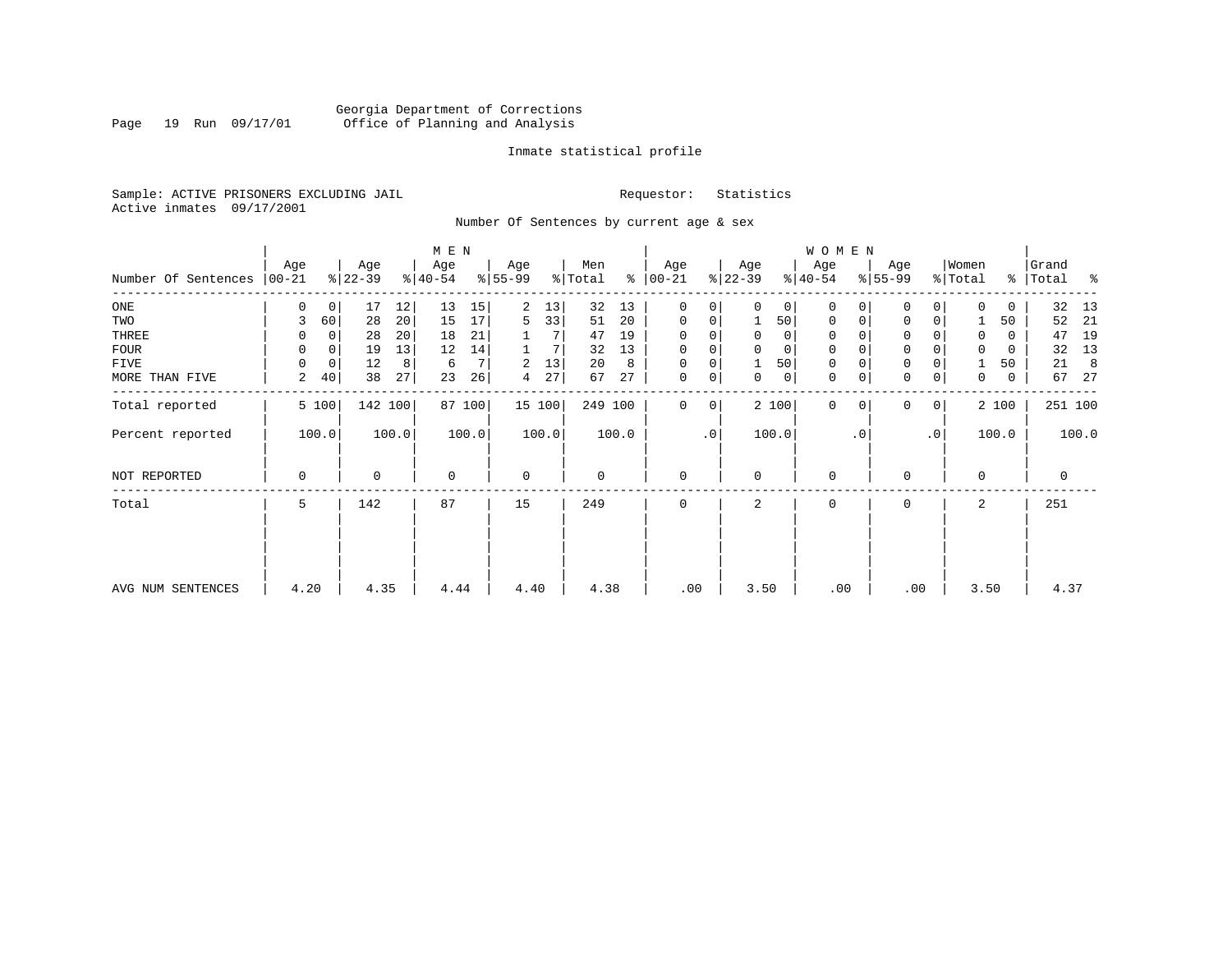Georgia Department of Corrections
Office of Planning and Analysis

Inmate statistical profile

Sample: ACTIVE PRISONERS EXCLUDING JAIL
Active inmates 09/17/2001

Requestor: Statistics

Number Of Sentences by current age & sex

| Number Of Sentences | MEN Age 00-21 | % | Age 22-39 | % | Age 40-54 | % | Age 55-99 | % | Men Total | % | WOMEN Age 00-21 | % | Age 22-39 | % | Age 40-54 | % | Age 55-99 | % | Women Total | % | Grand Total | % |
|---|---|---|---|---|---|---|---|---|---|---|---|---|---|---|---|---|---|---|---|---|---|---|
| ONE | 0 | 0 | 17 | 12 | 13 | 15 | 2 | 13 | 32 | 13 | 0 | 0 | 0 | 0 | 0 | 0 | 0 | 0 | 0 | 0 | 32 | 13 |
| TWO | 3 | 60 | 28 | 20 | 15 | 17 | 5 | 33 | 51 | 20 | 0 | 0 | 1 | 50 | 0 | 0 | 0 | 0 | 1 | 50 | 52 | 21 |
| THREE | 0 | 0 | 28 | 20 | 18 | 21 | 1 | 7 | 47 | 19 | 0 | 0 | 0 | 0 | 0 | 0 | 0 | 0 | 0 | 0 | 47 | 19 |
| FOUR | 0 | 0 | 19 | 13 | 12 | 14 | 1 | 7 | 32 | 13 | 0 | 0 | 0 | 0 | 0 | 0 | 0 | 0 | 0 | 0 | 32 | 13 |
| FIVE | 0 | 0 | 12 | 8 | 6 | 7 | 2 | 13 | 20 | 8 | 0 | 0 | 1 | 50 | 0 | 0 | 0 | 0 | 1 | 50 | 21 | 8 |
| MORE THAN FIVE | 2 | 40 | 38 | 27 | 23 | 26 | 4 | 27 | 67 | 27 | 0 | 0 | 0 | 0 | 0 | 0 | 0 | 0 | 0 | 0 | 67 | 27 |
| Total reported | 5 | 100 | 142 | 100 | 87 | 100 | 15 | 100 | 249 | 100 | 0 | 0 | 2 | 100 | 0 | 0 | 0 | 0 | 2 | 100 | 251 | 100 |
| Percent reported | | 100.0 | | 100.0 | | 100.0 | | 100.0 | | 100.0 | | .0 | | 100.0 | | .0 | | .0 | | 100.0 | | 100.0 |
| NOT REPORTED | 0 | | 0 | | 0 | | 0 | | 0 | | 0 | | 0 | | 0 | | 0 | | 0 | | 0 | |
| Total | 5 | | 142 | | 87 | | 15 | | 249 | | 0 | | 2 | | 0 | | 0 | | 2 | | 251 | |
| AVG NUM SENTENCES | 4.20 | | 4.35 | | 4.44 | | 4.40 | | 4.38 | | .00 | | 3.50 | | .00 | | .00 | | 3.50 | | 4.37 | |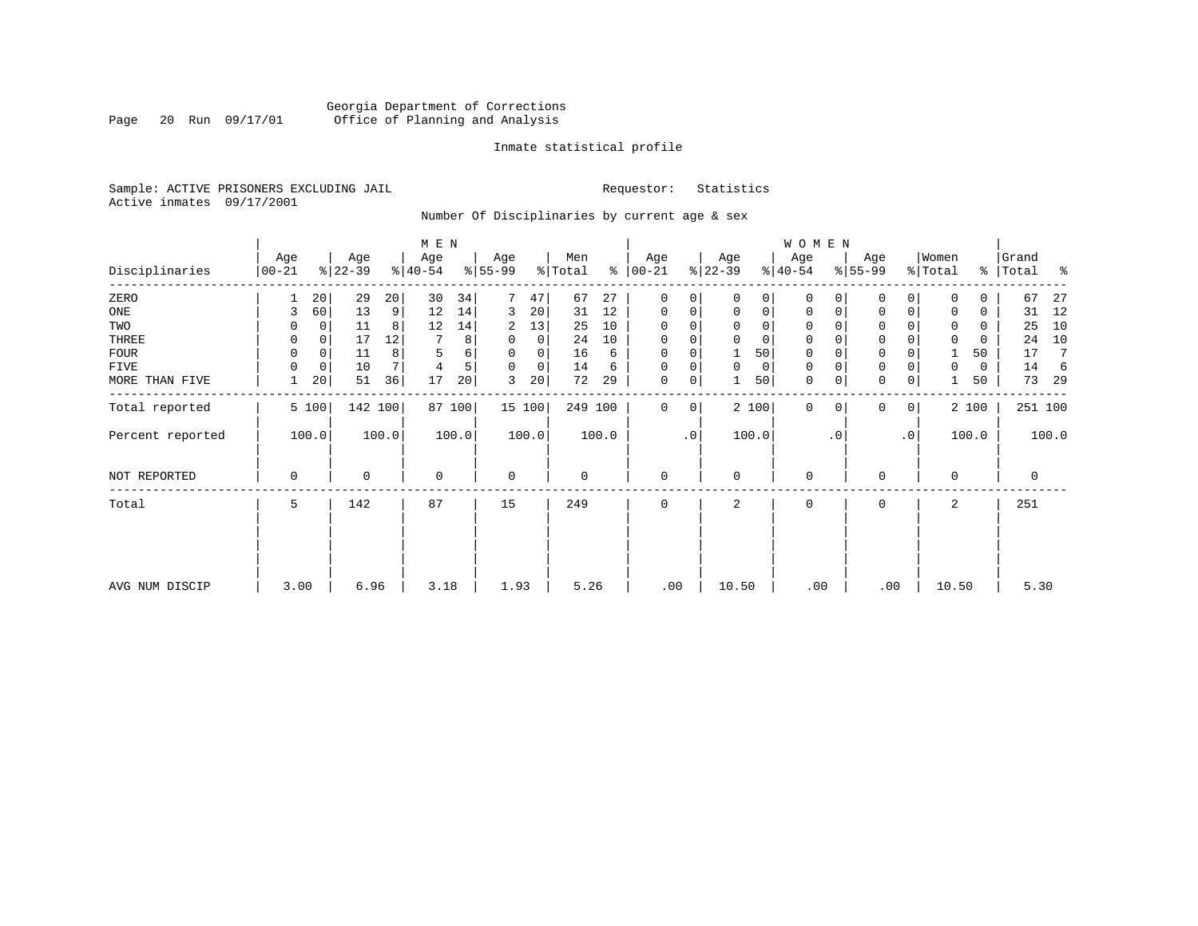Georgia Department of Corrections
Office of Planning and Analysis

Inmate statistical profile

Sample: ACTIVE PRISONERS EXCLUDING JAIL
Active inmates 09/17/2001

Requestor: Statistics

Number Of Disciplinaries by current age & sex

| Disciplinaries | MEN Age 00-21 | % | Age 22-39 | % | Age 40-54 | % | Age 55-99 | % | Men Total | % | WOMEN Age 00-21 | % | Age 22-39 | % | Age 40-54 | % | Age 55-99 | % | Women Total | % | Grand Total | % |
|---|---|---|---|---|---|---|---|---|---|---|---|---|---|---|---|---|---|---|---|---|---|---|
| ZERO | 1 | 20 | 29 | 20 | 30 | 34 | 7 | 47 | 67 | 27 | 0 | 0 | 0 | 0 | 0 | 0 | 0 | 0 | 0 | 0 | 67 | 27 |
| ONE | 3 | 60 | 13 | 9 | 12 | 14 | 3 | 20 | 31 | 12 | 0 | 0 | 0 | 0 | 0 | 0 | 0 | 0 | 0 | 0 | 31 | 12 |
| TWO | 0 | 0 | 11 | 8 | 12 | 14 | 2 | 13 | 25 | 10 | 0 | 0 | 0 | 0 | 0 | 0 | 0 | 0 | 0 | 0 | 25 | 10 |
| THREE | 0 | 0 | 17 | 12 | 7 | 8 | 0 | 0 | 24 | 10 | 0 | 0 | 0 | 0 | 0 | 0 | 0 | 0 | 0 | 0 | 24 | 10 |
| FOUR | 0 | 0 | 11 | 8 | 5 | 6 | 0 | 0 | 16 | 6 | 0 | 0 | 1 | 50 | 0 | 0 | 0 | 0 | 1 | 50 | 17 | 7 |
| FIVE | 0 | 0 | 10 | 7 | 4 | 5 | 0 | 0 | 14 | 6 | 0 | 0 | 0 | 0 | 0 | 0 | 0 | 0 | 0 | 0 | 14 | 6 |
| MORE THAN FIVE | 1 | 20 | 51 | 36 | 17 | 20 | 3 | 20 | 72 | 29 | 0 | 0 | 1 | 50 | 0 | 0 | 0 | 0 | 1 | 50 | 73 | 29 |
| Total reported | 5 | 100 | 142 | 100 | 87 | 100 | 15 | 100 | 249 | 100 | 0 | 0 | 2 | 100 | 0 | 0 | 0 | 0 | 2 | 100 | 251 | 100 |
| Percent reported | 100.0 | | 100.0 | | 100.0 | | 100.0 | | 100.0 | | .0 | | 100.0 | | .0 | | .0 | | 100.0 | | 100.0 | |
| NOT REPORTED | 0 | | 0 | | 0 | | 0 | | 0 | | 0 | | 0 | | 0 | | 0 | | 0 | | 0 | |
| Total | 5 | | 142 | | 87 | | 15 | | 249 | | 0 | | 2 | | 0 | | 0 | | 2 | | 251 | |
| AVG NUM DISCIP | 3.00 | | 6.96 | | 3.18 | | 1.93 | | 5.26 | | .00 | | 10.50 | | .00 | | .00 | | 10.50 | | 5.30 | |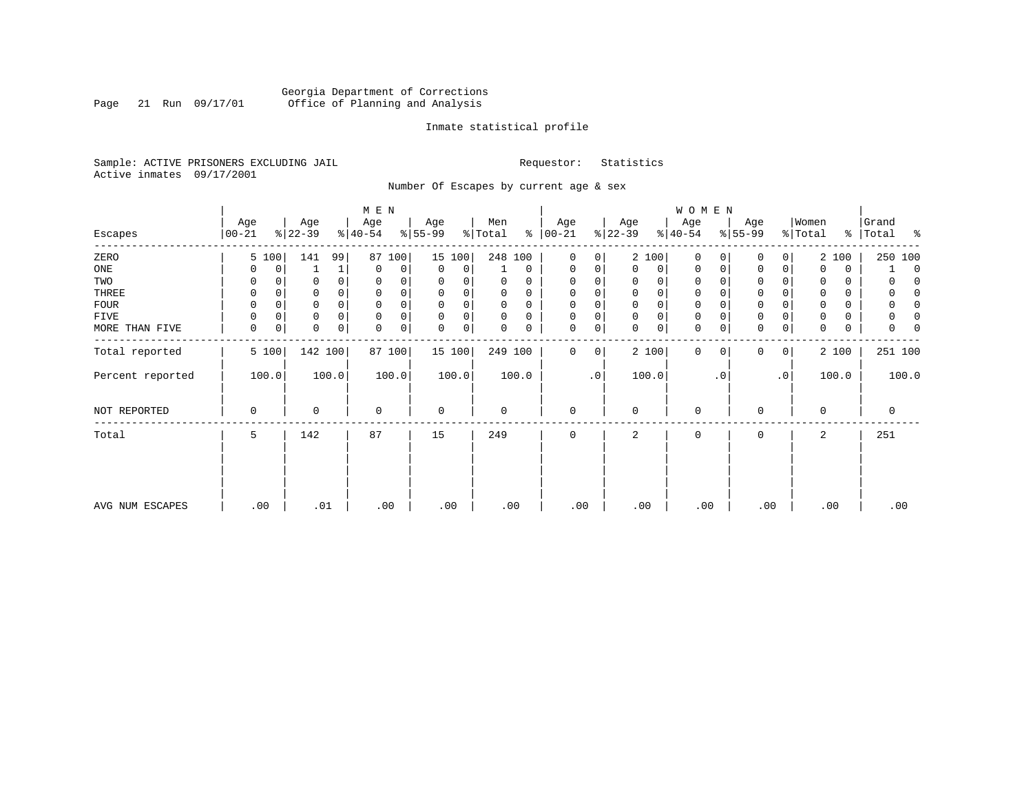Georgia Department of Corrections
Office of Planning and Analysis

Inmate statistical profile

Sample: ACTIVE PRISONERS EXCLUDING JAIL    Requestor: Statistics
Active inmates 09/17/2001

Number Of Escapes by current age & sex

| Escapes | MEN Age 00-21 | % | Age 22-39 | % | Age 40-54 | % | Age 55-99 | % | Men Total | % | WOMEN Age 00-21 | % | Age 22-39 | % | Age 40-54 | % | Age 55-99 | % | Women Total | % | Grand Total | % |
|---|---|---|---|---|---|---|---|---|---|---|---|---|---|---|---|---|---|---|---|---|---|---|
| ZERO | 5 | 100 | 141 | 99 | 87 | 100 | 15 | 100 | 248 | 100 | 0 | 0 | 2 | 100 | 0 | 0 | 0 | 0 | 2 | 100 | 250 | 100 |
| ONE | 0 | 0 | 1 | 1 | 0 | 0 | 0 | 0 | 1 | 0 | 0 | 0 | 0 | 0 | 0 | 0 | 0 | 0 | 0 | 0 | 1 | 0 |
| TWO | 0 | 0 | 0 | 0 | 0 | 0 | 0 | 0 | 0 | 0 | 0 | 0 | 0 | 0 | 0 | 0 | 0 | 0 | 0 | 0 | 0 | 0 |
| THREE | 0 | 0 | 0 | 0 | 0 | 0 | 0 | 0 | 0 | 0 | 0 | 0 | 0 | 0 | 0 | 0 | 0 | 0 | 0 | 0 | 0 | 0 |
| FOUR | 0 | 0 | 0 | 0 | 0 | 0 | 0 | 0 | 0 | 0 | 0 | 0 | 0 | 0 | 0 | 0 | 0 | 0 | 0 | 0 | 0 | 0 |
| FIVE | 0 | 0 | 0 | 0 | 0 | 0 | 0 | 0 | 0 | 0 | 0 | 0 | 0 | 0 | 0 | 0 | 0 | 0 | 0 | 0 | 0 | 0 |
| MORE THAN FIVE | 0 | 0 | 0 | 0 | 0 | 0 | 0 | 0 | 0 | 0 | 0 | 0 | 0 | 0 | 0 | 0 | 0 | 0 | 0 | 0 | 0 | 0 |
| Total reported | 5 | 100 | 142 | 100 | 87 | 100 | 15 | 100 | 249 | 100 | 0 | 0 | 2 | 100 | 0 | 0 | 0 | 0 | 2 | 100 | 251 | 100 |
| Percent reported | 100.0 | | 100.0 | | 100.0 | | 100.0 | | 100.0 | | .0 | | 100.0 | | .0 | | .0 | | 100.0 | | 100.0 | |
| NOT REPORTED | 0 | | 0 | | 0 | | 0 | | 0 | | 0 | | 0 | | 0 | | 0 | | 0 | | 0 | |
| Total | 5 | | 142 | | 87 | | 15 | | 249 | | 0 | | 2 | | 0 | | 0 | | 2 | | 251 | |
| AVG NUM ESCAPES | .00 | | .01 | | .00 | | .00 | | .00 | | .00 | | .00 | | .00 | | .00 | | .00 | | .00 | |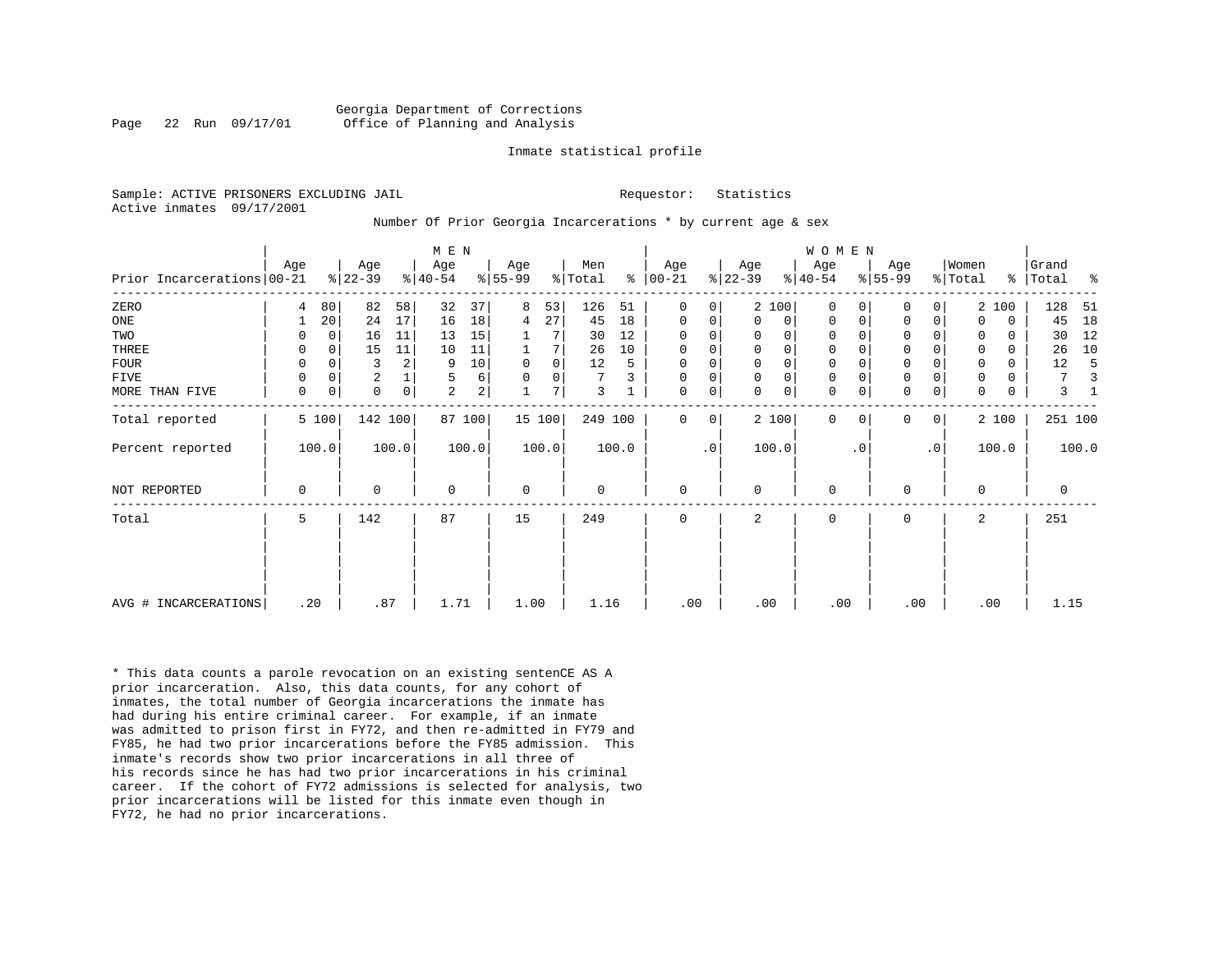Georgia Department of Corrections
Office of Planning and Analysis

Inmate statistical profile

Sample: ACTIVE PRISONERS EXCLUDING JAIL                    Requestor: Statistics
Active inmates 09/17/2001

Number Of Prior Georgia Incarcerations * by current age & sex

| | MEN | | | | | | | | | | WOMEN | | | | | | | | | | Grand | |
|---|---|---|---|---|---|---|---|---|---|---|---|---|---|---|---|---|---|---|---|---|---|---|
| Prior Incarcerations | Age 00-21 | % | Age 22-39 | % | Age 40-54 | % | Age 55-99 | % | Men Total | % | Age 00-21 | % | Age 22-39 | % | Age 40-54 | % | Age 55-99 | % | Women Total | % | Total | % |
| ZERO | 4 | 80 | 82 | 58 | 32 | 37 | 8 | 53 | 126 | 51 | 0 | 0 | 2 | 100 | 0 | 0 | 0 | 0 | 2 | 100 | 128 | 51 |
| ONE | 1 | 20 | 24 | 17 | 16 | 18 | 4 | 27 | 45 | 18 | 0 | 0 | 0 | 0 | 0 | 0 | 0 | 0 | 0 | 0 | 45 | 18 |
| TWO | 0 | 0 | 16 | 11 | 13 | 15 | 1 | 7 | 30 | 12 | 0 | 0 | 0 | 0 | 0 | 0 | 0 | 0 | 0 | 0 | 30 | 12 |
| THREE | 0 | 0 | 15 | 11 | 10 | 11 | 1 | 7 | 26 | 10 | 0 | 0 | 0 | 0 | 0 | 0 | 0 | 0 | 0 | 0 | 26 | 10 |
| FOUR | 0 | 0 | 3 | 2 | 9 | 10 | 0 | 0 | 12 | 5 | 0 | 0 | 0 | 0 | 0 | 0 | 0 | 0 | 0 | 0 | 12 | 5 |
| FIVE | 0 | 0 | 2 | 1 | 5 | 6 | 0 | 0 | 7 | 3 | 0 | 0 | 0 | 0 | 0 | 0 | 0 | 0 | 0 | 0 | 7 | 3 |
| MORE THAN FIVE | 0 | 0 | 0 | 0 | 2 | 2 | 1 | 7 | 3 | 1 | 0 | 0 | 0 | 0 | 0 | 0 | 0 | 0 | 0 | 0 | 3 | 1 |
| Total reported | 5 | 100 | 142 | 100 | 87 | 100 | 15 | 100 | 249 | 100 | 0 | 0 | 2 | 100 | 0 | 0 | 0 | 0 | 2 | 100 | 251 | 100 |
| Percent reported | 100.0 | | 100.0 | | 100.0 | | 100.0 | | 100.0 | | .0 | | 100.0 | | .0 | | .0 | | 100.0 | | 100.0 | |
| NOT REPORTED | 0 | | 0 | | 0 | | 0 | | 0 | | 0 | | 0 | | 0 | | 0 | | 0 | | 0 | |
| Total | 5 | | 142 | | 87 | | 15 | | 249 | | 0 | | 2 | | 0 | | 0 | | 2 | | 251 | |
| AVG # INCARCERATIONS | .20 | | .87 | | 1.71 | | 1.00 | | 1.16 | | .00 | | .00 | | .00 | | .00 | | .00 | | 1.15 | |

* This data counts a parole revocation on an existing sentenCE AS A prior incarceration. Also, this data counts, for any cohort of inmates, the total number of Georgia incarcerations the inmate has had during his entire criminal career. For example, if an inmate was admitted to prison first in FY72, and then re-admitted in FY79 and FY85, he had two prior incarcerations before the FY85 admission. This inmate's records show two prior incarcerations in all three of his records since he has had two prior incarcerations in his criminal career. If the cohort of FY72 admissions is selected for analysis, two prior incarcerations will be listed for this inmate even though in FY72, he had no prior incarcerations.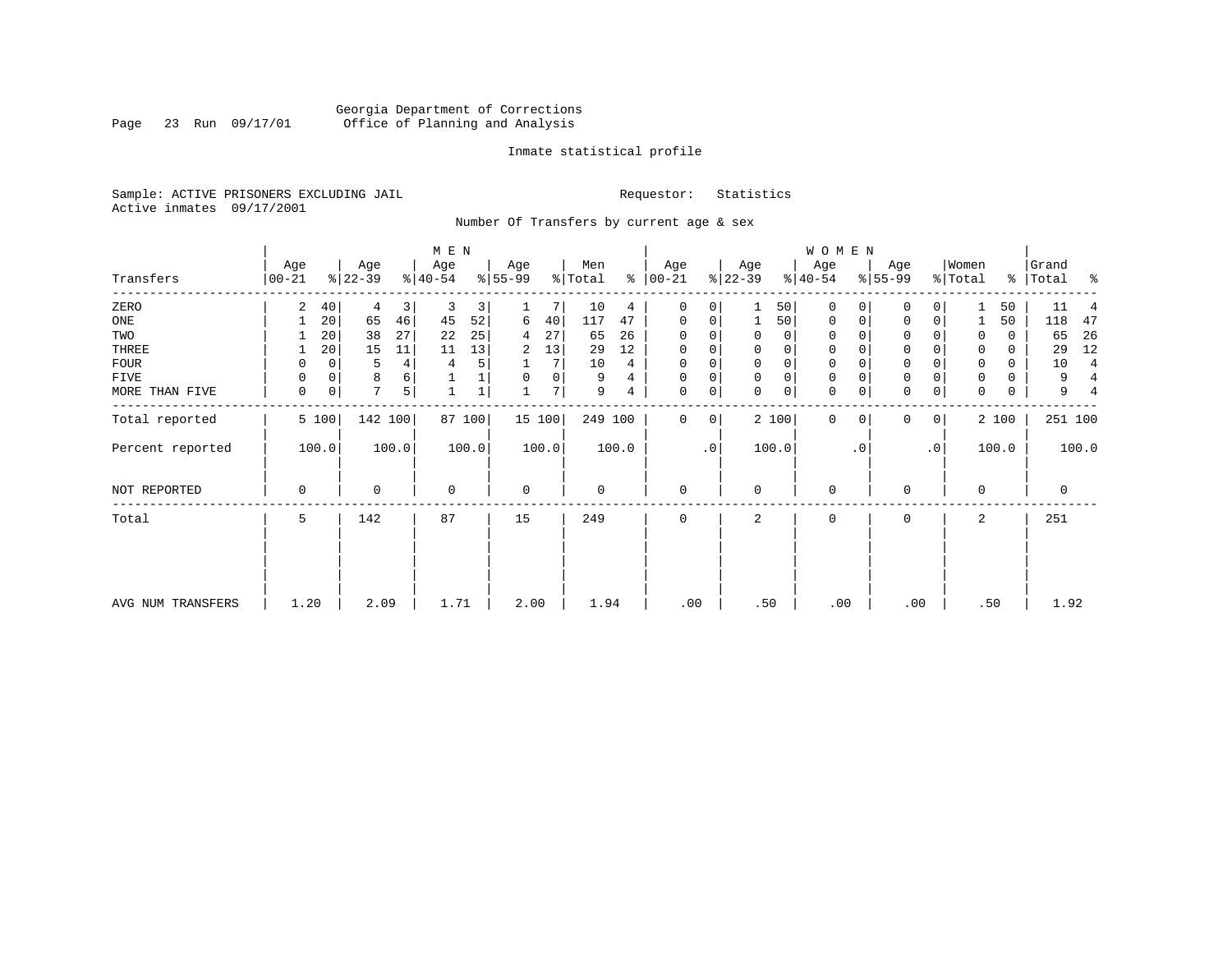Georgia Department of Corrections
Office of Planning and Analysis

Inmate statistical profile

Sample: ACTIVE PRISONERS EXCLUDING JAIL     Requestor: Statistics
Active inmates 09/17/2001

Number Of Transfers by current age & sex

| Transfers | MEN Age 00-21 | % | Age 22-39 | % | Age 40-54 | % | Age 55-99 | % | Men Total | % | WOMEN Age 00-21 | % | Age 22-39 | % | Age 40-54 | % | Age 55-99 | % | Women Total | % | Grand Total | % |
|---|---|---|---|---|---|---|---|---|---|---|---|---|---|---|---|---|---|---|---|---|---|---|
| ZERO | 2 | 40 | 4 | 3 | 3 | 3 | 1 | 7 | 10 | 4 | 0 | 0 | 1 | 50 | 0 | 0 | 0 | 0 | 1 | 50 | 11 | 4 |
| ONE | 1 | 20 | 65 | 46 | 45 | 52 | 6 | 40 | 117 | 47 | 0 | 0 | 1 | 50 | 0 | 0 | 0 | 0 | 1 | 50 | 118 | 47 |
| TWO | 1 | 20 | 38 | 27 | 22 | 25 | 4 | 27 | 65 | 26 | 0 | 0 | 0 | 0 | 0 | 0 | 0 | 0 | 0 | 0 | 65 | 26 |
| THREE | 1 | 20 | 15 | 11 | 11 | 13 | 2 | 13 | 29 | 12 | 0 | 0 | 0 | 0 | 0 | 0 | 0 | 0 | 0 | 0 | 29 | 12 |
| FOUR | 0 | 0 | 5 | 4 | 4 | 5 | 1 | 7 | 10 | 4 | 0 | 0 | 0 | 0 | 0 | 0 | 0 | 0 | 0 | 0 | 10 | 4 |
| FIVE | 0 | 0 | 8 | 6 | 1 | 1 | 0 | 0 | 9 | 4 | 0 | 0 | 0 | 0 | 0 | 0 | 0 | 0 | 0 | 0 | 9 | 4 |
| MORE THAN FIVE | 0 | 0 | 7 | 5 | 1 | 1 | 1 | 7 | 9 | 4 | 0 | 0 | 0 | 0 | 0 | 0 | 0 | 0 | 0 | 0 | 9 | 4 |
| Total reported | 5 | 100 | 142 | 100 | 87 | 100 | 15 | 100 | 249 | 100 | 0 | 0 | 2 | 100 | 0 | 0 | 0 | 0 | 2 | 100 | 251 | 100 |
| Percent reported | 100.0 | | 100.0 | | 100.0 | | 100.0 | | 100.0 | | .0 | | 100.0 | | .0 | | .0 | | 100.0 | | 100.0 | |
| NOT REPORTED | 0 | | 0 | | 0 | | 0 | | 0 | | 0 | | 0 | | 0 | | 0 | | 0 | | 0 | |
| Total | 5 | | 142 | | 87 | | 15 | | 249 | | 0 | | 2 | | 0 | | 0 | | 2 | | 251 | |
| AVG NUM TRANSFERS | 1.20 | | 2.09 | | 1.71 | | 2.00 | | 1.94 | | .00 | | .50 | | .00 | | .00 | | .50 | | 1.92 | |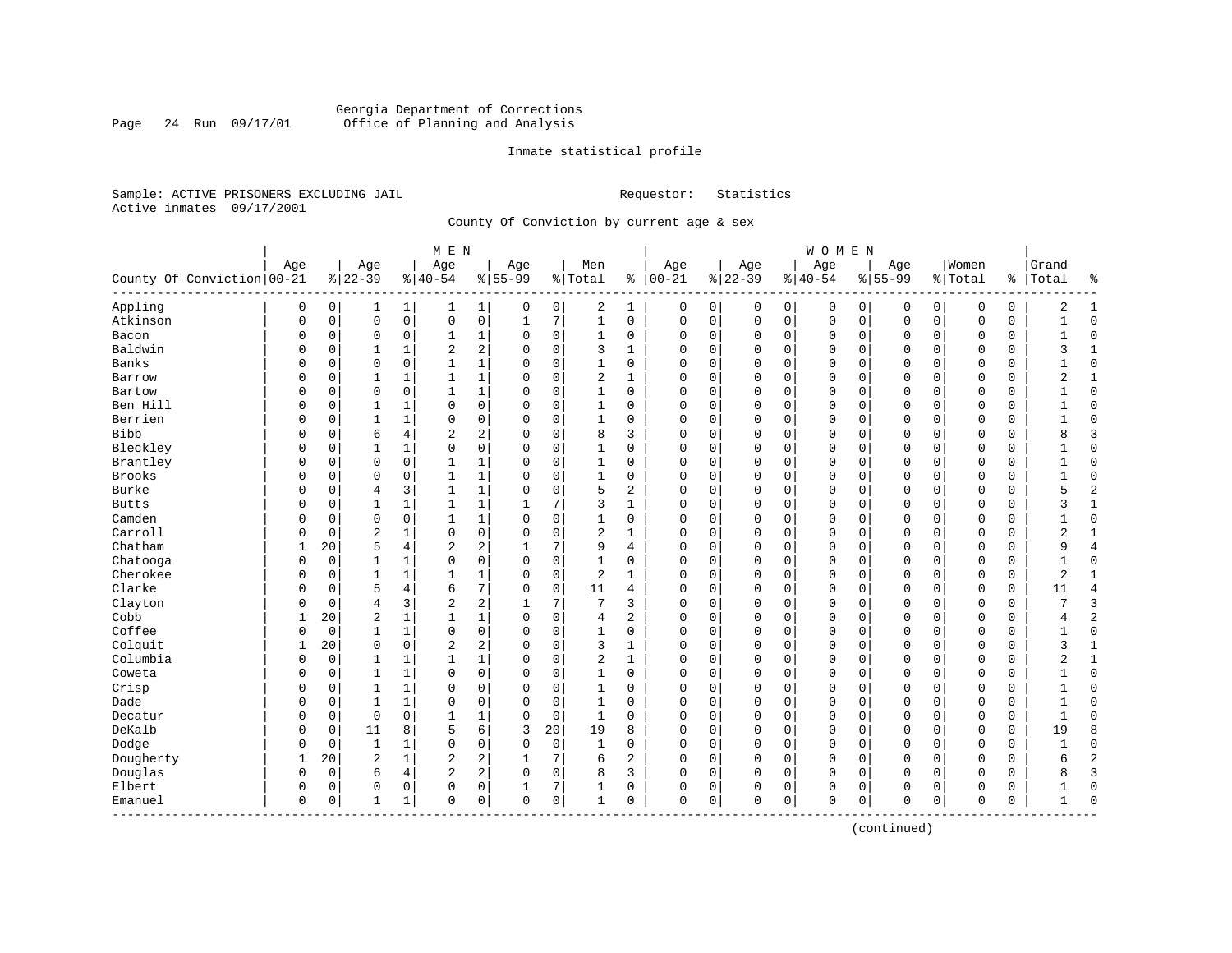Georgia Department of Corrections
Office of Planning and Analysis

Inmate statistical profile

Sample: ACTIVE PRISONERS EXCLUDING JAIL
Active inmates 09/17/2001

Requestor: Statistics

County Of Conviction by current age & sex

| County Of Conviction | MEN Age 00-21 | % | Age 22-39 | % | Age 40-54 | % | Age 55-99 | % | Men Total | % | WOMEN Age 00-21 | % | Age 22-39 | % | Age 40-54 | % | Age 55-99 | % | Women Total | % | Grand Total | % |
|---|---|---|---|---|---|---|---|---|---|---|---|---|---|---|---|---|---|---|---|---|---|---|
| Appling | 0 | 0 | 1 | 1 | 1 | 1 | 0 | 0 | 2 | 1 | 0 | 0 | 0 | 0 | 0 | 0 | 0 | 0 | 0 | 0 | 2 | 1 |
| Atkinson | 0 | 0 | 0 | 0 | 0 | 0 | 1 | 7 | 1 | 0 | 0 | 0 | 0 | 0 | 0 | 0 | 0 | 0 | 0 | 0 | 1 | 0 |
| Bacon | 0 | 0 | 0 | 0 | 1 | 1 | 0 | 0 | 1 | 0 | 0 | 0 | 0 | 0 | 0 | 0 | 0 | 0 | 0 | 0 | 1 | 0 |
| Baldwin | 0 | 0 | 1 | 1 | 2 | 2 | 0 | 0 | 3 | 1 | 0 | 0 | 0 | 0 | 0 | 0 | 0 | 0 | 0 | 0 | 3 | 1 |
| Banks | 0 | 0 | 0 | 0 | 1 | 1 | 0 | 0 | 1 | 0 | 0 | 0 | 0 | 0 | 0 | 0 | 0 | 0 | 0 | 0 | 1 | 0 |
| Barrow | 0 | 0 | 1 | 1 | 1 | 1 | 0 | 0 | 2 | 1 | 0 | 0 | 0 | 0 | 0 | 0 | 0 | 0 | 0 | 0 | 2 | 1 |
| Bartow | 0 | 0 | 0 | 0 | 1 | 1 | 0 | 0 | 1 | 0 | 0 | 0 | 0 | 0 | 0 | 0 | 0 | 0 | 0 | 0 | 1 | 0 |
| Ben Hill | 0 | 0 | 1 | 1 | 0 | 0 | 0 | 0 | 1 | 0 | 0 | 0 | 0 | 0 | 0 | 0 | 0 | 0 | 0 | 0 | 1 | 0 |
| Berrien | 0 | 0 | 1 | 1 | 0 | 0 | 0 | 0 | 1 | 0 | 0 | 0 | 0 | 0 | 0 | 0 | 0 | 0 | 0 | 0 | 1 | 0 |
| Bibb | 0 | 0 | 6 | 4 | 2 | 2 | 0 | 0 | 8 | 3 | 0 | 0 | 0 | 0 | 0 | 0 | 0 | 0 | 0 | 0 | 8 | 3 |
| Bleckley | 0 | 0 | 1 | 1 | 0 | 0 | 0 | 0 | 1 | 0 | 0 | 0 | 0 | 0 | 0 | 0 | 0 | 0 | 0 | 0 | 1 | 0 |
| Brantley | 0 | 0 | 0 | 0 | 1 | 1 | 0 | 0 | 1 | 0 | 0 | 0 | 0 | 0 | 0 | 0 | 0 | 0 | 0 | 0 | 1 | 0 |
| Brooks | 0 | 0 | 0 | 0 | 1 | 1 | 0 | 0 | 1 | 0 | 0 | 0 | 0 | 0 | 0 | 0 | 0 | 0 | 0 | 0 | 1 | 0 |
| Burke | 0 | 0 | 4 | 3 | 1 | 1 | 0 | 0 | 5 | 2 | 0 | 0 | 0 | 0 | 0 | 0 | 0 | 0 | 0 | 0 | 5 | 2 |
| Butts | 0 | 0 | 1 | 1 | 1 | 1 | 1 | 7 | 3 | 1 | 0 | 0 | 0 | 0 | 0 | 0 | 0 | 0 | 0 | 0 | 3 | 1 |
| Camden | 0 | 0 | 0 | 0 | 1 | 1 | 0 | 0 | 1 | 0 | 0 | 0 | 0 | 0 | 0 | 0 | 0 | 0 | 0 | 0 | 1 | 0 |
| Carroll | 0 | 0 | 2 | 1 | 0 | 0 | 0 | 0 | 2 | 1 | 0 | 0 | 0 | 0 | 0 | 0 | 0 | 0 | 0 | 0 | 2 | 1 |
| Chatham | 1 | 20 | 5 | 4 | 2 | 2 | 1 | 7 | 9 | 4 | 0 | 0 | 0 | 0 | 0 | 0 | 0 | 0 | 0 | 0 | 9 | 4 |
| Chatooga | 0 | 0 | 1 | 1 | 0 | 0 | 0 | 0 | 1 | 0 | 0 | 0 | 0 | 0 | 0 | 0 | 0 | 0 | 0 | 0 | 1 | 0 |
| Cherokee | 0 | 0 | 1 | 1 | 1 | 1 | 0 | 0 | 2 | 1 | 0 | 0 | 0 | 0 | 0 | 0 | 0 | 0 | 0 | 0 | 2 | 1 |
| Clarke | 0 | 0 | 5 | 4 | 6 | 7 | 0 | 0 | 11 | 4 | 0 | 0 | 0 | 0 | 0 | 0 | 0 | 0 | 0 | 0 | 11 | 4 |
| Clayton | 0 | 0 | 4 | 3 | 2 | 2 | 1 | 7 | 7 | 3 | 0 | 0 | 0 | 0 | 0 | 0 | 0 | 0 | 0 | 0 | 7 | 3 |
| Cobb | 1 | 20 | 2 | 1 | 1 | 1 | 0 | 0 | 4 | 2 | 0 | 0 | 0 | 0 | 0 | 0 | 0 | 0 | 0 | 0 | 4 | 2 |
| Coffee | 0 | 0 | 1 | 1 | 0 | 0 | 0 | 0 | 1 | 0 | 0 | 0 | 0 | 0 | 0 | 0 | 0 | 0 | 0 | 0 | 1 | 0 |
| Colquit | 1 | 20 | 0 | 0 | 2 | 2 | 0 | 0 | 3 | 1 | 0 | 0 | 0 | 0 | 0 | 0 | 0 | 0 | 0 | 0 | 3 | 1 |
| Columbia | 0 | 0 | 1 | 1 | 1 | 1 | 0 | 0 | 2 | 1 | 0 | 0 | 0 | 0 | 0 | 0 | 0 | 0 | 0 | 0 | 2 | 1 |
| Coweta | 0 | 0 | 1 | 1 | 0 | 0 | 0 | 0 | 1 | 0 | 0 | 0 | 0 | 0 | 0 | 0 | 0 | 0 | 0 | 0 | 1 | 0 |
| Crisp | 0 | 0 | 1 | 1 | 0 | 0 | 0 | 0 | 1 | 0 | 0 | 0 | 0 | 0 | 0 | 0 | 0 | 0 | 0 | 0 | 1 | 0 |
| Dade | 0 | 0 | 1 | 1 | 0 | 0 | 0 | 0 | 1 | 0 | 0 | 0 | 0 | 0 | 0 | 0 | 0 | 0 | 0 | 0 | 1 | 0 |
| Decatur | 0 | 0 | 0 | 0 | 1 | 1 | 0 | 0 | 1 | 0 | 0 | 0 | 0 | 0 | 0 | 0 | 0 | 0 | 0 | 0 | 1 | 0 |
| DeKalb | 0 | 0 | 11 | 8 | 5 | 6 | 3 | 20 | 19 | 8 | 0 | 0 | 0 | 0 | 0 | 0 | 0 | 0 | 0 | 0 | 19 | 8 |
| Dodge | 0 | 0 | 1 | 1 | 0 | 0 | 0 | 0 | 1 | 0 | 0 | 0 | 0 | 0 | 0 | 0 | 0 | 0 | 0 | 0 | 1 | 0 |
| Dougherty | 1 | 20 | 2 | 1 | 2 | 2 | 1 | 7 | 6 | 2 | 0 | 0 | 0 | 0 | 0 | 0 | 0 | 0 | 0 | 0 | 6 | 2 |
| Douglas | 0 | 0 | 6 | 4 | 2 | 2 | 0 | 0 | 8 | 3 | 0 | 0 | 0 | 0 | 0 | 0 | 0 | 0 | 0 | 0 | 8 | 3 |
| Elbert | 0 | 0 | 0 | 0 | 0 | 0 | 1 | 7 | 1 | 0 | 0 | 0 | 0 | 0 | 0 | 0 | 0 | 0 | 0 | 0 | 1 | 0 |
| Emanuel | 0 | 0 | 1 | 1 | 0 | 0 | 0 | 0 | 1 | 0 | 0 | 0 | 0 | 0 | 0 | 0 | 0 | 0 | 0 | 0 | 1 | 0 |

(continued)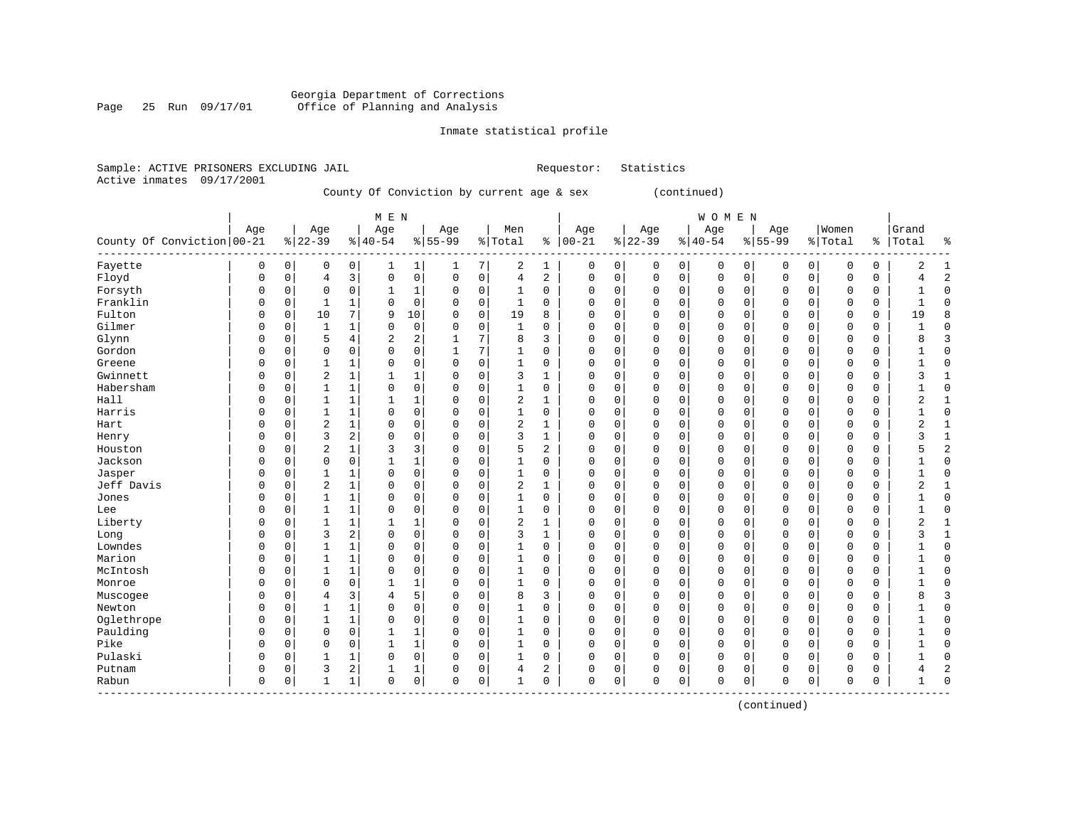Georgia Department of Corrections
Office of Planning and Analysis

Inmate statistical profile

Sample: ACTIVE PRISONERS EXCLUDING JAIL    Requestor: Statistics
Active inmates 09/17/2001

County Of Conviction by current age & sex (continued)

| County Of Conviction | MEN Age 00-21 | % | Age 22-39 | % | Age 40-54 | % | Age 55-99 | % | Men Total | % | WOMEN Age 00-21 | % | Age 22-39 | % | Age 40-54 | % | Age 55-99 | % | Women Total | % | Grand Total | % |
|---|---|---|---|---|---|---|---|---|---|---|---|---|---|---|---|---|---|---|---|---|---|---|
| Fayette | 0 | 0 | 0 | 0 | 1 | 1 | 1 | 7 | 2 | 1 | 0 | 0 | 0 | 0 | 0 | 0 | 0 | 0 | 0 | 0 | 2 | 1 |
| Floyd | 0 | 0 | 4 | 3 | 0 | 0 | 0 | 0 | 4 | 2 | 0 | 0 | 0 | 0 | 0 | 0 | 0 | 0 | 0 | 0 | 4 | 2 |
| Forsyth | 0 | 0 | 0 | 0 | 1 | 1 | 0 | 0 | 1 | 0 | 0 | 0 | 0 | 0 | 0 | 0 | 0 | 0 | 0 | 0 | 1 | 0 |
| Franklin | 0 | 0 | 1 | 1 | 0 | 0 | 0 | 0 | 1 | 0 | 0 | 0 | 0 | 0 | 0 | 0 | 0 | 0 | 0 | 0 | 1 | 0 |
| Fulton | 0 | 0 | 10 | 7 | 9 | 10 | 0 | 0 | 19 | 8 | 0 | 0 | 0 | 0 | 0 | 0 | 0 | 0 | 0 | 0 | 19 | 8 |
| Gilmer | 0 | 0 | 1 | 1 | 0 | 0 | 0 | 0 | 1 | 0 | 0 | 0 | 0 | 0 | 0 | 0 | 0 | 0 | 0 | 0 | 1 | 0 |
| Glynn | 0 | 0 | 5 | 4 | 2 | 2 | 1 | 7 | 8 | 3 | 0 | 0 | 0 | 0 | 0 | 0 | 0 | 0 | 0 | 0 | 8 | 3 |
| Gordon | 0 | 0 | 0 | 0 | 0 | 0 | 1 | 7 | 1 | 0 | 0 | 0 | 0 | 0 | 0 | 0 | 0 | 0 | 0 | 0 | 1 | 0 |
| Greene | 0 | 0 | 1 | 1 | 0 | 0 | 0 | 0 | 1 | 0 | 0 | 0 | 0 | 0 | 0 | 0 | 0 | 0 | 0 | 0 | 1 | 0 |
| Gwinnett | 0 | 0 | 2 | 1 | 1 | 1 | 0 | 0 | 3 | 1 | 0 | 0 | 0 | 0 | 0 | 0 | 0 | 0 | 0 | 0 | 3 | 1 |
| Habersham | 0 | 0 | 1 | 1 | 0 | 0 | 0 | 0 | 1 | 0 | 0 | 0 | 0 | 0 | 0 | 0 | 0 | 0 | 0 | 0 | 1 | 0 |
| Hall | 0 | 0 | 1 | 1 | 1 | 1 | 0 | 0 | 2 | 1 | 0 | 0 | 0 | 0 | 0 | 0 | 0 | 0 | 0 | 0 | 2 | 1 |
| Harris | 0 | 0 | 1 | 1 | 0 | 0 | 0 | 0 | 1 | 0 | 0 | 0 | 0 | 0 | 0 | 0 | 0 | 0 | 0 | 0 | 1 | 0 |
| Hart | 0 | 0 | 2 | 1 | 0 | 0 | 0 | 0 | 2 | 1 | 0 | 0 | 0 | 0 | 0 | 0 | 0 | 0 | 0 | 0 | 2 | 1 |
| Henry | 0 | 0 | 3 | 2 | 0 | 0 | 0 | 0 | 3 | 1 | 0 | 0 | 0 | 0 | 0 | 0 | 0 | 0 | 0 | 0 | 3 | 1 |
| Houston | 0 | 0 | 2 | 1 | 3 | 3 | 0 | 0 | 5 | 2 | 0 | 0 | 0 | 0 | 0 | 0 | 0 | 0 | 0 | 0 | 5 | 2 |
| Jackson | 0 | 0 | 0 | 0 | 1 | 1 | 0 | 0 | 1 | 0 | 0 | 0 | 0 | 0 | 0 | 0 | 0 | 0 | 0 | 0 | 1 | 0 |
| Jasper | 0 | 0 | 1 | 1 | 0 | 0 | 0 | 0 | 1 | 0 | 0 | 0 | 0 | 0 | 0 | 0 | 0 | 0 | 0 | 0 | 1 | 0 |
| Jeff Davis | 0 | 0 | 2 | 1 | 0 | 0 | 0 | 0 | 2 | 1 | 0 | 0 | 0 | 0 | 0 | 0 | 0 | 0 | 0 | 0 | 2 | 1 |
| Jones | 0 | 0 | 1 | 1 | 0 | 0 | 0 | 0 | 1 | 0 | 0 | 0 | 0 | 0 | 0 | 0 | 0 | 0 | 0 | 0 | 1 | 0 |
| Lee | 0 | 0 | 1 | 1 | 0 | 0 | 0 | 0 | 1 | 0 | 0 | 0 | 0 | 0 | 0 | 0 | 0 | 0 | 0 | 0 | 1 | 0 |
| Liberty | 0 | 0 | 1 | 1 | 1 | 1 | 0 | 0 | 2 | 1 | 0 | 0 | 0 | 0 | 0 | 0 | 0 | 0 | 0 | 0 | 2 | 1 |
| Long | 0 | 0 | 3 | 2 | 0 | 0 | 0 | 0 | 3 | 1 | 0 | 0 | 0 | 0 | 0 | 0 | 0 | 0 | 0 | 0 | 3 | 1 |
| Lowndes | 0 | 0 | 1 | 1 | 0 | 0 | 0 | 0 | 1 | 0 | 0 | 0 | 0 | 0 | 0 | 0 | 0 | 0 | 0 | 0 | 1 | 0 |
| Marion | 0 | 0 | 1 | 1 | 0 | 0 | 0 | 0 | 1 | 0 | 0 | 0 | 0 | 0 | 0 | 0 | 0 | 0 | 0 | 0 | 1 | 0 |
| McIntosh | 0 | 0 | 1 | 1 | 0 | 0 | 0 | 0 | 1 | 0 | 0 | 0 | 0 | 0 | 0 | 0 | 0 | 0 | 0 | 0 | 1 | 0 |
| Monroe | 0 | 0 | 0 | 0 | 1 | 1 | 0 | 0 | 1 | 0 | 0 | 0 | 0 | 0 | 0 | 0 | 0 | 0 | 0 | 0 | 1 | 0 |
| Muscogee | 0 | 0 | 4 | 3 | 4 | 5 | 0 | 0 | 8 | 3 | 0 | 0 | 0 | 0 | 0 | 0 | 0 | 0 | 0 | 0 | 8 | 3 |
| Newton | 0 | 0 | 1 | 1 | 0 | 0 | 0 | 0 | 1 | 0 | 0 | 0 | 0 | 0 | 0 | 0 | 0 | 0 | 0 | 0 | 1 | 0 |
| Oglethrope | 0 | 0 | 1 | 1 | 0 | 0 | 0 | 0 | 1 | 0 | 0 | 0 | 0 | 0 | 0 | 0 | 0 | 0 | 0 | 0 | 1 | 0 |
| Paulding | 0 | 0 | 0 | 0 | 1 | 1 | 0 | 0 | 1 | 0 | 0 | 0 | 0 | 0 | 0 | 0 | 0 | 0 | 0 | 0 | 1 | 0 |
| Pike | 0 | 0 | 0 | 0 | 1 | 1 | 0 | 0 | 1 | 0 | 0 | 0 | 0 | 0 | 0 | 0 | 0 | 0 | 0 | 0 | 1 | 0 |
| Pulaski | 0 | 0 | 1 | 1 | 0 | 0 | 0 | 0 | 1 | 0 | 0 | 0 | 0 | 0 | 0 | 0 | 0 | 0 | 0 | 0 | 1 | 0 |
| Putnam | 0 | 0 | 3 | 2 | 1 | 1 | 0 | 0 | 4 | 2 | 0 | 0 | 0 | 0 | 0 | 0 | 0 | 0 | 0 | 0 | 4 | 2 |
| Rabun | 0 | 0 | 1 | 1 | 0 | 0 | 0 | 0 | 1 | 0 | 0 | 0 | 0 | 0 | 0 | 0 | 0 | 0 | 0 | 0 | 1 | 0 |

(continued)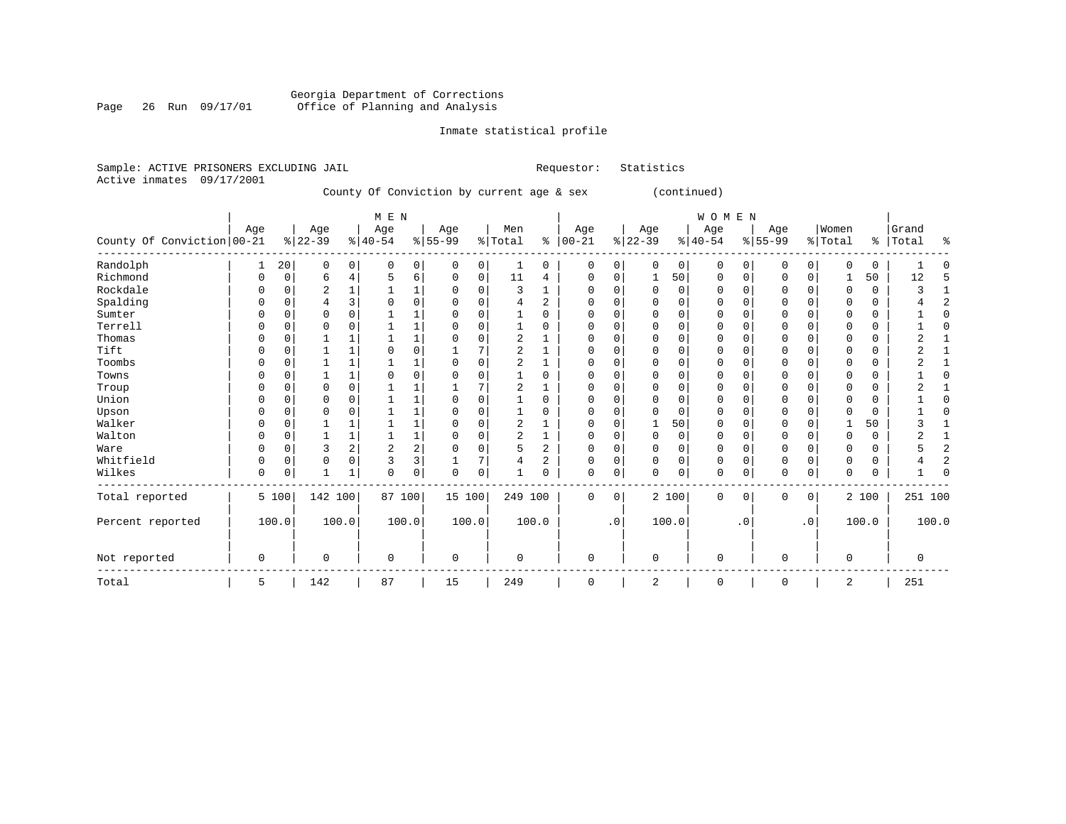Georgia Department of Corrections
Office of Planning and Analysis

Inmate statistical profile

Sample: ACTIVE PRISONERS EXCLUDING JAIL    Requestor: Statistics
Active inmates 09/17/2001

County Of Conviction by current age & sex (continued)

| County Of Conviction | MEN Age 00-21 | % | Age 22-39 | % | Age 40-54 | % | Age 55-99 | % | Men Total | % | WOMEN Age 00-21 | % | Age 22-39 | % | Age 40-54 | % | Age 55-99 | % | Women Total | % | Grand Total | % |
|---|---|---|---|---|---|---|---|---|---|---|---|---|---|---|---|---|---|---|---|---|---|---|
| Randolph | 1 | 20 | 0 | 0 | 0 | 0 | 0 | 0 | 1 | 0 | 0 | 0 | 0 | 0 | 0 | 0 | 0 | 0 | 0 | 0 | 1 | 0 |
| Richmond | 0 | 0 | 6 | 4 | 5 | 6 | 0 | 0 | 11 | 4 | 0 | 0 | 1 | 50 | 0 | 0 | 0 | 0 | 1 | 50 | 12 | 5 |
| Rockdale | 0 | 0 | 2 | 1 | 1 | 1 | 0 | 0 | 3 | 1 | 0 | 0 | 0 | 0 | 0 | 0 | 0 | 0 | 0 | 0 | 3 | 1 |
| Spalding | 0 | 0 | 4 | 3 | 0 | 0 | 0 | 0 | 4 | 2 | 0 | 0 | 0 | 0 | 0 | 0 | 0 | 0 | 0 | 0 | 4 | 2 |
| Sumter | 0 | 0 | 0 | 0 | 1 | 1 | 0 | 0 | 1 | 0 | 0 | 0 | 0 | 0 | 0 | 0 | 0 | 0 | 0 | 0 | 1 | 0 |
| Terrell | 0 | 0 | 0 | 0 | 1 | 1 | 0 | 0 | 1 | 0 | 0 | 0 | 0 | 0 | 0 | 0 | 0 | 0 | 0 | 0 | 1 | 0 |
| Thomas | 0 | 0 | 1 | 1 | 1 | 1 | 0 | 0 | 2 | 1 | 0 | 0 | 0 | 0 | 0 | 0 | 0 | 0 | 0 | 0 | 2 | 1 |
| Tift | 0 | 0 | 1 | 1 | 0 | 0 | 1 | 7 | 2 | 1 | 0 | 0 | 0 | 0 | 0 | 0 | 0 | 0 | 0 | 0 | 2 | 1 |
| Toombs | 0 | 0 | 1 | 1 | 1 | 1 | 0 | 0 | 2 | 1 | 0 | 0 | 0 | 0 | 0 | 0 | 0 | 0 | 0 | 0 | 2 | 1 |
| Towns | 0 | 0 | 1 | 1 | 0 | 0 | 0 | 0 | 1 | 0 | 0 | 0 | 0 | 0 | 0 | 0 | 0 | 0 | 0 | 0 | 1 | 0 |
| Troup | 0 | 0 | 0 | 0 | 1 | 1 | 1 | 7 | 2 | 1 | 0 | 0 | 0 | 0 | 0 | 0 | 0 | 0 | 0 | 0 | 2 | 1 |
| Union | 0 | 0 | 0 | 0 | 1 | 1 | 0 | 0 | 1 | 0 | 0 | 0 | 0 | 0 | 0 | 0 | 0 | 0 | 0 | 0 | 1 | 0 |
| Upson | 0 | 0 | 0 | 0 | 1 | 1 | 0 | 0 | 1 | 0 | 0 | 0 | 0 | 0 | 0 | 0 | 0 | 0 | 0 | 0 | 1 | 0 |
| Walker | 0 | 0 | 1 | 1 | 1 | 1 | 0 | 0 | 2 | 1 | 0 | 0 | 1 | 50 | 0 | 0 | 0 | 0 | 1 | 50 | 3 | 1 |
| Walton | 0 | 0 | 1 | 1 | 1 | 1 | 0 | 0 | 2 | 1 | 0 | 0 | 0 | 0 | 0 | 0 | 0 | 0 | 0 | 0 | 2 | 1 |
| Ware | 0 | 0 | 3 | 2 | 2 | 2 | 0 | 0 | 5 | 2 | 0 | 0 | 0 | 0 | 0 | 0 | 0 | 0 | 0 | 0 | 5 | 2 |
| Whitfield | 0 | 0 | 0 | 0 | 3 | 3 | 1 | 7 | 4 | 2 | 0 | 0 | 0 | 0 | 0 | 0 | 0 | 0 | 0 | 0 | 4 | 2 |
| Wilkes | 0 | 0 | 1 | 1 | 0 | 0 | 0 | 0 | 1 | 0 | 0 | 0 | 0 | 0 | 0 | 0 | 0 | 0 | 0 | 0 | 1 | 0 |
| Total reported | 5 | 100 | 142 | 100 | 87 | 100 | 15 | 100 | 249 | 100 | 0 | 0 | 2 | 100 | 0 | 0 | 0 | 0 | 2 | 100 | 251 | 100 |
| Percent reported | 100.0 | | 100.0 | | 100.0 | | 100.0 | | 100.0 | | .0 | | 100.0 | | .0 | | .0 | | 100.0 | | 100.0 | |
| Not reported | 0 | | 0 | | 0 | | 0 | | 0 | | 0 | | 0 | | 0 | | 0 | | 0 | | 0 | |
| Total | 5 | | 142 | | 87 | | 15 | | 249 | | 0 | | 2 | | 0 | | 0 | | 2 | | 251 | |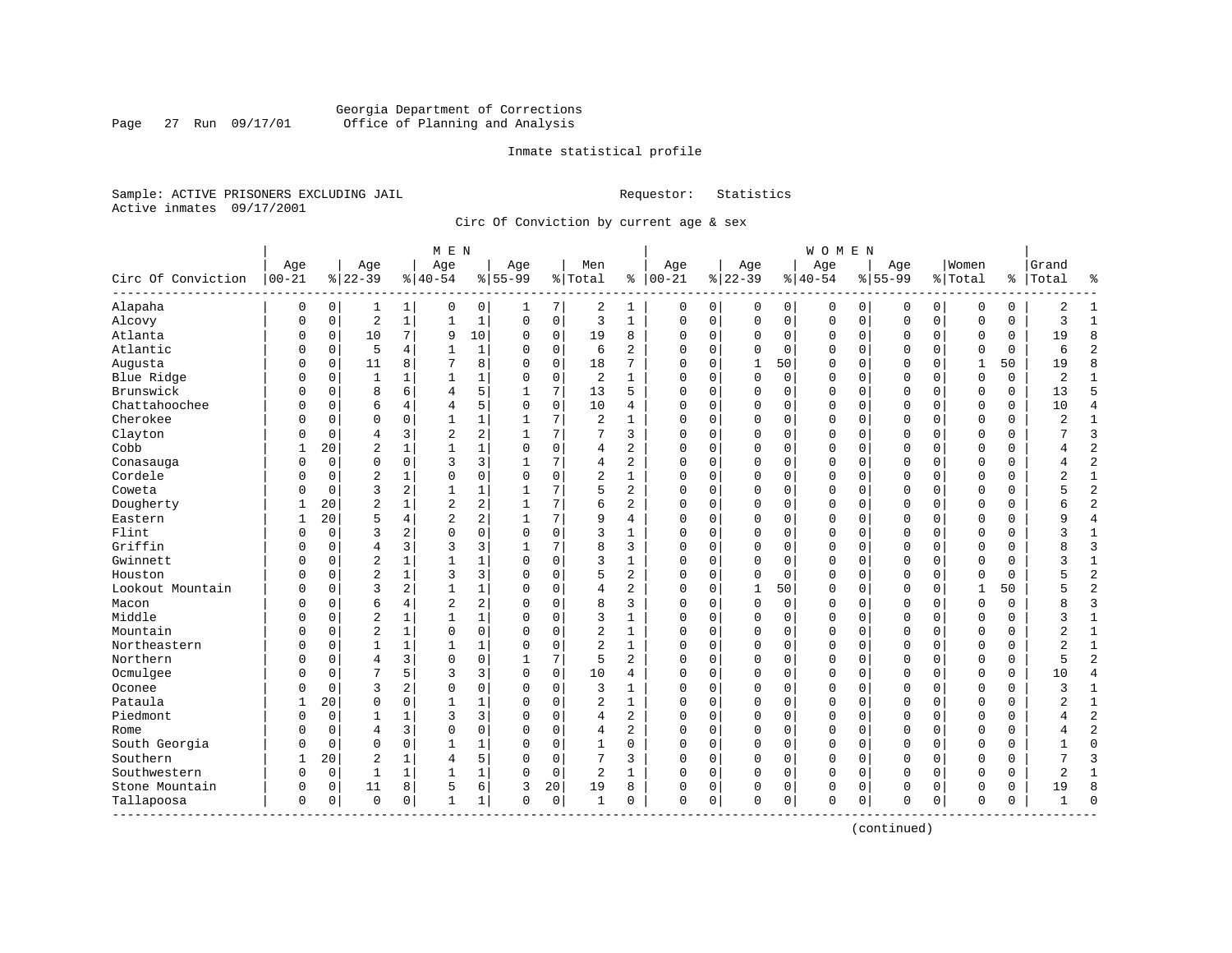Georgia Department of Corrections
Office of Planning and Analysis

Inmate statistical profile

Sample: ACTIVE PRISONERS EXCLUDING JAIL    Requestor: Statistics
Active inmates 09/17/2001

Circ Of Conviction by current age & sex

| Circ Of Conviction | MEN Age 00-21 | % | Age 22-39 | % | Age 40-54 | % | Age 55-99 | % | Men Total | % | WOMEN Age 00-21 | % | Age 22-39 | % | Age 40-54 | % | Age 55-99 | % | Women Total | % | Grand Total | % |
|---|---|---|---|---|---|---|---|---|---|---|---|---|---|---|---|---|---|---|---|---|---|---|
| Alapaha | 0 | 0 | 1 | 1 | 0 | 0 | 1 | 7 | 2 | 1 | 0 | 0 | 0 | 0 | 0 | 0 | 0 | 0 | 0 | 0 | 2 | 1 |
| Alcovy | 0 | 0 | 2 | 1 | 1 | 1 | 0 | 0 | 3 | 1 | 0 | 0 | 0 | 0 | 0 | 0 | 0 | 0 | 0 | 0 | 3 | 1 |
| Atlanta | 0 | 0 | 10 | 7 | 9 | 10 | 0 | 0 | 19 | 8 | 0 | 0 | 0 | 0 | 0 | 0 | 0 | 0 | 0 | 0 | 19 | 8 |
| Atlantic | 0 | 0 | 5 | 4 | 1 | 1 | 0 | 0 | 6 | 2 | 0 | 0 | 0 | 0 | 0 | 0 | 0 | 0 | 0 | 0 | 6 | 2 |
| Augusta | 0 | 0 | 11 | 8 | 7 | 8 | 0 | 0 | 18 | 7 | 0 | 0 | 1 | 50 | 0 | 0 | 0 | 0 | 1 | 50 | 19 | 8 |
| Blue Ridge | 0 | 0 | 1 | 1 | 1 | 1 | 0 | 0 | 2 | 1 | 0 | 0 | 0 | 0 | 0 | 0 | 0 | 0 | 0 | 0 | 2 | 1 |
| Brunswick | 0 | 0 | 8 | 6 | 4 | 5 | 1 | 7 | 13 | 5 | 0 | 0 | 0 | 0 | 0 | 0 | 0 | 0 | 0 | 0 | 13 | 5 |
| Chattahoochee | 0 | 0 | 6 | 4 | 4 | 5 | 0 | 0 | 10 | 4 | 0 | 0 | 0 | 0 | 0 | 0 | 0 | 0 | 0 | 0 | 10 | 4 |
| Cherokee | 0 | 0 | 0 | 0 | 1 | 1 | 1 | 7 | 2 | 1 | 0 | 0 | 0 | 0 | 0 | 0 | 0 | 0 | 0 | 0 | 2 | 1 |
| Clayton | 0 | 0 | 4 | 3 | 2 | 2 | 1 | 7 | 7 | 3 | 0 | 0 | 0 | 0 | 0 | 0 | 0 | 0 | 0 | 0 | 7 | 3 |
| Cobb | 1 | 20 | 2 | 1 | 1 | 1 | 0 | 0 | 4 | 2 | 0 | 0 | 0 | 0 | 0 | 0 | 0 | 0 | 0 | 0 | 4 | 2 |
| Conasauga | 0 | 0 | 0 | 0 | 3 | 3 | 1 | 7 | 4 | 2 | 0 | 0 | 0 | 0 | 0 | 0 | 0 | 0 | 0 | 0 | 4 | 2 |
| Cordele | 0 | 0 | 2 | 1 | 0 | 0 | 0 | 0 | 2 | 1 | 0 | 0 | 0 | 0 | 0 | 0 | 0 | 0 | 0 | 0 | 2 | 1 |
| Coweta | 0 | 0 | 3 | 2 | 1 | 1 | 1 | 7 | 5 | 2 | 0 | 0 | 0 | 0 | 0 | 0 | 0 | 0 | 0 | 0 | 5 | 2 |
| Dougherty | 1 | 20 | 2 | 1 | 2 | 2 | 1 | 7 | 6 | 2 | 0 | 0 | 0 | 0 | 0 | 0 | 0 | 0 | 0 | 0 | 6 | 2 |
| Eastern | 1 | 20 | 5 | 4 | 2 | 2 | 1 | 7 | 9 | 4 | 0 | 0 | 0 | 0 | 0 | 0 | 0 | 0 | 0 | 0 | 9 | 4 |
| Flint | 0 | 0 | 3 | 2 | 0 | 0 | 0 | 0 | 3 | 1 | 0 | 0 | 0 | 0 | 0 | 0 | 0 | 0 | 0 | 0 | 3 | 1 |
| Griffin | 0 | 0 | 4 | 3 | 3 | 3 | 1 | 7 | 8 | 3 | 0 | 0 | 0 | 0 | 0 | 0 | 0 | 0 | 0 | 0 | 8 | 3 |
| Gwinnett | 0 | 0 | 2 | 1 | 1 | 1 | 0 | 0 | 3 | 1 | 0 | 0 | 0 | 0 | 0 | 0 | 0 | 0 | 0 | 0 | 3 | 1 |
| Houston | 0 | 0 | 2 | 1 | 3 | 3 | 0 | 0 | 5 | 2 | 0 | 0 | 0 | 0 | 0 | 0 | 0 | 0 | 0 | 0 | 5 | 2 |
| Lookout Mountain | 0 | 0 | 3 | 2 | 1 | 1 | 0 | 0 | 4 | 2 | 0 | 0 | 1 | 50 | 0 | 0 | 0 | 0 | 1 | 50 | 5 | 2 |
| Macon | 0 | 0 | 6 | 4 | 2 | 2 | 0 | 0 | 8 | 3 | 0 | 0 | 0 | 0 | 0 | 0 | 0 | 0 | 0 | 0 | 8 | 3 |
| Middle | 0 | 0 | 2 | 1 | 1 | 1 | 0 | 0 | 3 | 1 | 0 | 0 | 0 | 0 | 0 | 0 | 0 | 0 | 0 | 0 | 3 | 1 |
| Mountain | 0 | 0 | 2 | 1 | 0 | 0 | 0 | 0 | 2 | 1 | 0 | 0 | 0 | 0 | 0 | 0 | 0 | 0 | 0 | 0 | 2 | 1 |
| Northeastern | 0 | 0 | 1 | 1 | 1 | 1 | 0 | 0 | 2 | 1 | 0 | 0 | 0 | 0 | 0 | 0 | 0 | 0 | 0 | 0 | 2 | 1 |
| Northern | 0 | 0 | 4 | 3 | 0 | 0 | 1 | 7 | 5 | 2 | 0 | 0 | 0 | 0 | 0 | 0 | 0 | 0 | 0 | 0 | 5 | 2 |
| Ocmulgee | 0 | 0 | 7 | 5 | 3 | 3 | 0 | 0 | 10 | 4 | 0 | 0 | 0 | 0 | 0 | 0 | 0 | 0 | 0 | 0 | 10 | 4 |
| Oconee | 0 | 0 | 3 | 2 | 0 | 0 | 0 | 0 | 3 | 1 | 0 | 0 | 0 | 0 | 0 | 0 | 0 | 0 | 0 | 0 | 3 | 1 |
| Pataula | 1 | 20 | 0 | 0 | 1 | 1 | 0 | 0 | 2 | 1 | 0 | 0 | 0 | 0 | 0 | 0 | 0 | 0 | 0 | 0 | 2 | 1 |
| Piedmont | 0 | 0 | 1 | 1 | 3 | 3 | 0 | 0 | 4 | 2 | 0 | 0 | 0 | 0 | 0 | 0 | 0 | 0 | 0 | 0 | 4 | 2 |
| Rome | 0 | 0 | 4 | 3 | 0 | 0 | 0 | 0 | 4 | 2 | 0 | 0 | 0 | 0 | 0 | 0 | 0 | 0 | 0 | 0 | 4 | 2 |
| South Georgia | 0 | 0 | 0 | 0 | 1 | 1 | 0 | 0 | 1 | 0 | 0 | 0 | 0 | 0 | 0 | 0 | 0 | 0 | 0 | 0 | 1 | 0 |
| Southern | 1 | 20 | 2 | 1 | 4 | 5 | 0 | 0 | 7 | 3 | 0 | 0 | 0 | 0 | 0 | 0 | 0 | 0 | 0 | 0 | 7 | 3 |
| Southwestern | 0 | 0 | 1 | 1 | 1 | 1 | 0 | 0 | 2 | 1 | 0 | 0 | 0 | 0 | 0 | 0 | 0 | 0 | 0 | 0 | 2 | 1 |
| Stone Mountain | 0 | 0 | 11 | 8 | 5 | 6 | 3 | 20 | 19 | 8 | 0 | 0 | 0 | 0 | 0 | 0 | 0 | 0 | 0 | 0 | 19 | 8 |
| Tallapoosa | 0 | 0 | 0 | 0 | 1 | 1 | 0 | 0 | 1 | 0 | 0 | 0 | 0 | 0 | 0 | 0 | 0 | 0 | 0 | 0 | 1 | 0 |

(continued)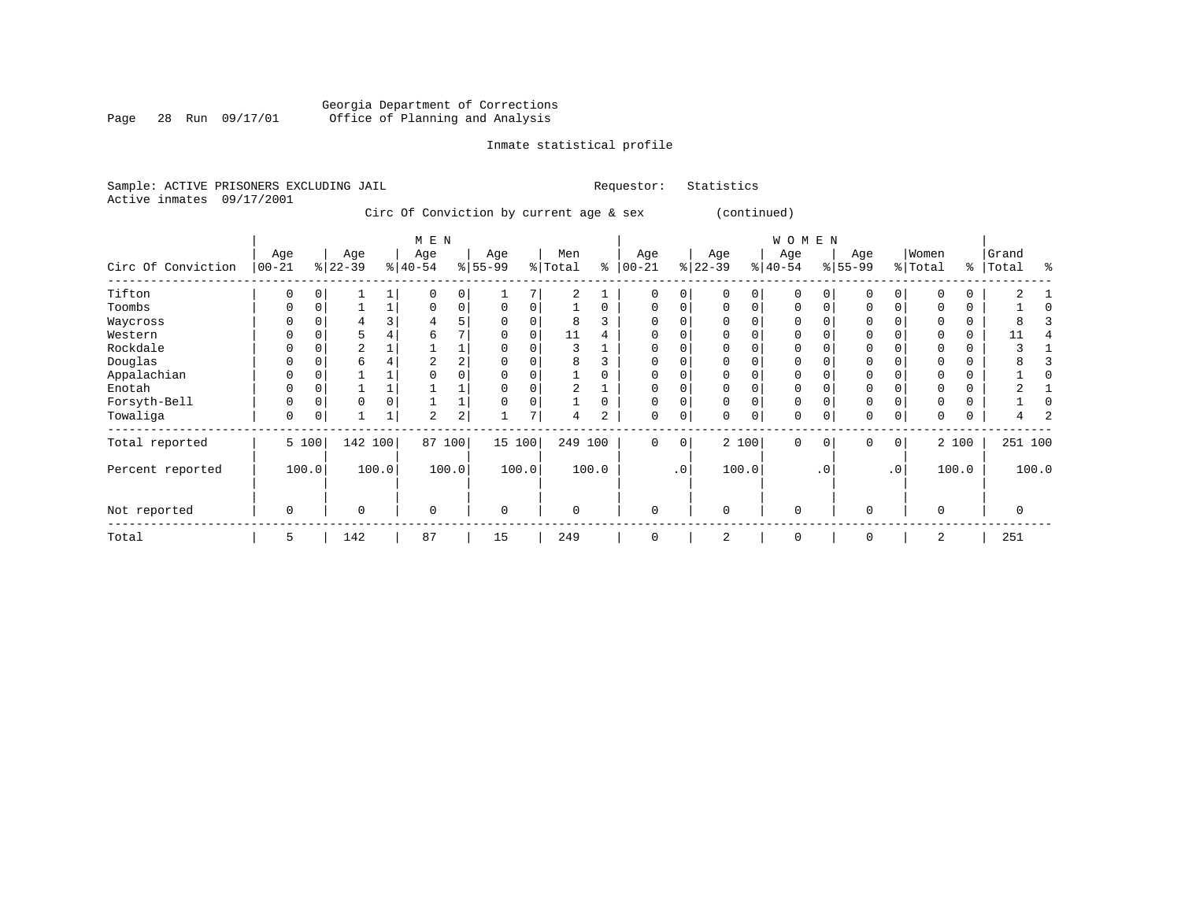Georgia Department of Corrections
Office of Planning and Analysis

Inmate statistical profile

Sample: ACTIVE PRISONERS EXCLUDING JAIL                Requestor: Statistics
Active inmates 09/17/2001

Circ Of Conviction by current age & sex (continued)

| Circ Of Conviction | MEN Age 00-21 | % | Age 22-39 | % | Age 40-54 | % | Age 55-99 | % | Men Total | % | WOMEN Age 00-21 | % | Age 22-39 | % | Age 40-54 | % | Age 55-99 | % | Women Total | % | Grand Total | % |
|---|---|---|---|---|---|---|---|---|---|---|---|---|---|---|---|---|---|---|---|---|---|---|
| Tifton | 0 | 0 | 1 | 1 | 0 | 0 | 1 | 7 | 2 | 1 | 0 | 0 | 0 | 0 | 0 | 0 | 0 | 0 | 0 | 0 | 2 | 1 |
| Toombs | 0 | 0 | 1 | 1 | 0 | 0 | 0 | 0 | 1 | 0 | 0 | 0 | 0 | 0 | 0 | 0 | 0 | 0 | 0 | 0 | 1 | 0 |
| Waycross | 0 | 0 | 4 | 3 | 4 | 5 | 0 | 0 | 8 | 3 | 0 | 0 | 0 | 0 | 0 | 0 | 0 | 0 | 0 | 0 | 8 | 3 |
| Western | 0 | 0 | 5 | 4 | 6 | 7 | 0 | 0 | 11 | 4 | 0 | 0 | 0 | 0 | 0 | 0 | 0 | 0 | 0 | 0 | 11 | 4 |
| Rockdale | 0 | 0 | 2 | 1 | 1 | 1 | 0 | 0 | 3 | 1 | 0 | 0 | 0 | 0 | 0 | 0 | 0 | 0 | 0 | 0 | 3 | 1 |
| Douglas | 0 | 0 | 6 | 4 | 2 | 2 | 0 | 0 | 8 | 3 | 0 | 0 | 0 | 0 | 0 | 0 | 0 | 0 | 0 | 0 | 8 | 3 |
| Appalachian | 0 | 0 | 1 | 1 | 0 | 0 | 0 | 0 | 1 | 0 | 0 | 0 | 0 | 0 | 0 | 0 | 0 | 0 | 0 | 0 | 1 | 0 |
| Enotah | 0 | 0 | 1 | 1 | 1 | 1 | 0 | 0 | 2 | 1 | 0 | 0 | 0 | 0 | 0 | 0 | 0 | 0 | 0 | 0 | 2 | 1 |
| Forsyth-Bell | 0 | 0 | 0 | 0 | 1 | 1 | 0 | 0 | 1 | 0 | 0 | 0 | 0 | 0 | 0 | 0 | 0 | 0 | 0 | 0 | 1 | 0 |
| Towaliga | 0 | 0 | 1 | 1 | 2 | 2 | 1 | 7 | 4 | 2 | 0 | 0 | 0 | 0 | 0 | 0 | 0 | 0 | 0 | 0 | 4 | 2 |
| Total reported | 5 | 100 | 142 | 100 | 87 | 100 | 15 | 100 | 249 | 100 | 0 | 0 | 2 | 100 | 0 | 0 | 0 | 0 | 2 | 100 | 251 | 100 |
| Percent reported | | 100.0 | | 100.0 | | 100.0 | | 100.0 | | 100.0 | | .0 | | 100.0 | | .0 | | .0 | | 100.0 | | 100.0 |
| Not reported | 0 | | 0 | | 0 | | 0 | | 0 | | 0 | | 0 | | 0 | | 0 | | 0 | | 0 | |
| Total | 5 | | 142 | | 87 | | 15 | | 249 | | 0 | | 2 | | 0 | | 0 | | 2 | | 251 | |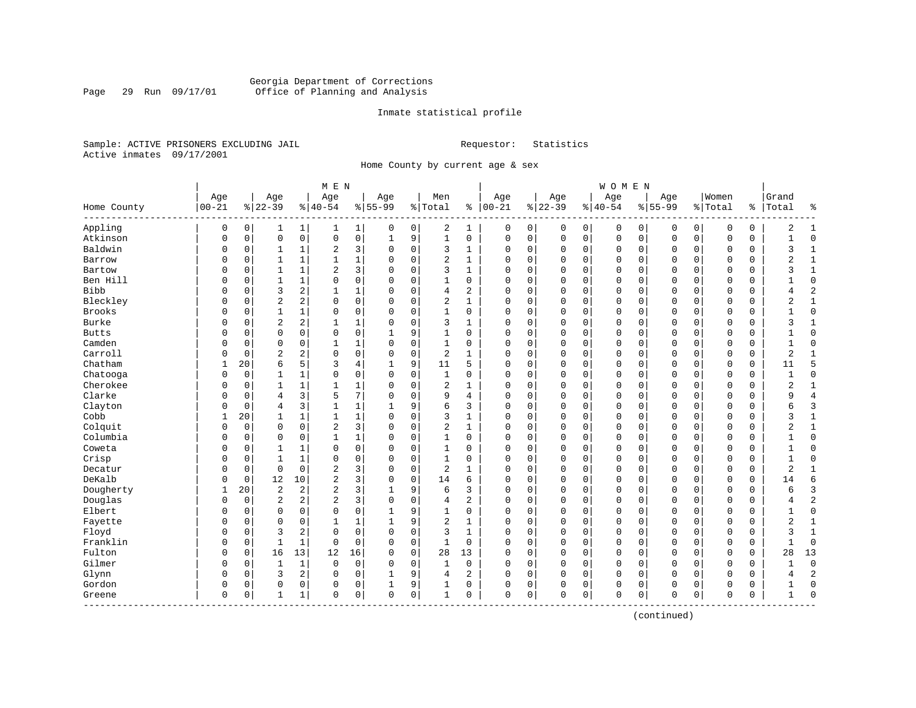Georgia Department of Corrections
Office of Planning and Analysis

Inmate statistical profile

Sample: ACTIVE PRISONERS EXCLUDING JAIL    Requestor: Statistics
Active inmates 09/17/2001

Home County by current age & sex

| Home County | MEN Age 00-21 | % | Age 22-39 | % | Age 40-54 | % | Age 55-99 | % | Men Total | % | WOMEN Age 00-21 | % | Age 22-39 | % | Age 40-54 | % | Age 55-99 | % | Women Total | % | Grand Total | % |
|---|---|---|---|---|---|---|---|---|---|---|---|---|---|---|---|---|---|---|---|---|---|---|
| Appling | 0 | 0 | 1 | 1 | 1 | 1 | 0 | 0 | 2 | 1 | 0 | 0 | 0 | 0 | 0 | 0 | 0 | 0 | 0 | 0 | 2 | 1 |
| Atkinson | 0 | 0 | 0 | 0 | 0 | 0 | 1 | 9 | 1 | 0 | 0 | 0 | 0 | 0 | 0 | 0 | 0 | 0 | 0 | 0 | 1 | 0 |
| Baldwin | 0 | 0 | 1 | 1 | 2 | 3 | 0 | 0 | 3 | 1 | 0 | 0 | 0 | 0 | 0 | 0 | 0 | 0 | 0 | 0 | 3 | 1 |
| Barrow | 0 | 0 | 1 | 1 | 1 | 1 | 0 | 0 | 2 | 1 | 0 | 0 | 0 | 0 | 0 | 0 | 0 | 0 | 0 | 0 | 2 | 1 |
| Bartow | 0 | 0 | 1 | 1 | 2 | 3 | 0 | 0 | 3 | 1 | 0 | 0 | 0 | 0 | 0 | 0 | 0 | 0 | 0 | 0 | 3 | 1 |
| Ben Hill | 0 | 0 | 1 | 1 | 0 | 0 | 0 | 0 | 1 | 0 | 0 | 0 | 0 | 0 | 0 | 0 | 0 | 0 | 0 | 0 | 1 | 0 |
| Bibb | 0 | 0 | 3 | 2 | 1 | 1 | 0 | 0 | 4 | 2 | 0 | 0 | 0 | 0 | 0 | 0 | 0 | 0 | 0 | 0 | 4 | 2 |
| Bleckley | 0 | 0 | 2 | 2 | 0 | 0 | 0 | 0 | 2 | 1 | 0 | 0 | 0 | 0 | 0 | 0 | 0 | 0 | 0 | 0 | 2 | 1 |
| Brooks | 0 | 0 | 1 | 1 | 0 | 0 | 0 | 0 | 1 | 0 | 0 | 0 | 0 | 0 | 0 | 0 | 0 | 0 | 0 | 0 | 1 | 0 |
| Burke | 0 | 0 | 2 | 2 | 1 | 1 | 0 | 0 | 3 | 1 | 0 | 0 | 0 | 0 | 0 | 0 | 0 | 0 | 0 | 0 | 3 | 1 |
| Butts | 0 | 0 | 0 | 0 | 0 | 0 | 1 | 9 | 1 | 0 | 0 | 0 | 0 | 0 | 0 | 0 | 0 | 0 | 0 | 0 | 1 | 0 |
| Camden | 0 | 0 | 0 | 0 | 1 | 1 | 0 | 0 | 1 | 0 | 0 | 0 | 0 | 0 | 0 | 0 | 0 | 0 | 0 | 0 | 1 | 0 |
| Carroll | 0 | 0 | 2 | 2 | 0 | 0 | 0 | 0 | 2 | 1 | 0 | 0 | 0 | 0 | 0 | 0 | 0 | 0 | 0 | 0 | 2 | 1 |
| Chatham | 1 | 20 | 6 | 5 | 3 | 4 | 1 | 9 | 11 | 5 | 0 | 0 | 0 | 0 | 0 | 0 | 0 | 0 | 0 | 0 | 11 | 5 |
| Chatooga | 0 | 0 | 1 | 1 | 0 | 0 | 0 | 0 | 1 | 0 | 0 | 0 | 0 | 0 | 0 | 0 | 0 | 0 | 0 | 0 | 1 | 0 |
| Cherokee | 0 | 0 | 1 | 1 | 1 | 1 | 0 | 0 | 2 | 1 | 0 | 0 | 0 | 0 | 0 | 0 | 0 | 0 | 0 | 0 | 2 | 1 |
| Clarke | 0 | 0 | 4 | 3 | 5 | 7 | 0 | 0 | 9 | 4 | 0 | 0 | 0 | 0 | 0 | 0 | 0 | 0 | 0 | 0 | 9 | 4 |
| Clayton | 0 | 0 | 4 | 3 | 1 | 1 | 1 | 9 | 6 | 3 | 0 | 0 | 0 | 0 | 0 | 0 | 0 | 0 | 0 | 0 | 6 | 3 |
| Cobb | 1 | 20 | 1 | 1 | 1 | 1 | 0 | 0 | 3 | 1 | 0 | 0 | 0 | 0 | 0 | 0 | 0 | 0 | 0 | 0 | 3 | 1 |
| Colquit | 0 | 0 | 0 | 0 | 2 | 3 | 0 | 0 | 2 | 1 | 0 | 0 | 0 | 0 | 0 | 0 | 0 | 0 | 0 | 0 | 2 | 1 |
| Columbia | 0 | 0 | 0 | 0 | 1 | 1 | 0 | 0 | 1 | 0 | 0 | 0 | 0 | 0 | 0 | 0 | 0 | 0 | 0 | 0 | 1 | 0 |
| Coweta | 0 | 0 | 1 | 1 | 0 | 0 | 0 | 0 | 1 | 0 | 0 | 0 | 0 | 0 | 0 | 0 | 0 | 0 | 0 | 0 | 1 | 0 |
| Crisp | 0 | 0 | 1 | 1 | 0 | 0 | 0 | 0 | 1 | 0 | 0 | 0 | 0 | 0 | 0 | 0 | 0 | 0 | 0 | 0 | 1 | 0 |
| Decatur | 0 | 0 | 0 | 0 | 2 | 3 | 0 | 0 | 2 | 1 | 0 | 0 | 0 | 0 | 0 | 0 | 0 | 0 | 0 | 0 | 2 | 1 |
| DeKalb | 0 | 0 | 12 | 10 | 2 | 3 | 0 | 0 | 14 | 6 | 0 | 0 | 0 | 0 | 0 | 0 | 0 | 0 | 0 | 0 | 14 | 6 |
| Dougherty | 1 | 20 | 2 | 2 | 2 | 3 | 1 | 9 | 6 | 3 | 0 | 0 | 0 | 0 | 0 | 0 | 0 | 0 | 0 | 0 | 6 | 3 |
| Douglas | 0 | 0 | 2 | 2 | 2 | 3 | 0 | 0 | 4 | 2 | 0 | 0 | 0 | 0 | 0 | 0 | 0 | 0 | 0 | 0 | 4 | 2 |
| Elbert | 0 | 0 | 0 | 0 | 0 | 0 | 1 | 9 | 1 | 0 | 0 | 0 | 0 | 0 | 0 | 0 | 0 | 0 | 0 | 0 | 1 | 0 |
| Fayette | 0 | 0 | 0 | 0 | 1 | 1 | 1 | 9 | 2 | 1 | 0 | 0 | 0 | 0 | 0 | 0 | 0 | 0 | 0 | 0 | 2 | 1 |
| Floyd | 0 | 0 | 3 | 2 | 0 | 0 | 0 | 0 | 3 | 1 | 0 | 0 | 0 | 0 | 0 | 0 | 0 | 0 | 0 | 0 | 3 | 1 |
| Franklin | 0 | 0 | 1 | 1 | 0 | 0 | 0 | 0 | 1 | 0 | 0 | 0 | 0 | 0 | 0 | 0 | 0 | 0 | 0 | 0 | 1 | 0 |
| Fulton | 0 | 0 | 16 | 13 | 12 | 16 | 0 | 0 | 28 | 13 | 0 | 0 | 0 | 0 | 0 | 0 | 0 | 0 | 0 | 0 | 28 | 13 |
| Gilmer | 0 | 0 | 1 | 1 | 0 | 0 | 0 | 0 | 1 | 0 | 0 | 0 | 0 | 0 | 0 | 0 | 0 | 0 | 0 | 0 | 1 | 0 |
| Glynn | 0 | 0 | 3 | 2 | 0 | 0 | 1 | 9 | 4 | 2 | 0 | 0 | 0 | 0 | 0 | 0 | 0 | 0 | 0 | 0 | 4 | 2 |
| Gordon | 0 | 0 | 0 | 0 | 0 | 0 | 1 | 9 | 1 | 0 | 0 | 0 | 0 | 0 | 0 | 0 | 0 | 0 | 0 | 0 | 1 | 0 |
| Greene | 0 | 0 | 1 | 1 | 0 | 0 | 0 | 0 | 1 | 0 | 0 | 0 | 0 | 0 | 0 | 0 | 0 | 0 | 0 | 0 | 1 | 0 |

(continued)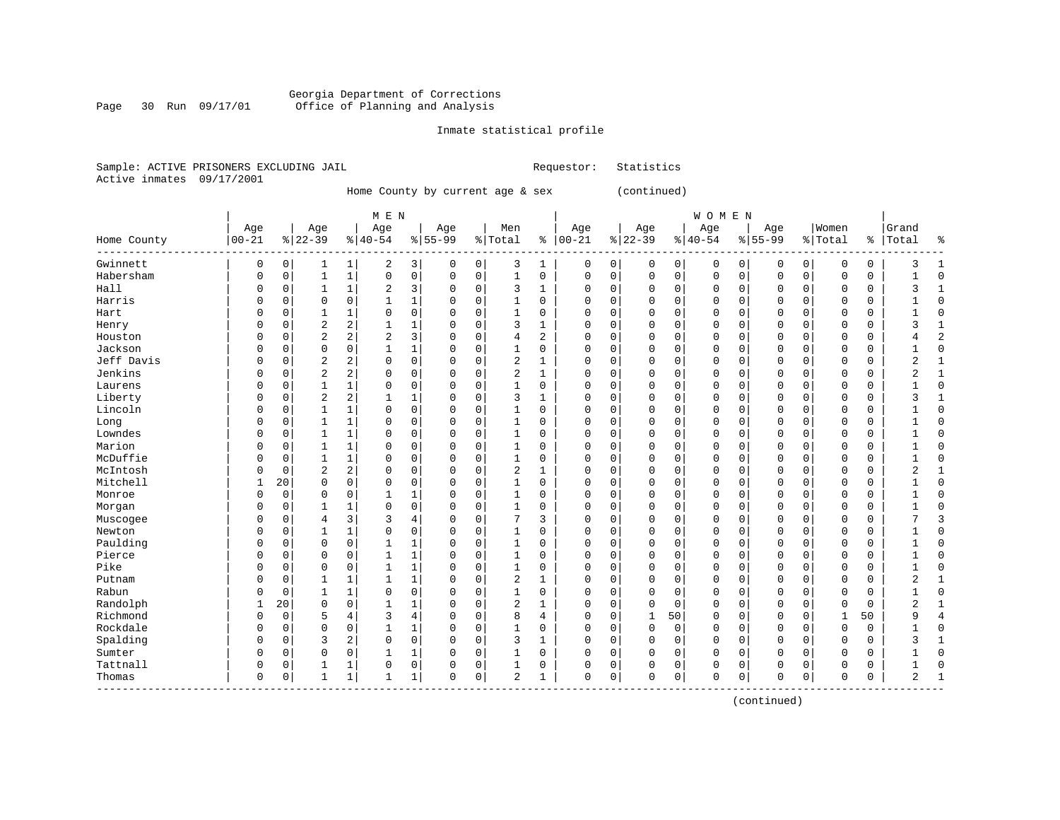Georgia Department of Corrections
Office of Planning and Analysis

Inmate statistical profile

Sample: ACTIVE PRISONERS EXCLUDING JAIL
Active inmates 09/17/2001

Requestor: Statistics

Home County by current age & sex (continued)

| Home County | MEN Age 00-21 | % | Age 22-39 | % | Age 40-54 | % | Age 55-99 | % | Men Total | % | WOMEN Age 00-21 | % | Age 22-39 | % | Age 40-54 | % | Age 55-99 | % | Women Total | % | Grand Total | % |
|---|---|---|---|---|---|---|---|---|---|---|---|---|---|---|---|---|---|---|---|---|---|---|
| Gwinnett | 0 | 0 | 1 | 1 | 2 | 3 | 0 | 0 | 3 | 1 | 0 | 0 | 0 | 0 | 0 | 0 | 0 | 0 | 0 | 0 | 3 | 1 |
| Habersham | 0 | 0 | 1 | 1 | 0 | 0 | 0 | 0 | 1 | 0 | 0 | 0 | 0 | 0 | 0 | 0 | 0 | 0 | 0 | 0 | 1 | 0 |
| Hall | 0 | 0 | 1 | 1 | 2 | 3 | 0 | 0 | 3 | 1 | 0 | 0 | 0 | 0 | 0 | 0 | 0 | 0 | 0 | 0 | 3 | 1 |
| Harris | 0 | 0 | 0 | 0 | 1 | 1 | 0 | 0 | 1 | 0 | 0 | 0 | 0 | 0 | 0 | 0 | 0 | 0 | 0 | 0 | 1 | 0 |
| Hart | 0 | 0 | 1 | 1 | 0 | 0 | 0 | 0 | 1 | 0 | 0 | 0 | 0 | 0 | 0 | 0 | 0 | 0 | 0 | 0 | 1 | 0 |
| Henry | 0 | 0 | 2 | 2 | 1 | 1 | 0 | 0 | 3 | 1 | 0 | 0 | 0 | 0 | 0 | 0 | 0 | 0 | 0 | 0 | 3 | 1 |
| Houston | 0 | 0 | 2 | 2 | 2 | 3 | 0 | 0 | 4 | 2 | 0 | 0 | 0 | 0 | 0 | 0 | 0 | 0 | 0 | 0 | 4 | 2 |
| Jackson | 0 | 0 | 0 | 0 | 1 | 1 | 0 | 0 | 1 | 0 | 0 | 0 | 0 | 0 | 0 | 0 | 0 | 0 | 0 | 0 | 1 | 0 |
| Jeff Davis | 0 | 0 | 2 | 2 | 0 | 0 | 0 | 0 | 2 | 1 | 0 | 0 | 0 | 0 | 0 | 0 | 0 | 0 | 0 | 0 | 2 | 1 |
| Jenkins | 0 | 0 | 2 | 2 | 0 | 0 | 0 | 0 | 2 | 1 | 0 | 0 | 0 | 0 | 0 | 0 | 0 | 0 | 0 | 0 | 2 | 1 |
| Laurens | 0 | 0 | 1 | 1 | 0 | 0 | 0 | 0 | 1 | 0 | 0 | 0 | 0 | 0 | 0 | 0 | 0 | 0 | 0 | 0 | 1 | 0 |
| Liberty | 0 | 0 | 2 | 2 | 1 | 1 | 0 | 0 | 3 | 1 | 0 | 0 | 0 | 0 | 0 | 0 | 0 | 0 | 0 | 0 | 3 | 1 |
| Lincoln | 0 | 0 | 1 | 1 | 0 | 0 | 0 | 0 | 1 | 0 | 0 | 0 | 0 | 0 | 0 | 0 | 0 | 0 | 0 | 0 | 1 | 0 |
| Long | 0 | 0 | 1 | 1 | 0 | 0 | 0 | 0 | 1 | 0 | 0 | 0 | 0 | 0 | 0 | 0 | 0 | 0 | 0 | 0 | 1 | 0 |
| Lowndes | 0 | 0 | 1 | 1 | 0 | 0 | 0 | 0 | 1 | 0 | 0 | 0 | 0 | 0 | 0 | 0 | 0 | 0 | 0 | 0 | 1 | 0 |
| Marion | 0 | 0 | 1 | 1 | 0 | 0 | 0 | 0 | 1 | 0 | 0 | 0 | 0 | 0 | 0 | 0 | 0 | 0 | 0 | 0 | 1 | 0 |
| McDuffie | 0 | 0 | 1 | 1 | 0 | 0 | 0 | 0 | 1 | 0 | 0 | 0 | 0 | 0 | 0 | 0 | 0 | 0 | 0 | 0 | 1 | 0 |
| McIntosh | 0 | 0 | 2 | 2 | 0 | 0 | 0 | 0 | 2 | 1 | 0 | 0 | 0 | 0 | 0 | 0 | 0 | 0 | 0 | 0 | 2 | 1 |
| Mitchell | 1 | 20 | 0 | 0 | 0 | 0 | 0 | 0 | 1 | 0 | 0 | 0 | 0 | 0 | 0 | 0 | 0 | 0 | 0 | 0 | 1 | 0 |
| Monroe | 0 | 0 | 0 | 0 | 1 | 1 | 0 | 0 | 1 | 0 | 0 | 0 | 0 | 0 | 0 | 0 | 0 | 0 | 0 | 0 | 1 | 0 |
| Morgan | 0 | 0 | 1 | 1 | 0 | 0 | 0 | 0 | 1 | 0 | 0 | 0 | 0 | 0 | 0 | 0 | 0 | 0 | 0 | 0 | 1 | 0 |
| Muscogee | 0 | 0 | 4 | 3 | 3 | 4 | 0 | 0 | 7 | 3 | 0 | 0 | 0 | 0 | 0 | 0 | 0 | 0 | 0 | 0 | 7 | 3 |
| Newton | 0 | 0 | 1 | 1 | 0 | 0 | 0 | 0 | 1 | 0 | 0 | 0 | 0 | 0 | 0 | 0 | 0 | 0 | 0 | 0 | 1 | 0 |
| Paulding | 0 | 0 | 0 | 0 | 1 | 1 | 0 | 0 | 1 | 0 | 0 | 0 | 0 | 0 | 0 | 0 | 0 | 0 | 0 | 0 | 1 | 0 |
| Pierce | 0 | 0 | 0 | 0 | 1 | 1 | 0 | 0 | 1 | 0 | 0 | 0 | 0 | 0 | 0 | 0 | 0 | 0 | 0 | 0 | 1 | 0 |
| Pike | 0 | 0 | 0 | 0 | 1 | 1 | 0 | 0 | 1 | 0 | 0 | 0 | 0 | 0 | 0 | 0 | 0 | 0 | 0 | 0 | 1 | 0 |
| Putnam | 0 | 0 | 1 | 1 | 1 | 1 | 0 | 0 | 2 | 1 | 0 | 0 | 0 | 0 | 0 | 0 | 0 | 0 | 0 | 0 | 2 | 1 |
| Rabun | 0 | 0 | 1 | 1 | 0 | 0 | 0 | 0 | 1 | 0 | 0 | 0 | 0 | 0 | 0 | 0 | 0 | 0 | 0 | 0 | 1 | 0 |
| Randolph | 1 | 20 | 0 | 0 | 1 | 1 | 0 | 0 | 2 | 1 | 0 | 0 | 0 | 0 | 0 | 0 | 0 | 0 | 0 | 0 | 2 | 1 |
| Richmond | 0 | 0 | 5 | 4 | 3 | 4 | 0 | 0 | 8 | 4 | 0 | 0 | 1 | 50 | 0 | 0 | 0 | 0 | 1 | 50 | 9 | 4 |
| Rockdale | 0 | 0 | 0 | 0 | 1 | 1 | 0 | 0 | 1 | 0 | 0 | 0 | 0 | 0 | 0 | 0 | 0 | 0 | 0 | 0 | 1 | 0 |
| Spalding | 0 | 0 | 3 | 2 | 0 | 0 | 0 | 0 | 3 | 1 | 0 | 0 | 0 | 0 | 0 | 0 | 0 | 0 | 0 | 0 | 3 | 1 |
| Sumter | 0 | 0 | 0 | 0 | 1 | 1 | 0 | 0 | 1 | 0 | 0 | 0 | 0 | 0 | 0 | 0 | 0 | 0 | 0 | 0 | 1 | 0 |
| Tattnall | 0 | 0 | 1 | 1 | 0 | 0 | 0 | 0 | 1 | 0 | 0 | 0 | 0 | 0 | 0 | 0 | 0 | 0 | 0 | 0 | 1 | 0 |
| Thomas | 0 | 0 | 1 | 1 | 1 | 1 | 0 | 0 | 2 | 1 | 0 | 0 | 0 | 0 | 0 | 0 | 0 | 0 | 0 | 0 | 2 | 1 |

(continued)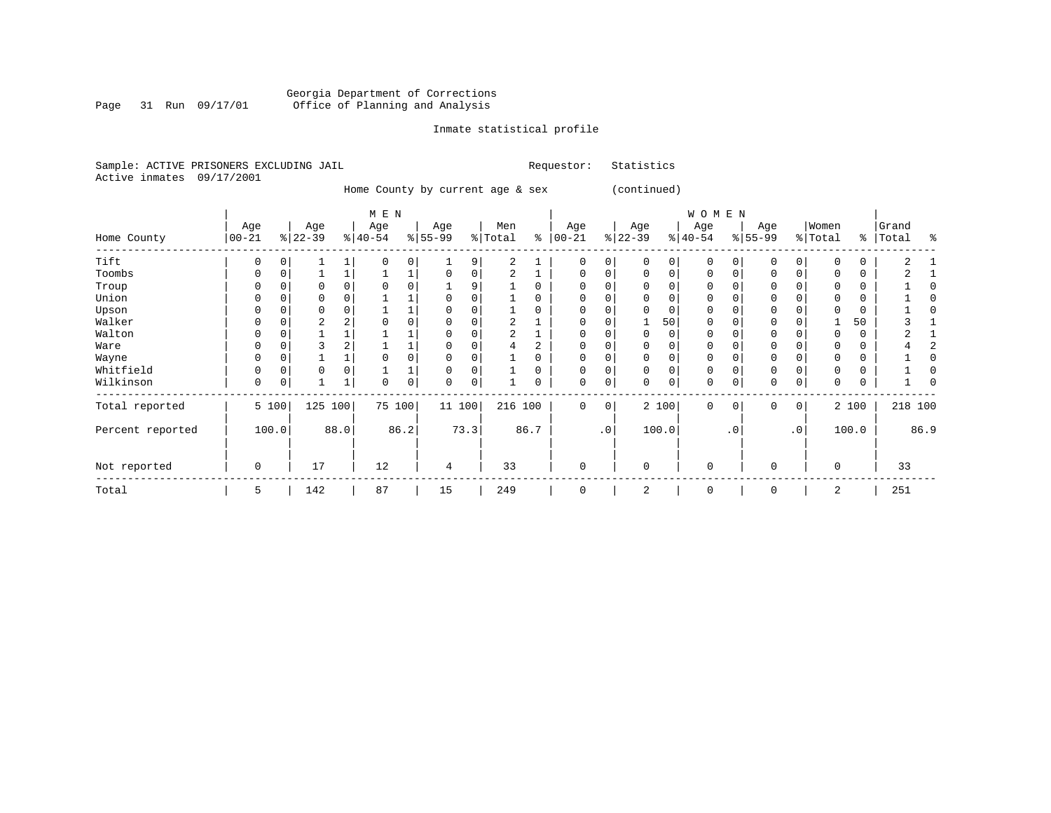Georgia Department of Corrections
Office of Planning and Analysis

Inmate statistical profile

Sample: ACTIVE PRISONERS EXCLUDING JAIL　　　　Requestor: Statistics
Active inmates 09/17/2001

Home County by current age & sex (continued)

| Home County | MEN Age 00-21 | % | Age 22-39 | % | Age 40-54 | % | Age 55-99 | % | Men Total | % | WOMEN Age 00-21 | % | Age 22-39 | % | Age 40-54 | % | Age 55-99 | % | Women Total | % | Grand Total | % |
|---|---|---|---|---|---|---|---|---|---|---|---|---|---|---|---|---|---|---|---|---|---|---|
| Tift | 0 | 0 | 1 | 1 | 0 | 0 | 1 | 9 | 2 | 1 | 0 | 0 | 0 | 0 | 0 | 0 | 0 | 0 | 0 | 0 | 2 | 1 |
| Toombs | 0 | 0 | 1 | 1 | 1 | 1 | 0 | 0 | 2 | 1 | 0 | 0 | 0 | 0 | 0 | 0 | 0 | 0 | 0 | 0 | 2 | 1 |
| Troup | 0 | 0 | 0 | 0 | 0 | 0 | 1 | 9 | 1 | 0 | 0 | 0 | 0 | 0 | 0 | 0 | 0 | 0 | 0 | 0 | 1 | 0 |
| Union | 0 | 0 | 0 | 0 | 1 | 1 | 0 | 0 | 1 | 0 | 0 | 0 | 0 | 0 | 0 | 0 | 0 | 0 | 0 | 0 | 1 | 0 |
| Upson | 0 | 0 | 0 | 0 | 1 | 1 | 0 | 0 | 1 | 0 | 0 | 0 | 0 | 0 | 0 | 0 | 0 | 0 | 0 | 0 | 1 | 0 |
| Walker | 0 | 0 | 2 | 2 | 0 | 0 | 0 | 0 | 2 | 1 | 0 | 0 | 1 | 50 | 0 | 0 | 0 | 0 | 1 | 50 | 3 | 1 |
| Walton | 0 | 0 | 1 | 1 | 1 | 1 | 0 | 0 | 2 | 1 | 0 | 0 | 0 | 0 | 0 | 0 | 0 | 0 | 0 | 0 | 2 | 1 |
| Ware | 0 | 0 | 3 | 2 | 1 | 1 | 0 | 0 | 4 | 2 | 0 | 0 | 0 | 0 | 0 | 0 | 0 | 0 | 0 | 0 | 4 | 2 |
| Wayne | 0 | 0 | 1 | 1 | 0 | 0 | 0 | 0 | 1 | 0 | 0 | 0 | 0 | 0 | 0 | 0 | 0 | 0 | 0 | 0 | 1 | 0 |
| Whitfield | 0 | 0 | 0 | 0 | 1 | 1 | 0 | 0 | 1 | 0 | 0 | 0 | 0 | 0 | 0 | 0 | 0 | 0 | 0 | 0 | 1 | 0 |
| Wilkinson | 0 | 0 | 1 | 1 | 0 | 0 | 0 | 0 | 1 | 0 | 0 | 0 | 0 | 0 | 0 | 0 | 0 | 0 | 0 | 0 | 1 | 0 |
| Total reported | 5 | 100 | 125 | 100 | 75 | 100 | 11 | 100 | 216 | 100 | 0 | 0 | 2 | 100 | 0 | 0 | 0 | 0 | 2 | 100 | 218 | 100 |
| Percent reported | | 100.0 | | 88.0 | | 86.2 | | 73.3 | | 86.7 | | .0 | | 100.0 | | .0 | | .0 | | 100.0 | | 86.9 |
| Not reported | 0 | | 17 | | 12 | | 4 | | 33 | | 0 | | 0 | | 0 | | 0 | | 0 | | 33 | |
| Total | 5 | | 142 | | 87 | | 15 | | 249 | | 0 | | 2 | | 0 | | 0 | | 2 | | 251 | |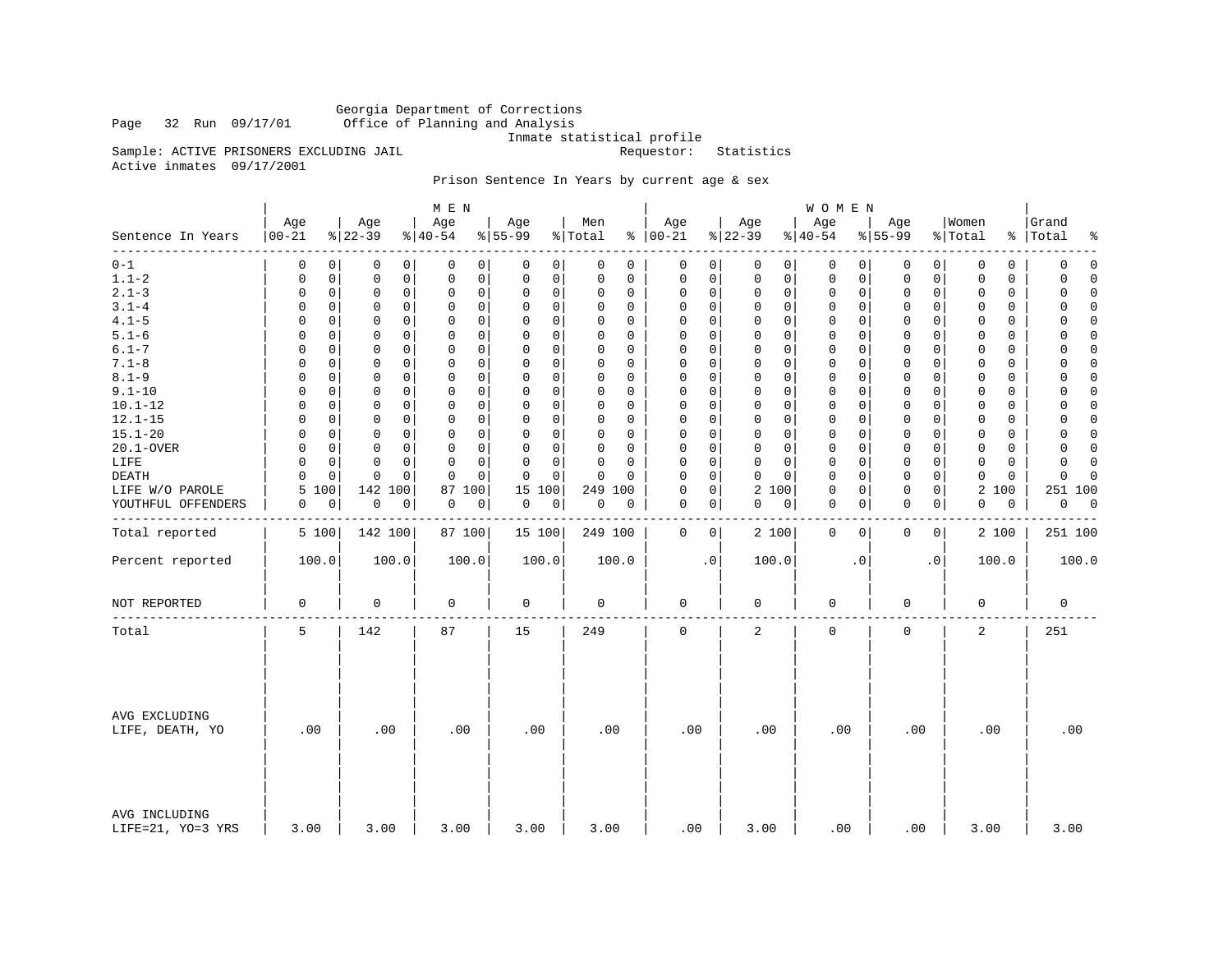Georgia Department of Corrections
Office of Planning and Analysis
Inmate statistical profile

Sample: ACTIVE PRISONERS EXCLUDING JAIL    Requestor: Statistics
Active inmates 09/17/2001

Prison Sentence In Years by current age & sex

| Sentence In Years | MEN Age 00-21 | % | Age 22-39 | % | Age 40-54 | % | Age 55-99 | % | Men Total | % | WOMEN Age 00-21 | % | Age 22-39 | % | Age 40-54 | % | Age 55-99 | % | Women Total | % | Grand Total | % |
|---|---|---|---|---|---|---|---|---|---|---|---|---|---|---|---|---|---|---|---|---|---|---|
| 0-1 | 0 | 0 | 0 | 0 | 0 | 0 | 0 | 0 | 0 | 0 | 0 | 0 | 0 | 0 | 0 | 0 | 0 | 0 | 0 | 0 | 0 | 0 |
| 1.1-2 | 0 | 0 | 0 | 0 | 0 | 0 | 0 | 0 | 0 | 0 | 0 | 0 | 0 | 0 | 0 | 0 | 0 | 0 | 0 | 0 | 0 | 0 |
| 2.1-3 | 0 | 0 | 0 | 0 | 0 | 0 | 0 | 0 | 0 | 0 | 0 | 0 | 0 | 0 | 0 | 0 | 0 | 0 | 0 | 0 | 0 | 0 |
| 3.1-4 | 0 | 0 | 0 | 0 | 0 | 0 | 0 | 0 | 0 | 0 | 0 | 0 | 0 | 0 | 0 | 0 | 0 | 0 | 0 | 0 | 0 | 0 |
| 4.1-5 | 0 | 0 | 0 | 0 | 0 | 0 | 0 | 0 | 0 | 0 | 0 | 0 | 0 | 0 | 0 | 0 | 0 | 0 | 0 | 0 | 0 | 0 |
| 5.1-6 | 0 | 0 | 0 | 0 | 0 | 0 | 0 | 0 | 0 | 0 | 0 | 0 | 0 | 0 | 0 | 0 | 0 | 0 | 0 | 0 | 0 | 0 |
| 6.1-7 | 0 | 0 | 0 | 0 | 0 | 0 | 0 | 0 | 0 | 0 | 0 | 0 | 0 | 0 | 0 | 0 | 0 | 0 | 0 | 0 | 0 | 0 |
| 7.1-8 | 0 | 0 | 0 | 0 | 0 | 0 | 0 | 0 | 0 | 0 | 0 | 0 | 0 | 0 | 0 | 0 | 0 | 0 | 0 | 0 | 0 | 0 |
| 8.1-9 | 0 | 0 | 0 | 0 | 0 | 0 | 0 | 0 | 0 | 0 | 0 | 0 | 0 | 0 | 0 | 0 | 0 | 0 | 0 | 0 | 0 | 0 |
| 9.1-10 | 0 | 0 | 0 | 0 | 0 | 0 | 0 | 0 | 0 | 0 | 0 | 0 | 0 | 0 | 0 | 0 | 0 | 0 | 0 | 0 | 0 | 0 |
| 10.1-12 | 0 | 0 | 0 | 0 | 0 | 0 | 0 | 0 | 0 | 0 | 0 | 0 | 0 | 0 | 0 | 0 | 0 | 0 | 0 | 0 | 0 | 0 |
| 12.1-15 | 0 | 0 | 0 | 0 | 0 | 0 | 0 | 0 | 0 | 0 | 0 | 0 | 0 | 0 | 0 | 0 | 0 | 0 | 0 | 0 | 0 | 0 |
| 15.1-20 | 0 | 0 | 0 | 0 | 0 | 0 | 0 | 0 | 0 | 0 | 0 | 0 | 0 | 0 | 0 | 0 | 0 | 0 | 0 | 0 | 0 | 0 |
| 20.1-OVER | 0 | 0 | 0 | 0 | 0 | 0 | 0 | 0 | 0 | 0 | 0 | 0 | 0 | 0 | 0 | 0 | 0 | 0 | 0 | 0 | 0 | 0 |
| LIFE | 0 | 0 | 0 | 0 | 0 | 0 | 0 | 0 | 0 | 0 | 0 | 0 | 0 | 0 | 0 | 0 | 0 | 0 | 0 | 0 | 0 | 0 |
| DEATH | 0 | 0 | 0 | 0 | 0 | 0 | 0 | 0 | 0 | 0 | 0 | 0 | 0 | 0 | 0 | 0 | 0 | 0 | 0 | 0 | 0 | 0 |
| LIFE W/O PAROLE | 5 | 100 | 142 | 100 | 87 | 100 | 15 | 100 | 249 | 100 | 0 | 0 | 2 | 100 | 0 | 0 | 0 | 0 | 2 | 100 | 251 | 100 |
| YOUTHFUL OFFENDERS | 0 | 0 | 0 | 0 | 0 | 0 | 0 | 0 | 0 | 0 | 0 | 0 | 0 | 0 | 0 | 0 | 0 | 0 | 0 | 0 | 0 | 0 |
| Total reported | 5 | 100 | 142 | 100 | 87 | 100 | 15 | 100 | 249 | 100 | 0 | 0 | 2 | 100 | 0 | 0 | 0 | 0 | 2 | 100 | 251 | 100 |
| Percent reported | 100.0 | | 100.0 | | 100.0 | | 100.0 | | 100.0 | | .0 | | 100.0 | | .0 | | .0 | | 100.0 | | 100.0 | |
| NOT REPORTED | 0 | | 0 | | 0 | | 0 | | 0 | | 0 | | 0 | | 0 | | 0 | | 0 | | 0 | |
| Total | 5 | | 142 | | 87 | | 15 | | 249 | | 0 | | 2 | | 0 | | 0 | | 2 | | 251 | |
| AVG EXCLUDING LIFE, DEATH, YO | .00 | | .00 | | .00 | | .00 | | .00 | | .00 | | .00 | | .00 | | .00 | | .00 | | .00 | |
| AVG INCLUDING LIFE=21, YO=3 YRS | 3.00 | | 3.00 | | 3.00 | | 3.00 | | 3.00 | | .00 | | 3.00 | | .00 | | .00 | | 3.00 | | 3.00 | |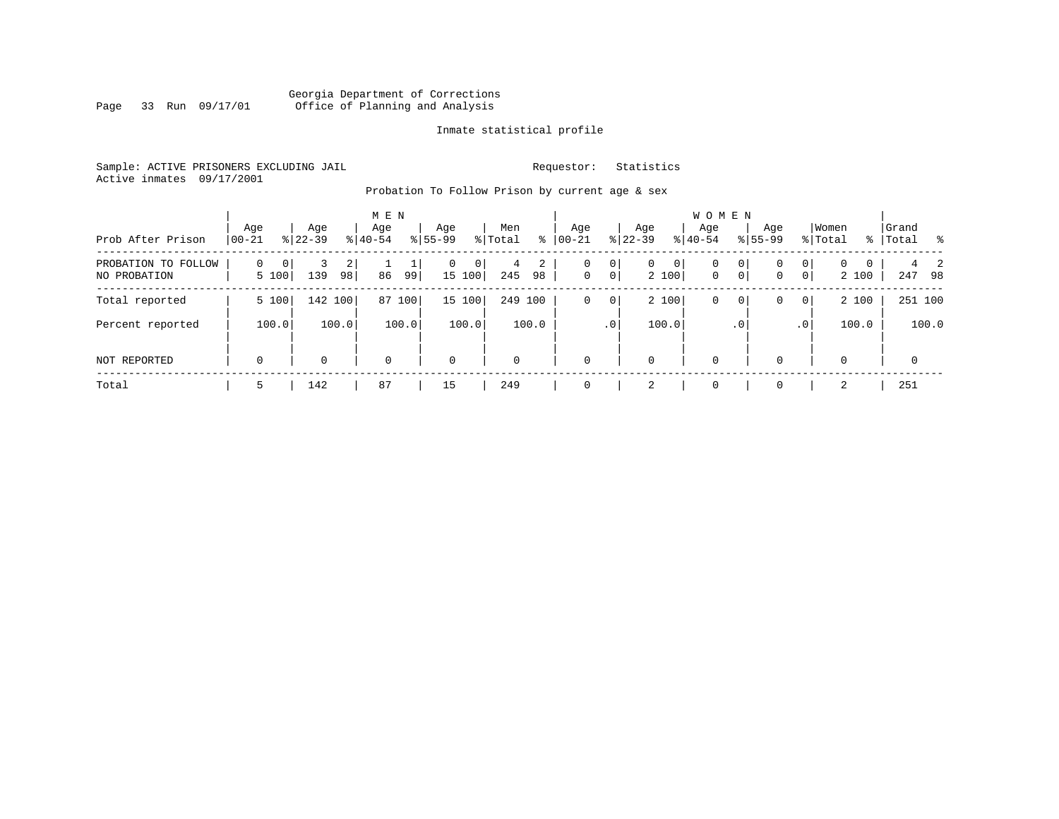Georgia Department of Corrections
Office of Planning and Analysis

Inmate statistical profile

Sample: ACTIVE PRISONERS EXCLUDING JAIL    Requestor: Statistics
Active inmates 09/17/2001

Probation To Follow Prison by current age & sex

| Prob After Prison | MEN Age 00-21 | % | Age 22-39 | % | Age 40-54 | % | Age 55-99 | % | Men Total | % | WOMEN Age 00-21 | % | Age 22-39 | % | Age 40-54 | % | Age 55-99 | % | Women Total | % | Grand Total | % |
|---|---|---|---|---|---|---|---|---|---|---|---|---|---|---|---|---|---|---|---|---|---|---|
| PROBATION TO FOLLOW | 0 | 0 | 3 | 2 | 1 | 1 | 0 | 0 | 4 | 2 | 0 | 0 | 0 | 0 | 0 | 0 | 0 | 0 | 0 | 0 | 4 | 2 |
| NO PROBATION | 5 | 100 | 139 | 98 | 86 | 99 | 15 | 100 | 245 | 98 | 0 | 0 | 2 | 100 | 0 | 0 | 0 | 0 | 2 | 100 | 247 | 98 |
| Total reported | 5 | 100 | 142 | 100 | 87 | 100 | 15 | 100 | 249 | 100 | 0 | 0 | 2 | 100 | 0 | 0 | 0 | 0 | 2 | 100 | 251 | 100 |
| Percent reported | | 100.0 | | 100.0 | | 100.0 | | 100.0 | | 100.0 | | .0 | | 100.0 | | .0 | | .0 | | 100.0 | | 100.0 |
| NOT REPORTED | 0 | | 0 | | 0 | | 0 | | 0 | | 0 | | 0 | | 0 | | 0 | | 0 | | 0 | |
| Total | 5 | | 142 | | 87 | | 15 | | 249 | | 0 | | 2 | | 0 | | 0 | | 2 | | 251 | |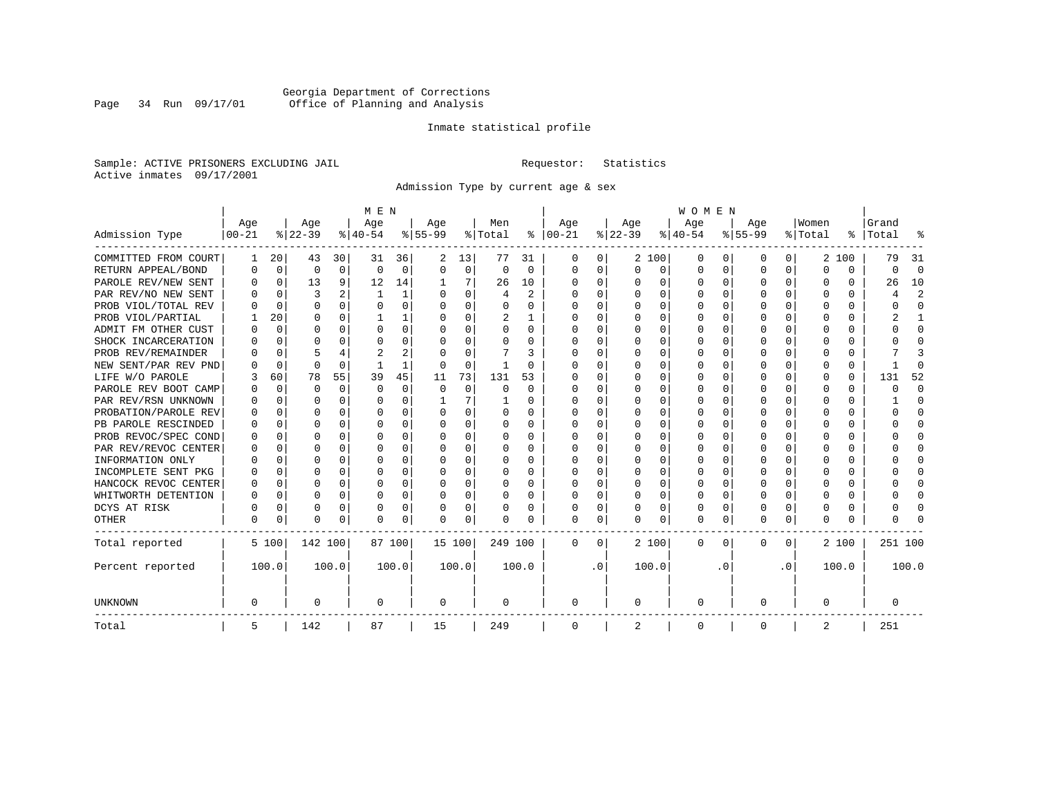Georgia Department of Corrections
Office of Planning and Analysis

Inmate statistical profile

Sample: ACTIVE PRISONERS EXCLUDING JAIL     Requestor: Statistics
Active inmates 09/17/2001

Admission Type by current age & sex

| Admission Type | MEN Age 00-21 | % | Age 22-39 | % | Age 40-54 | % | Age 55-99 | % | Men Total | % | WOMEN Age 00-21 | % | Age 22-39 | % | Age 40-54 | % | Age 55-99 | % | Women Total | % | Grand Total | % |
|---|---|---|---|---|---|---|---|---|---|---|---|---|---|---|---|---|---|---|---|---|---|---|
| COMMITTED FROM COURT | 1 | 20 | 43 | 30 | 31 | 36 | 2 | 13 | 77 | 31 | 0 | 0 | 2 | 100 | 0 | 0 | 0 | 0 | 2 | 100 | 79 | 31 |
| RETURN APPEAL/BOND | 0 | 0 | 0 | 0 | 0 | 0 | 0 | 0 | 0 | 0 | 0 | 0 | 0 | 0 | 0 | 0 | 0 | 0 | 0 | 0 | 0 | 0 |
| PAROLE REV/NEW SENT | 0 | 0 | 13 | 9 | 12 | 14 | 1 | 7 | 26 | 10 | 0 | 0 | 0 | 0 | 0 | 0 | 0 | 0 | 0 | 0 | 26 | 10 |
| PAR REV/NO NEW SENT | 0 | 0 | 3 | 2 | 1 | 1 | 0 | 0 | 4 | 2 | 0 | 0 | 0 | 0 | 0 | 0 | 0 | 0 | 0 | 0 | 4 | 2 |
| PROB VIOL/TOTAL REV | 0 | 0 | 0 | 0 | 0 | 0 | 0 | 0 | 0 | 0 | 0 | 0 | 0 | 0 | 0 | 0 | 0 | 0 | 0 | 0 | 0 | 0 |
| PROB VIOL/PARTIAL | 1 | 20 | 0 | 0 | 1 | 1 | 0 | 0 | 2 | 1 | 0 | 0 | 0 | 0 | 0 | 0 | 0 | 0 | 0 | 0 | 2 | 1 |
| ADMIT FM OTHER CUST | 0 | 0 | 0 | 0 | 0 | 0 | 0 | 0 | 0 | 0 | 0 | 0 | 0 | 0 | 0 | 0 | 0 | 0 | 0 | 0 | 0 | 0 |
| SHOCK INCARCERATION | 0 | 0 | 0 | 0 | 0 | 0 | 0 | 0 | 0 | 0 | 0 | 0 | 0 | 0 | 0 | 0 | 0 | 0 | 0 | 0 | 0 | 0 |
| PROB REV/REMAINDER | 0 | 0 | 5 | 4 | 2 | 2 | 0 | 0 | 7 | 3 | 0 | 0 | 0 | 0 | 0 | 0 | 0 | 0 | 0 | 0 | 7 | 3 |
| NEW SENT/PAR REV PND | 0 | 0 | 0 | 0 | 1 | 1 | 0 | 0 | 1 | 0 | 0 | 0 | 0 | 0 | 0 | 0 | 0 | 0 | 0 | 0 | 1 | 0 |
| LIFE W/O PAROLE | 3 | 60 | 78 | 55 | 39 | 45 | 11 | 73 | 131 | 53 | 0 | 0 | 0 | 0 | 0 | 0 | 0 | 0 | 0 | 0 | 131 | 52 |
| PAROLE REV BOOT CAMP | 0 | 0 | 0 | 0 | 0 | 0 | 0 | 0 | 0 | 0 | 0 | 0 | 0 | 0 | 0 | 0 | 0 | 0 | 0 | 0 | 0 | 0 |
| PAR REV/RSN UNKNOWN | 0 | 0 | 0 | 0 | 0 | 0 | 1 | 7 | 1 | 0 | 0 | 0 | 0 | 0 | 0 | 0 | 0 | 0 | 0 | 0 | 1 | 0 |
| PROBATION/PAROLE REV | 0 | 0 | 0 | 0 | 0 | 0 | 0 | 0 | 0 | 0 | 0 | 0 | 0 | 0 | 0 | 0 | 0 | 0 | 0 | 0 | 0 | 0 |
| PB PAROLE RESCINDED | 0 | 0 | 0 | 0 | 0 | 0 | 0 | 0 | 0 | 0 | 0 | 0 | 0 | 0 | 0 | 0 | 0 | 0 | 0 | 0 | 0 | 0 |
| PROB REVOC/SPEC COND | 0 | 0 | 0 | 0 | 0 | 0 | 0 | 0 | 0 | 0 | 0 | 0 | 0 | 0 | 0 | 0 | 0 | 0 | 0 | 0 | 0 | 0 |
| PAR REV/REVOC CENTER | 0 | 0 | 0 | 0 | 0 | 0 | 0 | 0 | 0 | 0 | 0 | 0 | 0 | 0 | 0 | 0 | 0 | 0 | 0 | 0 | 0 | 0 |
| INFORMATION ONLY | 0 | 0 | 0 | 0 | 0 | 0 | 0 | 0 | 0 | 0 | 0 | 0 | 0 | 0 | 0 | 0 | 0 | 0 | 0 | 0 | 0 | 0 |
| INCOMPLETE SENT PKG | 0 | 0 | 0 | 0 | 0 | 0 | 0 | 0 | 0 | 0 | 0 | 0 | 0 | 0 | 0 | 0 | 0 | 0 | 0 | 0 | 0 | 0 |
| HANCOCK REVOC CENTER | 0 | 0 | 0 | 0 | 0 | 0 | 0 | 0 | 0 | 0 | 0 | 0 | 0 | 0 | 0 | 0 | 0 | 0 | 0 | 0 | 0 | 0 |
| WHITWORTH DETENTION | 0 | 0 | 0 | 0 | 0 | 0 | 0 | 0 | 0 | 0 | 0 | 0 | 0 | 0 | 0 | 0 | 0 | 0 | 0 | 0 | 0 | 0 |
| DCYS AT RISK | 0 | 0 | 0 | 0 | 0 | 0 | 0 | 0 | 0 | 0 | 0 | 0 | 0 | 0 | 0 | 0 | 0 | 0 | 0 | 0 | 0 | 0 |
| OTHER | 0 | 0 | 0 | 0 | 0 | 0 | 0 | 0 | 0 | 0 | 0 | 0 | 0 | 0 | 0 | 0 | 0 | 0 | 0 | 0 | 0 | 0 |
| Total reported | 5 | 100 | 142 | 100 | 87 | 100 | 15 | 100 | 249 | 100 | 0 | 0 | 2 | 100 | 0 | 0 | 0 | 0 | 2 | 100 | 251 | 100 |
| Percent reported | | 100.0 | | 100.0 | | 100.0 | | 100.0 | | 100.0 | | .0 | | 100.0 | | .0 | | .0 | | 100.0 | | 100.0 |
| UNKNOWN | 0 | | 0 | | 0 | | 0 | | 0 | | 0 | | 0 | | 0 | | 0 | | 0 | | 0 | |
| Total | 5 | | 142 | | 87 | | 15 | | 249 | | 0 | | 2 | | 0 | | 0 | | 2 | | 251 | |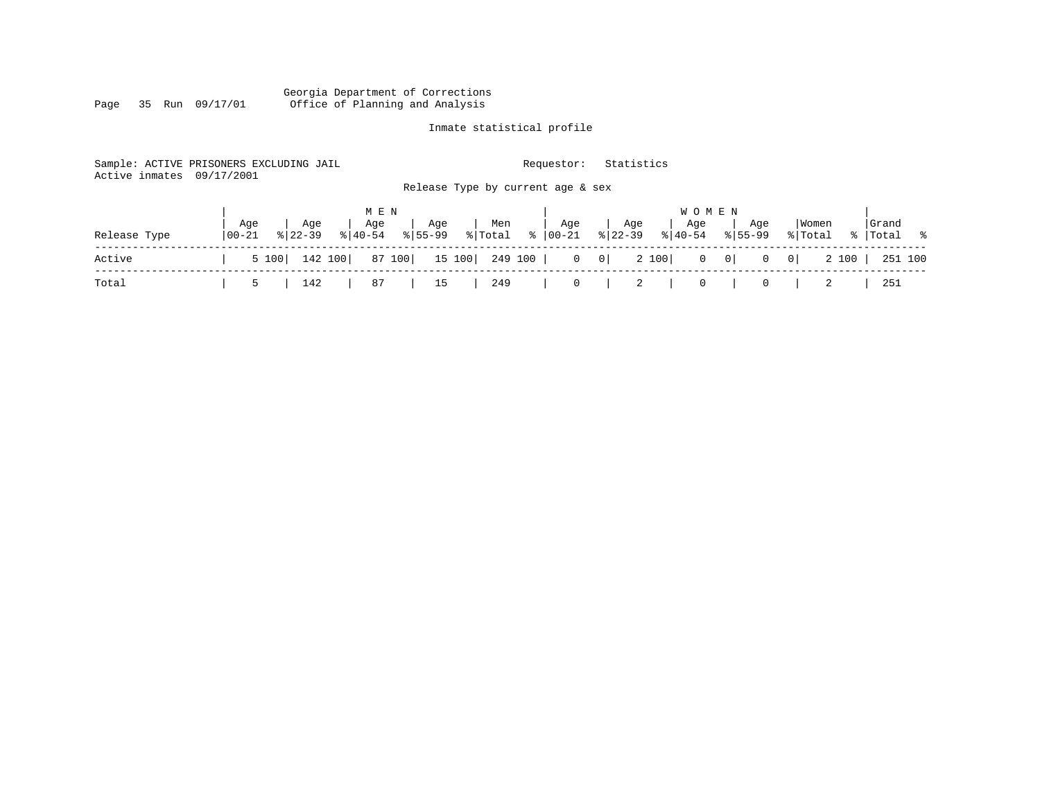Georgia Department of Corrections
Office of Planning and Analysis

Inmate statistical profile

Sample: ACTIVE PRISONERS EXCLUDING JAIL

Requestor: Statistics

Active inmates 09/17/2001

Release Type by current age & sex

| Release Type | MEN Age 00-21 | % | Age 22-39 | % | Age 40-54 | % | Age 55-99 | % | Men Total | % | WOMEN Age 00-21 | % | Age 22-39 | % | Age 40-54 | % | Age 55-99 | % | Women Total | % | Grand Total | % |
|---|---|---|---|---|---|---|---|---|---|---|---|---|---|---|---|---|---|---|---|---|---|---|
| Active | 5 | 100 | 142 | 100 | 87 | 100 | 15 | 100 | 249 | 100 | 0 | 0 | 2 | 100 | 0 | 0 | 0 | 0 | 2 | 100 | 251 | 100 |
| Total | 5 | | 142 | | 87 | | 15 | | 249 | | 0 | | 2 | | 0 | | 0 | | 2 | | 251 | |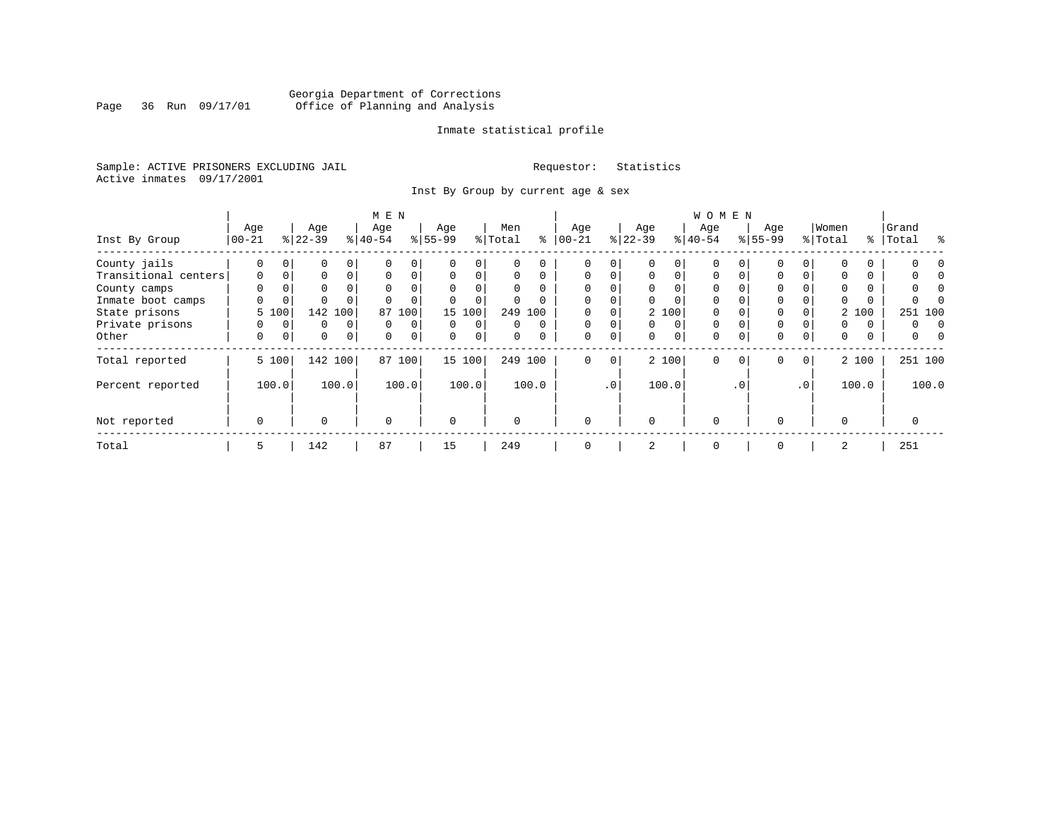Georgia Department of Corrections
Office of Planning and Analysis

Inmate statistical profile

Sample: ACTIVE PRISONERS EXCLUDING JAIL
Active inmates 09/17/2001

Requestor: Statistics

Inst By Group by current age & sex

| Inst By Group | MEN Age 00-21 | % | Age 22-39 | % | Age 40-54 | % | Age 55-99 | % | Men Total | % | WOMEN Age 00-21 | % | Age 22-39 | % | Age 40-54 | % | Age 55-99 | % | Women Total | % | Grand Total | % |
|---|---|---|---|---|---|---|---|---|---|---|---|---|---|---|---|---|---|---|---|---|---|---|
| County jails | 0 | 0 | 0 | 0 | 0 | 0 | 0 | 0 | 0 | 0 | 0 | 0 | 0 | 0 | 0 | 0 | 0 | 0 | 0 | 0 | 0 | 0 |
| Transitional centers | 0 | 0 | 0 | 0 | 0 | 0 | 0 | 0 | 0 | 0 | 0 | 0 | 0 | 0 | 0 | 0 | 0 | 0 | 0 | 0 | 0 | 0 |
| County camps | 0 | 0 | 0 | 0 | 0 | 0 | 0 | 0 | 0 | 0 | 0 | 0 | 0 | 0 | 0 | 0 | 0 | 0 | 0 | 0 | 0 | 0 |
| Inmate boot camps | 0 | 0 | 0 | 0 | 0 | 0 | 0 | 0 | 0 | 0 | 0 | 0 | 0 | 0 | 0 | 0 | 0 | 0 | 0 | 0 | 0 | 0 |
| State prisons | 5 | 100 | 142 | 100 | 87 | 100 | 15 | 100 | 249 | 100 | 0 | 0 | 2 | 100 | 0 | 0 | 0 | 0 | 2 | 100 | 251 | 100 |
| Private prisons | 0 | 0 | 0 | 0 | 0 | 0 | 0 | 0 | 0 | 0 | 0 | 0 | 0 | 0 | 0 | 0 | 0 | 0 | 0 | 0 | 0 | 0 |
| Other | 0 | 0 | 0 | 0 | 0 | 0 | 0 | 0 | 0 | 0 | 0 | 0 | 0 | 0 | 0 | 0 | 0 | 0 | 0 | 0 | 0 | 0 |
| Total reported | 5 | 100 | 142 | 100 | 87 | 100 | 15 | 100 | 249 | 100 | 0 | 0 | 2 | 100 | 0 | 0 | 0 | 0 | 2 | 100 | 251 | 100 |
| Percent reported | | 100.0 | | 100.0 | | 100.0 | | 100.0 | | 100.0 | | .0 | | 100.0 | | .0 | | .0 | | 100.0 | | 100.0 |
| Not reported | 0 | | 0 | | 0 | | 0 | | 0 | | 0 | | 0 | | 0 | | 0 | | 0 | | 0 | |
| Total | 5 | | 142 | | 87 | | 15 | | 249 | | 0 | | 2 | | 0 | | 0 | | 2 | | 251 | |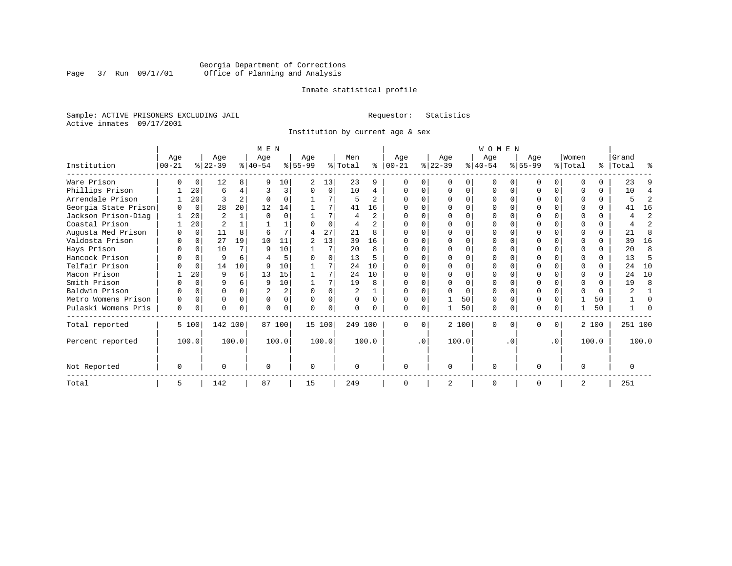Georgia Department of Corrections
Office of Planning and Analysis

Inmate statistical profile

Sample: ACTIVE PRISONERS EXCLUDING JAIL

Requestor: Statistics

Active inmates 09/17/2001

Institution by current age & sex

| Institution | MEN Age 00-21 | % | Age 22-39 | % | Age 40-54 | % | Age 55-99 | % | Men Total | % | WOMEN Age 00-21 | % | Age 22-39 | % | Age 40-54 | % | Age 55-99 | % | Women Total | % | Grand Total | % |
|---|---|---|---|---|---|---|---|---|---|---|---|---|---|---|---|---|---|---|---|---|---|---|
| Ware Prison | 0 | 0 | 12 | 8 | 9 | 10 | 2 | 13 | 23 | 9 | 0 | 0 | 0 | 0 | 0 | 0 | 0 | 0 | 0 | 0 | 23 | 9 |
| Phillips Prison | 1 | 20 | 6 | 4 | 3 | 3 | 0 | 0 | 10 | 4 | 0 | 0 | 0 | 0 | 0 | 0 | 0 | 0 | 0 | 0 | 10 | 4 |
| Arrendale Prison | 1 | 20 | 3 | 2 | 0 | 0 | 1 | 7 | 5 | 2 | 0 | 0 | 0 | 0 | 0 | 0 | 0 | 0 | 0 | 0 | 5 | 2 |
| Georgia State Prison | 0 | 0 | 28 | 20 | 12 | 14 | 1 | 7 | 41 | 16 | 0 | 0 | 0 | 0 | 0 | 0 | 0 | 0 | 0 | 0 | 41 | 16 |
| Jackson Prison-Diag | 1 | 20 | 2 | 1 | 0 | 0 | 1 | 7 | 4 | 2 | 0 | 0 | 0 | 0 | 0 | 0 | 0 | 0 | 0 | 0 | 4 | 2 |
| Coastal Prison | 1 | 20 | 2 | 1 | 1 | 1 | 0 | 0 | 4 | 2 | 0 | 0 | 0 | 0 | 0 | 0 | 0 | 0 | 0 | 0 | 4 | 2 |
| Augusta Med Prison | 0 | 0 | 11 | 8 | 6 | 7 | 4 | 27 | 21 | 8 | 0 | 0 | 0 | 0 | 0 | 0 | 0 | 0 | 0 | 0 | 21 | 8 |
| Valdosta Prison | 0 | 0 | 27 | 19 | 10 | 11 | 2 | 13 | 39 | 16 | 0 | 0 | 0 | 0 | 0 | 0 | 0 | 0 | 0 | 0 | 39 | 16 |
| Hays Prison | 0 | 0 | 10 | 7 | 9 | 10 | 1 | 7 | 20 | 8 | 0 | 0 | 0 | 0 | 0 | 0 | 0 | 0 | 0 | 0 | 20 | 8 |
| Hancock Prison | 0 | 0 | 9 | 6 | 4 | 5 | 0 | 0 | 13 | 5 | 0 | 0 | 0 | 0 | 0 | 0 | 0 | 0 | 0 | 0 | 13 | 5 |
| Telfair Prison | 0 | 0 | 14 | 10 | 9 | 10 | 1 | 7 | 24 | 10 | 0 | 0 | 0 | 0 | 0 | 0 | 0 | 0 | 0 | 0 | 24 | 10 |
| Macon Prison | 1 | 20 | 9 | 6 | 13 | 15 | 1 | 7 | 24 | 10 | 0 | 0 | 0 | 0 | 0 | 0 | 0 | 0 | 0 | 0 | 24 | 10 |
| Smith Prison | 0 | 0 | 9 | 6 | 9 | 10 | 1 | 7 | 19 | 8 | 0 | 0 | 0 | 0 | 0 | 0 | 0 | 0 | 0 | 0 | 19 | 8 |
| Baldwin Prison | 0 | 0 | 0 | 0 | 2 | 2 | 0 | 0 | 2 | 1 | 0 | 0 | 0 | 0 | 0 | 0 | 0 | 0 | 0 | 0 | 2 | 1 |
| Metro Womens Prison | 0 | 0 | 0 | 0 | 0 | 0 | 0 | 0 | 0 | 0 | 0 | 0 | 1 | 50 | 0 | 0 | 0 | 0 | 1 | 50 | 1 | 0 |
| Pulaski Womens Pris | 0 | 0 | 0 | 0 | 0 | 0 | 0 | 0 | 0 | 0 | 0 | 0 | 1 | 50 | 0 | 0 | 0 | 0 | 1 | 50 | 1 | 0 |
| Total reported | 5 | 100 | 142 | 100 | 87 | 100 | 15 | 100 | 249 | 100 | 0 | 0 | 2 | 100 | 0 | 0 | 0 | 0 | 2 | 100 | 251 | 100 |
| Percent reported | | 100.0 | | 100.0 | | 100.0 | | 100.0 | | 100.0 | | .0 | | 100.0 | | .0 | | .0 | | 100.0 | | 100.0 |
| Not Reported | 0 | | 0 | | 0 | | 0 | | 0 | | 0 | | 0 | | 0 | | 0 | | 0 | | 0 | |
| Total | 5 | | 142 | | 87 | | 15 | | 249 | | 0 | | 2 | | 0 | | 0 | | 2 | | 251 | |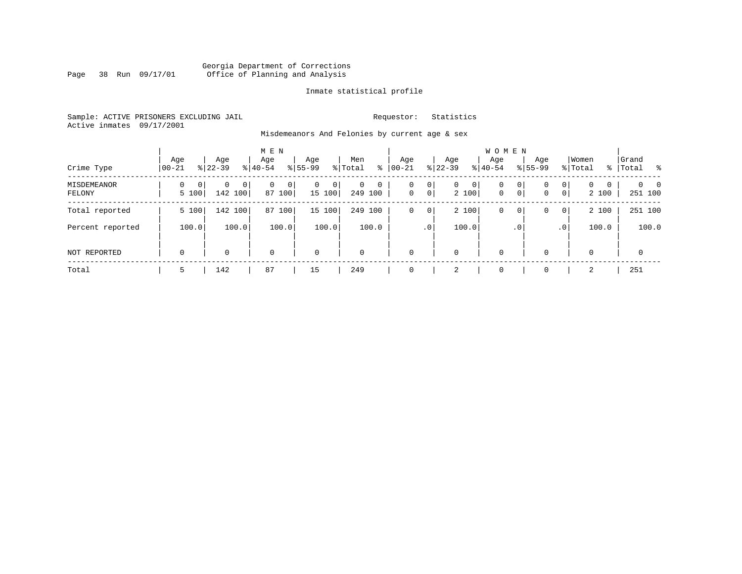Georgia Department of Corrections
Office of Planning and Analysis

Inmate statistical profile

Sample: ACTIVE PRISONERS EXCLUDING JAIL

Requestor: Statistics

Active inmates 09/17/2001

Misdemeanors And Felonies by current age & sex

| Crime Type | MEN Age 00-21 | % | Age 22-39 | % | Age 40-54 | % | Age 55-99 | % | Men Total | % | WOMEN Age 00-21 | % | Age 22-39 | % | Age 40-54 | % | Age 55-99 | % | Women Total | % | Grand Total | % |
|---|---|---|---|---|---|---|---|---|---|---|---|---|---|---|---|---|---|---|---|---|---|---|
| MISDEMEANOR | 0 | 0 | 0 | 0 | 0 | 0 | 0 | 0 | 0 | 0 | 0 | 0 | 0 | 0 | 0 | 0 | 0 | 0 | 0 | 0 | 0 | 0 |
| FELONY | 5 | 100 | 142 | 100 | 87 | 100 | 15 | 100 | 249 | 100 | 0 | 0 | 2 | 100 | 0 | 0 | 0 | 0 | 2 | 100 | 251 | 100 |
| Total reported | 5 | 100 | 142 | 100 | 87 | 100 | 15 | 100 | 249 | 100 | 0 | 0 | 2 | 100 | 0 | 0 | 0 | 0 | 2 | 100 | 251 | 100 |
| Percent reported | | 100.0 | | 100.0 | | 100.0 | | 100.0 | | 100.0 | | .0 | | 100.0 | | .0 | | .0 | | 100.0 | | 100.0 |
| NOT REPORTED | 0 | | 0 | | 0 | | 0 | | 0 | | 0 | | 0 | | 0 | | 0 | | 0 | | 0 | |
| Total | 5 | | 142 | | 87 | | 15 | | 249 | | 0 | | 2 | | 0 | | 0 | | 2 | | 251 | |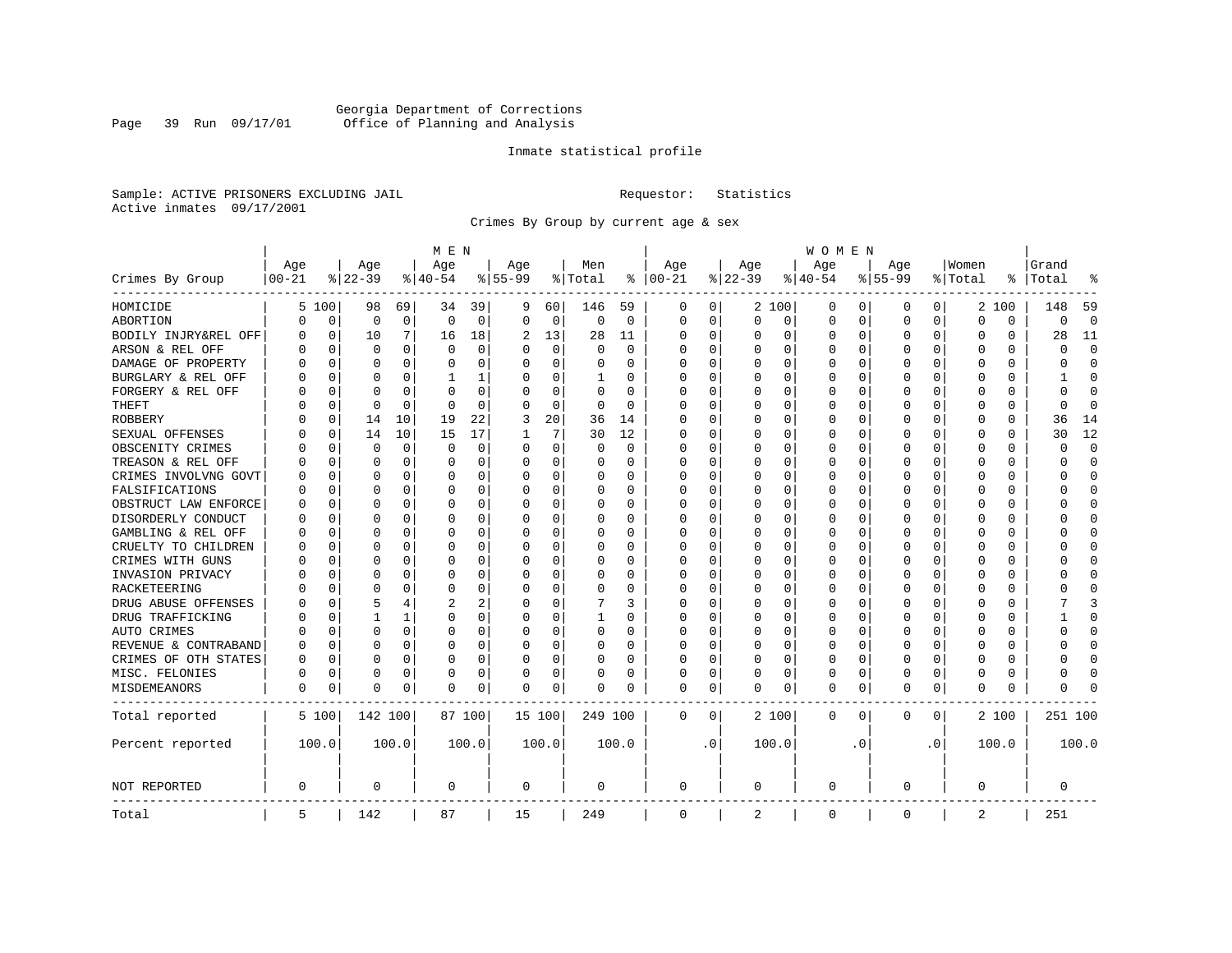Georgia Department of Corrections
Office of Planning and Analysis

Inmate statistical profile

Sample: ACTIVE PRISONERS EXCLUDING JAIL    Requestor: Statistics
Active inmates 09/17/2001

Crimes By Group by current age & sex

| Crimes By Group | MEN Age 00-21 | % | Age 22-39 | % | Age 40-54 | % | Age 55-99 | % | Men Total | % | WOMEN Age 00-21 | % | Age 22-39 | % | Age 40-54 | % | Age 55-99 | % | Women Total | % | Grand Total | % |
|---|---|---|---|---|---|---|---|---|---|---|---|---|---|---|---|---|---|---|---|---|---|---|
| HOMICIDE | 5 | 100 | 98 | 69 | 34 | 39 | 9 | 60 | 146 | 59 | 0 | 0 | 2 | 100 | 0 | 0 | 0 | 0 | 2 | 100 | 148 | 59 |
| ABORTION | 0 | 0 | 0 | 0 | 0 | 0 | 0 | 0 | 0 | 0 | 0 | 0 | 0 | 0 | 0 | 0 | 0 | 0 | 0 | 0 | 0 | 0 |
| BODILY INJRY&REL OFF | 0 | 0 | 10 | 7 | 16 | 18 | 2 | 13 | 28 | 11 | 0 | 0 | 0 | 0 | 0 | 0 | 0 | 0 | 0 | 0 | 28 | 11 |
| ARSON & REL OFF | 0 | 0 | 0 | 0 | 0 | 0 | 0 | 0 | 0 | 0 | 0 | 0 | 0 | 0 | 0 | 0 | 0 | 0 | 0 | 0 | 0 | 0 |
| DAMAGE OF PROPERTY | 0 | 0 | 0 | 0 | 0 | 0 | 0 | 0 | 0 | 0 | 0 | 0 | 0 | 0 | 0 | 0 | 0 | 0 | 0 | 0 | 0 | 0 |
| BURGLARY & REL OFF | 0 | 0 | 0 | 0 | 1 | 1 | 0 | 0 | 1 | 0 | 0 | 0 | 0 | 0 | 0 | 0 | 0 | 0 | 0 | 0 | 1 | 0 |
| FORGERY & REL OFF | 0 | 0 | 0 | 0 | 0 | 0 | 0 | 0 | 0 | 0 | 0 | 0 | 0 | 0 | 0 | 0 | 0 | 0 | 0 | 0 | 0 | 0 |
| THEFT | 0 | 0 | 0 | 0 | 0 | 0 | 0 | 0 | 0 | 0 | 0 | 0 | 0 | 0 | 0 | 0 | 0 | 0 | 0 | 0 | 0 | 0 |
| ROBBERY | 0 | 0 | 14 | 10 | 19 | 22 | 3 | 20 | 36 | 14 | 0 | 0 | 0 | 0 | 0 | 0 | 0 | 0 | 0 | 0 | 36 | 14 |
| SEXUAL OFFENSES | 0 | 0 | 14 | 10 | 15 | 17 | 1 | 7 | 30 | 12 | 0 | 0 | 0 | 0 | 0 | 0 | 0 | 0 | 0 | 0 | 30 | 12 |
| OBSCENITY CRIMES | 0 | 0 | 0 | 0 | 0 | 0 | 0 | 0 | 0 | 0 | 0 | 0 | 0 | 0 | 0 | 0 | 0 | 0 | 0 | 0 | 0 | 0 |
| TREASON & REL OFF | 0 | 0 | 0 | 0 | 0 | 0 | 0 | 0 | 0 | 0 | 0 | 0 | 0 | 0 | 0 | 0 | 0 | 0 | 0 | 0 | 0 | 0 |
| CRIMES INVOLVNG GOVT | 0 | 0 | 0 | 0 | 0 | 0 | 0 | 0 | 0 | 0 | 0 | 0 | 0 | 0 | 0 | 0 | 0 | 0 | 0 | 0 | 0 | 0 |
| FALSIFICATIONS | 0 | 0 | 0 | 0 | 0 | 0 | 0 | 0 | 0 | 0 | 0 | 0 | 0 | 0 | 0 | 0 | 0 | 0 | 0 | 0 | 0 | 0 |
| OBSTRUCT LAW ENFORCE | 0 | 0 | 0 | 0 | 0 | 0 | 0 | 0 | 0 | 0 | 0 | 0 | 0 | 0 | 0 | 0 | 0 | 0 | 0 | 0 | 0 | 0 |
| DISORDERLY CONDUCT | 0 | 0 | 0 | 0 | 0 | 0 | 0 | 0 | 0 | 0 | 0 | 0 | 0 | 0 | 0 | 0 | 0 | 0 | 0 | 0 | 0 | 0 |
| GAMBLING & REL OFF | 0 | 0 | 0 | 0 | 0 | 0 | 0 | 0 | 0 | 0 | 0 | 0 | 0 | 0 | 0 | 0 | 0 | 0 | 0 | 0 | 0 | 0 |
| CRUELTY TO CHILDREN | 0 | 0 | 0 | 0 | 0 | 0 | 0 | 0 | 0 | 0 | 0 | 0 | 0 | 0 | 0 | 0 | 0 | 0 | 0 | 0 | 0 | 0 |
| CRIMES WITH GUNS | 0 | 0 | 0 | 0 | 0 | 0 | 0 | 0 | 0 | 0 | 0 | 0 | 0 | 0 | 0 | 0 | 0 | 0 | 0 | 0 | 0 | 0 |
| INVASION PRIVACY | 0 | 0 | 0 | 0 | 0 | 0 | 0 | 0 | 0 | 0 | 0 | 0 | 0 | 0 | 0 | 0 | 0 | 0 | 0 | 0 | 0 | 0 |
| RACKETEERING | 0 | 0 | 0 | 0 | 0 | 0 | 0 | 0 | 0 | 0 | 0 | 0 | 0 | 0 | 0 | 0 | 0 | 0 | 0 | 0 | 0 | 0 |
| DRUG ABUSE OFFENSES | 0 | 0 | 5 | 4 | 2 | 2 | 0 | 0 | 7 | 3 | 0 | 0 | 0 | 0 | 0 | 0 | 0 | 0 | 0 | 0 | 7 | 3 |
| DRUG TRAFFICKING | 0 | 0 | 1 | 1 | 0 | 0 | 0 | 0 | 1 | 0 | 0 | 0 | 0 | 0 | 0 | 0 | 0 | 0 | 0 | 0 | 1 | 0 |
| AUTO CRIMES | 0 | 0 | 0 | 0 | 0 | 0 | 0 | 0 | 0 | 0 | 0 | 0 | 0 | 0 | 0 | 0 | 0 | 0 | 0 | 0 | 0 | 0 |
| REVENUE & CONTRABAND | 0 | 0 | 0 | 0 | 0 | 0 | 0 | 0 | 0 | 0 | 0 | 0 | 0 | 0 | 0 | 0 | 0 | 0 | 0 | 0 | 0 | 0 |
| CRIMES OF OTH STATES | 0 | 0 | 0 | 0 | 0 | 0 | 0 | 0 | 0 | 0 | 0 | 0 | 0 | 0 | 0 | 0 | 0 | 0 | 0 | 0 | 0 | 0 |
| MISC. FELONIES | 0 | 0 | 0 | 0 | 0 | 0 | 0 | 0 | 0 | 0 | 0 | 0 | 0 | 0 | 0 | 0 | 0 | 0 | 0 | 0 | 0 | 0 |
| MISDEMEANORS | 0 | 0 | 0 | 0 | 0 | 0 | 0 | 0 | 0 | 0 | 0 | 0 | 0 | 0 | 0 | 0 | 0 | 0 | 0 | 0 | 0 | 0 |
| Total reported | 5 | 100 | 142 | 100 | 87 | 100 | 15 | 100 | 249 | 100 | 0 | 0 | 2 | 100 | 0 | 0 | 0 | 0 | 2 | 100 | 251 | 100 |
| Percent reported | 100.0 | | 100.0 | | 100.0 | | 100.0 | | 100.0 | | .0 | | 100.0 | | .0 | | .0 | | 100.0 | | 100.0 | |
| NOT REPORTED | 0 | | 0 | | 0 | | 0 | | 0 | | 0 | | 0 | | 0 | | 0 | | 0 | | 0 | |
| Total | 5 | | 142 | | 87 | | 15 | | 249 | | 0 | | 2 | | 0 | | 0 | | 2 | | 251 | |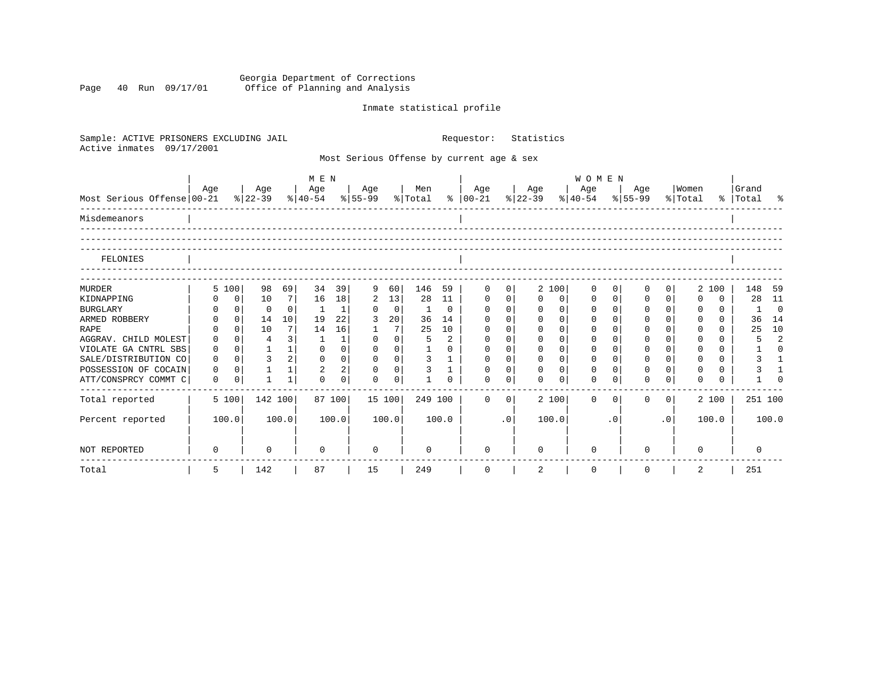Georgia Department of Corrections
Office of Planning and Analysis

Inmate statistical profile

Sample: ACTIVE PRISONERS EXCLUDING JAIL     Requestor: Statistics
Active inmates 09/17/2001

Most Serious Offense by current age & sex

| Most Serious Offense | MEN Age 00-21 | % | Age 22-39 | % | Age 40-54 | % | Age 55-99 | % | Men Total | % | WOMEN Age 00-21 | % | Age 22-39 | % | Age 40-54 | % | Age 55-99 | % | Women Total | % | Grand Total | % |
|---|---|---|---|---|---|---|---|---|---|---|---|---|---|---|---|---|---|---|---|---|---|---|
| Misdemeanors | | | | | | | | | | | | | | | | | | | | | | |
| FELONIES | | | | | | | | | | | | | | | | | | | | | | |
| MURDER | 5 | 100 | 98 | 69 | 34 | 39 | 9 | 60 | 146 | 59 | 0 | 0 | 2 | 100 | 0 | 0 | 0 | 0 | 2 | 100 | 148 | 59 |
| KIDNAPPING | 0 | 0 | 10 | 7 | 16 | 18 | 2 | 13 | 28 | 11 | 0 | 0 | 0 | 0 | 0 | 0 | 0 | 0 | 0 | 0 | 28 | 11 |
| BURGLARY | 0 | 0 | 0 | 0 | 1 | 1 | 0 | 0 | 1 | 0 | 0 | 0 | 0 | 0 | 0 | 0 | 0 | 0 | 0 | 0 | 1 | 0 |
| ARMED ROBBERY | 0 | 0 | 14 | 10 | 19 | 22 | 3 | 20 | 36 | 14 | 0 | 0 | 0 | 0 | 0 | 0 | 0 | 0 | 0 | 0 | 36 | 14 |
| RAPE | 0 | 0 | 10 | 7 | 14 | 16 | 1 | 7 | 25 | 10 | 0 | 0 | 0 | 0 | 0 | 0 | 0 | 0 | 0 | 0 | 25 | 10 |
| AGGRAV. CHILD MOLEST | 0 | 0 | 4 | 3 | 1 | 1 | 0 | 0 | 5 | 2 | 0 | 0 | 0 | 0 | 0 | 0 | 0 | 0 | 0 | 0 | 5 | 2 |
| VIOLATE GA CNTRL SBS | 0 | 0 | 1 | 1 | 0 | 0 | 0 | 0 | 1 | 0 | 0 | 0 | 0 | 0 | 0 | 0 | 0 | 0 | 0 | 0 | 1 | 0 |
| SALE/DISTRIBUTION CO | 0 | 0 | 3 | 2 | 0 | 0 | 0 | 0 | 3 | 1 | 0 | 0 | 0 | 0 | 0 | 0 | 0 | 0 | 0 | 0 | 3 | 1 |
| POSSESSION OF COCAIN | 0 | 0 | 1 | 1 | 2 | 2 | 0 | 0 | 3 | 1 | 0 | 0 | 0 | 0 | 0 | 0 | 0 | 0 | 0 | 0 | 3 | 1 |
| ATT/CONSPRCY COMMT C | 0 | 0 | 1 | 1 | 0 | 0 | 0 | 0 | 1 | 0 | 0 | 0 | 0 | 0 | 0 | 0 | 0 | 0 | 0 | 0 | 1 | 0 |
| Total reported | 5 | 100 | 142 | 100 | 87 | 100 | 15 | 100 | 249 | 100 | 0 | 0 | 2 | 100 | 0 | 0 | 0 | 0 | 2 | 100 | 251 | 100 |
| Percent reported | 100.0 | | 100.0 | | 100.0 | | 100.0 | | 100.0 | | .0 | | 100.0 | | .0 | | .0 | | 100.0 | | 100.0 | |
| NOT REPORTED | 0 | | 0 | | 0 | | 0 | | 0 | | 0 | | 0 | | 0 | | 0 | | 0 | | 0 | |
| Total | 5 | | 142 | | 87 | | 15 | | 249 | | 0 | | 2 | | 0 | | 0 | | 2 | | 251 | |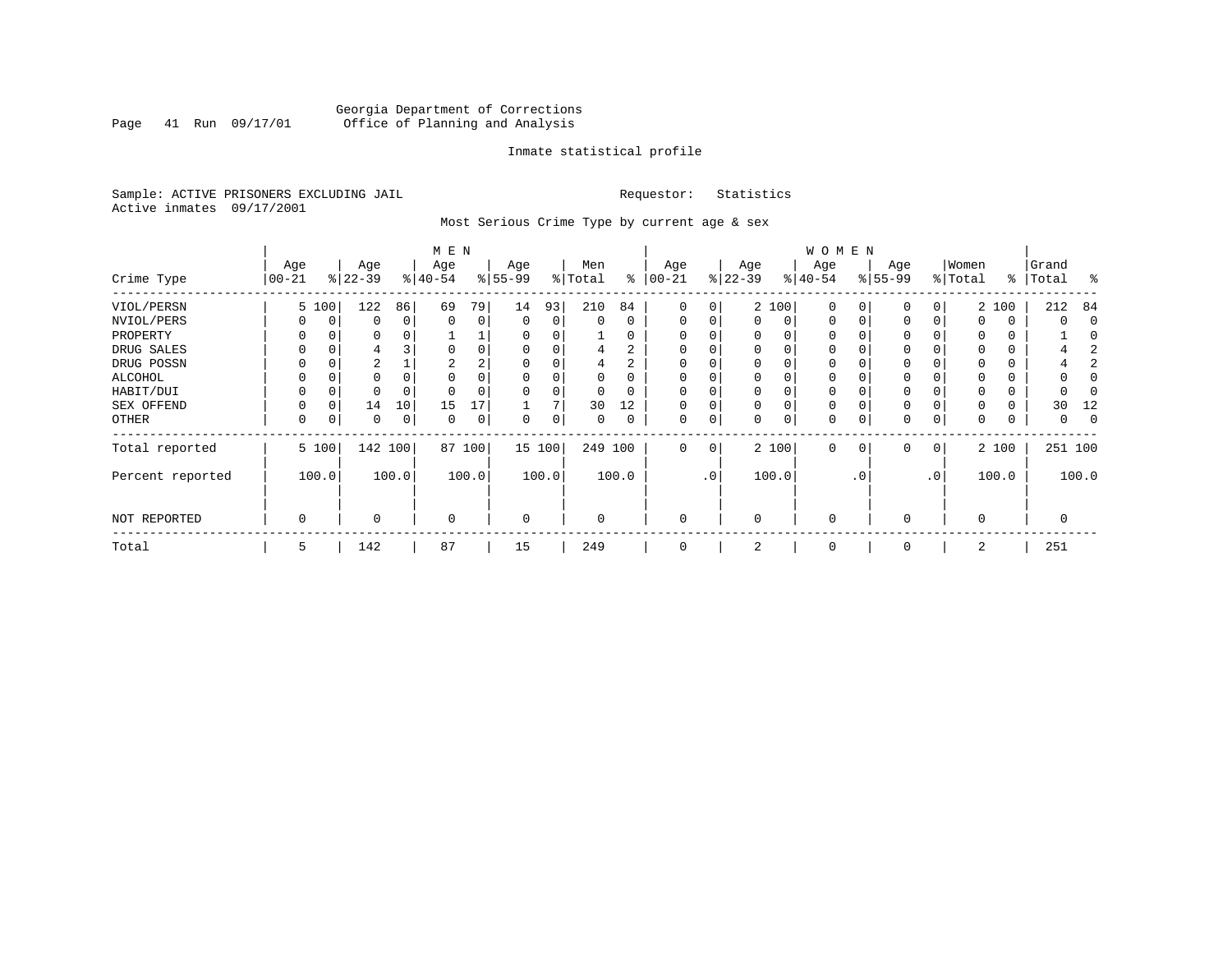Georgia Department of Corrections
Office of Planning and Analysis

Inmate statistical profile

Sample: ACTIVE PRISONERS EXCLUDING JAIL
Active inmates 09/17/2001

Requestor: Statistics

Most Serious Crime Type by current age & sex

| | MEN | | | | | | | | | | WOMEN | | | | | | | | | | | |
|---|---|---|---|---|---|---|---|---|---|---|---|---|---|---|---|---|---|---|---|---|---|---|
| Crime Type | Age 00-21 | % | Age 22-39 | % | Age 40-54 | % | Age 55-99 | % | Men Total | % | Age 00-21 | % | Age 22-39 | % | Age 40-54 | % | Age 55-99 | % | Women Total | % | Grand Total | % |
| VIOL/PERSN | 5 | 100 | 122 | 86 | 69 | 79 | 14 | 93 | 210 | 84 | 0 | 0 | 2 | 100 | 0 | 0 | 0 | 0 | 2 | 100 | 212 | 84 |
| NVIOL/PERS | 0 | 0 | 0 | 0 | 0 | 0 | 0 | 0 | 0 | 0 | 0 | 0 | 0 | 0 | 0 | 0 | 0 | 0 | 0 | 0 | 0 | 0 |
| PROPERTY | 0 | 0 | 0 | 0 | 1 | 1 | 0 | 0 | 1 | 0 | 0 | 0 | 0 | 0 | 0 | 0 | 0 | 0 | 0 | 0 | 1 | 0 |
| DRUG SALES | 0 | 0 | 4 | 3 | 0 | 0 | 0 | 0 | 4 | 2 | 0 | 0 | 0 | 0 | 0 | 0 | 0 | 0 | 0 | 0 | 4 | 2 |
| DRUG POSSN | 0 | 0 | 2 | 1 | 2 | 2 | 0 | 0 | 4 | 2 | 0 | 0 | 0 | 0 | 0 | 0 | 0 | 0 | 0 | 0 | 4 | 2 |
| ALCOHOL | 0 | 0 | 0 | 0 | 0 | 0 | 0 | 0 | 0 | 0 | 0 | 0 | 0 | 0 | 0 | 0 | 0 | 0 | 0 | 0 | 0 | 0 |
| HABIT/DUI | 0 | 0 | 0 | 0 | 0 | 0 | 0 | 0 | 0 | 0 | 0 | 0 | 0 | 0 | 0 | 0 | 0 | 0 | 0 | 0 | 0 | 0 |
| SEX OFFEND | 0 | 0 | 14 | 10 | 15 | 17 | 1 | 7 | 30 | 12 | 0 | 0 | 0 | 0 | 0 | 0 | 0 | 0 | 0 | 0 | 30 | 12 |
| OTHER | 0 | 0 | 0 | 0 | 0 | 0 | 0 | 0 | 0 | 0 | 0 | 0 | 0 | 0 | 0 | 0 | 0 | 0 | 0 | 0 | 0 | 0 |
| Total reported | 5 | 100 | 142 | 100 | 87 | 100 | 15 | 100 | 249 | 100 | 0 | 0 | 2 | 100 | 0 | 0 | 0 | 0 | 2 | 100 | 251 | 100 |
| Percent reported | | 100.0 | | 100.0 | | 100.0 | | 100.0 | | 100.0 | | .0 | | 100.0 | | .0 | | .0 | | 100.0 | | 100.0 |
| NOT REPORTED | 0 | | 0 | | 0 | | 0 | | 0 | | 0 | | 0 | | 0 | | 0 | | 0 | | 0 | |
| Total | 5 | | 142 | | 87 | | 15 | | 249 | | 0 | | 2 | | 0 | | 0 | | 2 | | 251 | |